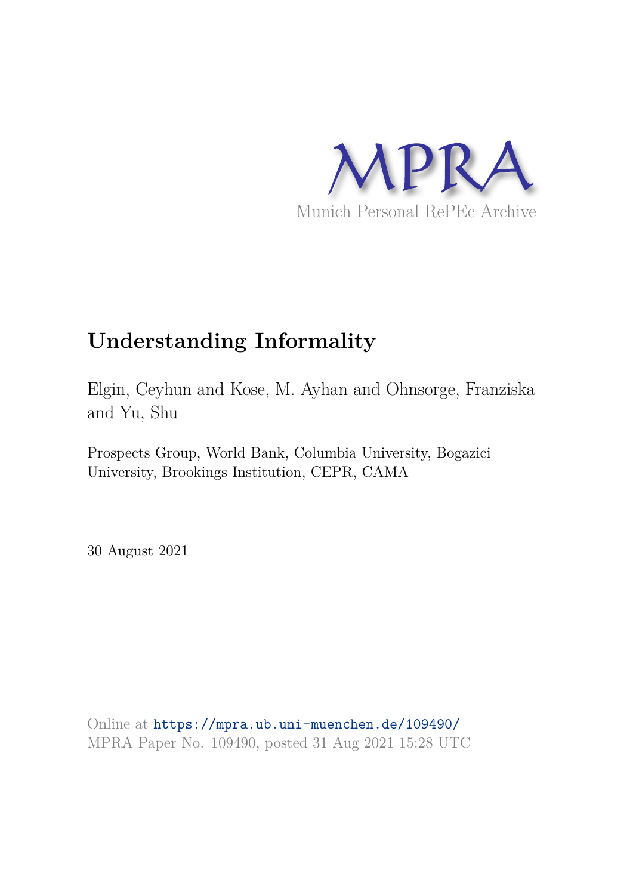MPRA

Munich Personal RePEc Archive

# Understanding Informality

Elgin, Ceyhun and Kose, M. Ayhan and Ohnsorge, Franziska and Yu, Shu

Prospects Group, World Bank, Columbia University, Bogazici University, Brookings Institution, CEPR, CAMA

30 August 2021

Online at https://mpra.ub.uni-muenchen.de/109490/
MPRA Paper No. 109490, posted 31 Aug 2021 15:28 UTC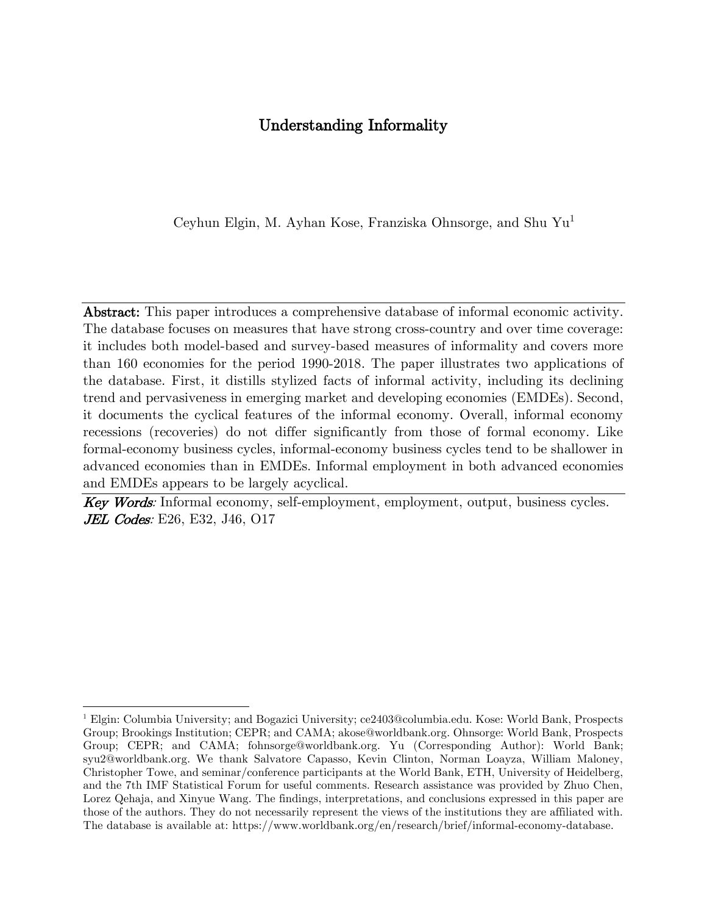# Understanding Informality

Ceyhun Elgin, M. Ayhan Kose, Franziska Ohnsorge, and Shu Yu[1]

**Abstract:** This paper introduces a comprehensive database of informal economic activity. The database focuses on measures that have strong cross-country and over time coverage: it includes both model-based and survey-based measures of informality and covers more than 160 economies for the period 1990-2018. The paper illustrates two applications of the database. First, it distills stylized facts of informal activity, including its declining trend and pervasiveness in emerging market and developing economies (EMDEs). Second, it documents the cyclical features of the informal economy. Overall, informal economy recessions (recoveries) do not differ significantly from those of formal economy. Like formal-economy business cycles, informal-economy business cycles tend to be shallower in advanced economies than in EMDEs. Informal employment in both advanced economies and EMDEs appears to be largely acyclical.

***Key Words:*** Informal economy, self-employment, employment, output, business cycles.
***JEL Codes:*** E26, E32, J46, O17

[1] Elgin: Columbia University; and Bogazici University; ce2403@columbia.edu. Kose: World Bank, Prospects Group; Brookings Institution; CEPR; and CAMA; akose@worldbank.org. Ohnsorge: World Bank, Prospects Group; CEPR; and CAMA; fohnsorge@worldbank.org. Yu (Corresponding Author): World Bank; syu2@worldbank.org. We thank Salvatore Capasso, Kevin Clinton, Norman Loayza, William Maloney, Christopher Towe, and seminar/conference participants at the World Bank, ETH, University of Heidelberg, and the 7th IMF Statistical Forum for useful comments. Research assistance was provided by Zhuo Chen, Lorez Qehaja, and Xinyue Wang. The findings, interpretations, and conclusions expressed in this paper are those of the authors. They do not necessarily represent the views of the institutions they are affiliated with. The database is available at: https://www.worldbank.org/en/research/brief/informal-economy-database.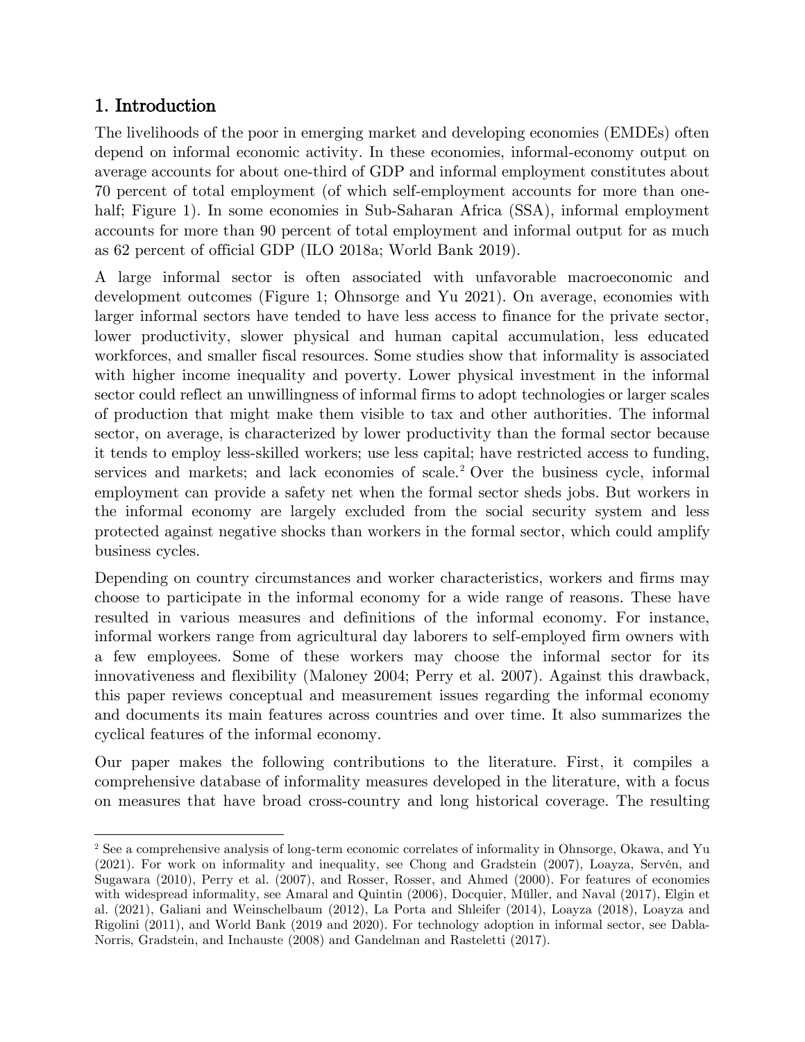## 1. Introduction

The livelihoods of the poor in emerging market and developing economies (EMDEs) often depend on informal economic activity. In these economies, informal-economy output on average accounts for about one-third of GDP and informal employment constitutes about 70 percent of total employment (of which self-employment accounts for more than one-half; Figure 1). In some economies in Sub-Saharan Africa (SSA), informal employment accounts for more than 90 percent of total employment and informal output for as much as 62 percent of official GDP (ILO 2018a; World Bank 2019).

A large informal sector is often associated with unfavorable macroeconomic and development outcomes (Figure 1; Ohnsorge and Yu 2021). On average, economies with larger informal sectors have tended to have less access to finance for the private sector, lower productivity, slower physical and human capital accumulation, less educated workforces, and smaller fiscal resources. Some studies show that informality is associated with higher income inequality and poverty. Lower physical investment in the informal sector could reflect an unwillingness of informal firms to adopt technologies or larger scales of production that might make them visible to tax and other authorities. The informal sector, on average, is characterized by lower productivity than the formal sector because it tends to employ less-skilled workers; use less capital; have restricted access to funding, services and markets; and lack economies of scale.[2] Over the business cycle, informal employment can provide a safety net when the formal sector sheds jobs. But workers in the informal economy are largely excluded from the social security system and less protected against negative shocks than workers in the formal sector, which could amplify business cycles.

Depending on country circumstances and worker characteristics, workers and firms may choose to participate in the informal economy for a wide range of reasons. These have resulted in various measures and definitions of the informal economy. For instance, informal workers range from agricultural day laborers to self-employed firm owners with a few employees. Some of these workers may choose the informal sector for its innovativeness and flexibility (Maloney 2004; Perry et al. 2007). Against this drawback, this paper reviews conceptual and measurement issues regarding the informal economy and documents its main features across countries and over time. It also summarizes the cyclical features of the informal economy.

Our paper makes the following contributions to the literature. First, it compiles a comprehensive database of informality measures developed in the literature, with a focus on measures that have broad cross-country and long historical coverage. The resulting

[2] See a comprehensive analysis of long-term economic correlates of informality in Ohnsorge, Okawa, and Yu (2021). For work on informality and inequality, see Chong and Gradstein (2007), Loayza, Servén, and Sugawara (2010), Perry et al. (2007), and Rosser, Rosser, and Ahmed (2000). For features of economies with widespread informality, see Amaral and Quintin (2006), Docquier, Müller, and Naval (2017), Elgin et al. (2021), Galiani and Weinschelbaum (2012), La Porta and Shleifer (2014), Loayza (2018), Loayza and Rigolini (2011), and World Bank (2019 and 2020). For technology adoption in informal sector, see Dabla-Norris, Gradstein, and Inchauste (2008) and Gandelman and Rasteletti (2017).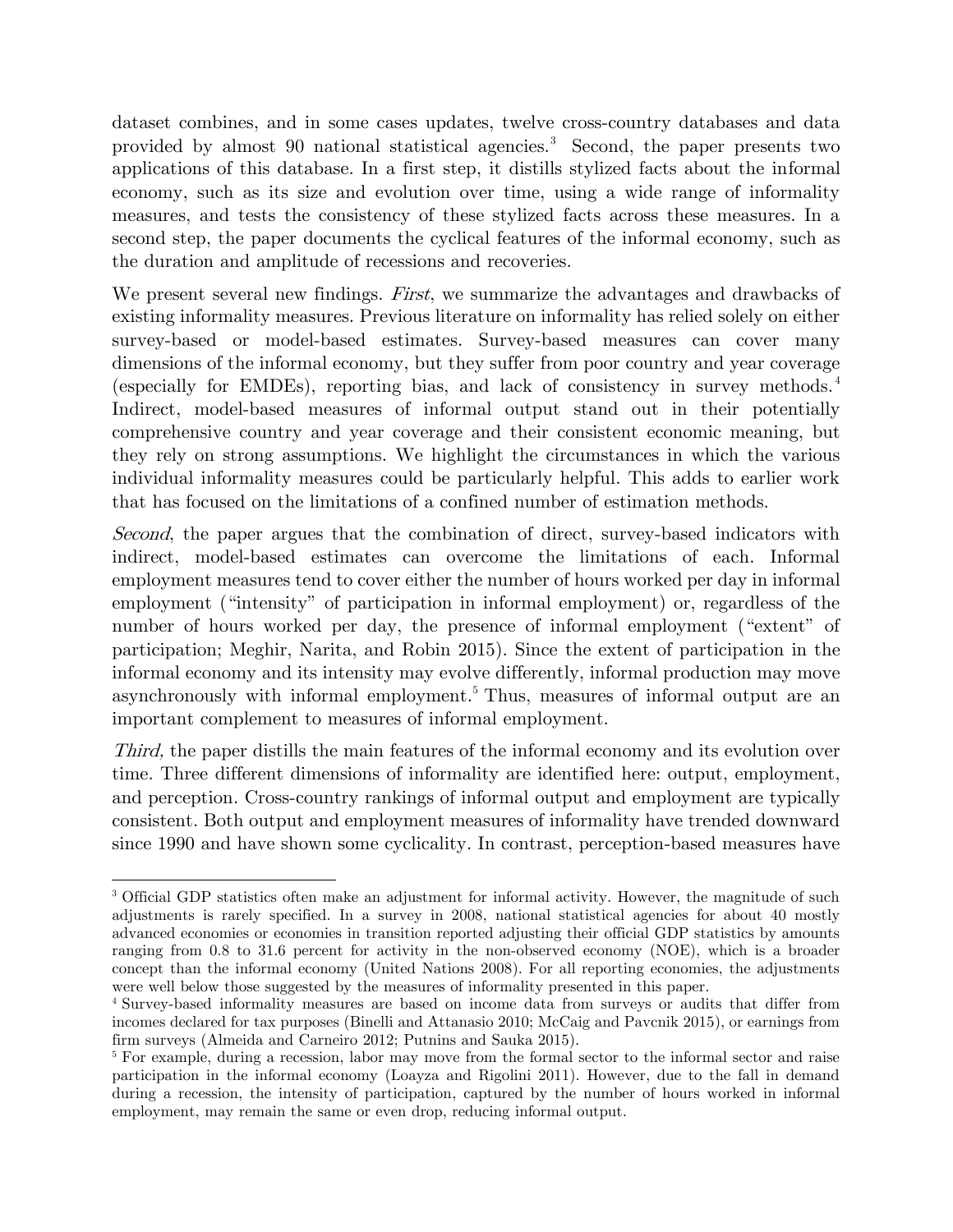dataset combines, and in some cases updates, twelve cross-country databases and data provided by almost 90 national statistical agencies.[3] Second, the paper presents two applications of this database. In a first step, it distills stylized facts about the informal economy, such as its size and evolution over time, using a wide range of informality measures, and tests the consistency of these stylized facts across these measures. In a second step, the paper documents the cyclical features of the informal economy, such as the duration and amplitude of recessions and recoveries.

We present several new findings. *First*, we summarize the advantages and drawbacks of existing informality measures. Previous literature on informality has relied solely on either survey-based or model-based estimates. Survey-based measures can cover many dimensions of the informal economy, but they suffer from poor country and year coverage (especially for EMDEs), reporting bias, and lack of consistency in survey methods.[4] Indirect, model-based measures of informal output stand out in their potentially comprehensive country and year coverage and their consistent economic meaning, but they rely on strong assumptions. We highlight the circumstances in which the various individual informality measures could be particularly helpful. This adds to earlier work that has focused on the limitations of a confined number of estimation methods.

*Second*, the paper argues that the combination of direct, survey-based indicators with indirect, model-based estimates can overcome the limitations of each. Informal employment measures tend to cover either the number of hours worked per day in informal employment ("intensity" of participation in informal employment) or, regardless of the number of hours worked per day, the presence of informal employment ("extent" of participation; Meghir, Narita, and Robin 2015). Since the extent of participation in the informal economy and its intensity may evolve differently, informal production may move asynchronously with informal employment.[5] Thus, measures of informal output are an important complement to measures of informal employment.

*Third,* the paper distills the main features of the informal economy and its evolution over time. Three different dimensions of informality are identified here: output, employment, and perception. Cross-country rankings of informal output and employment are typically consistent. Both output and employment measures of informality have trended downward since 1990 and have shown some cyclicality. In contrast, perception-based measures have

---

[3] Official GDP statistics often make an adjustment for informal activity. However, the magnitude of such adjustments is rarely specified. In a survey in 2008, national statistical agencies for about 40 mostly advanced economies or economies in transition reported adjusting their official GDP statistics by amounts ranging from 0.8 to 31.6 percent for activity in the non-observed economy (NOE), which is a broader concept than the informal economy (United Nations 2008). For all reporting economies, the adjustments were well below those suggested by the measures of informality presented in this paper.

[4] Survey-based informality measures are based on income data from surveys or audits that differ from incomes declared for tax purposes (Binelli and Attanasio 2010; McCaig and Pavcnik 2015), or earnings from firm surveys (Almeida and Carneiro 2012; Putnins and Sauka 2015).

[5] For example, during a recession, labor may move from the formal sector to the informal sector and raise participation in the informal economy (Loayza and Rigolini 2011). However, due to the fall in demand during a recession, the intensity of participation, captured by the number of hours worked in informal employment, may remain the same or even drop, reducing informal output.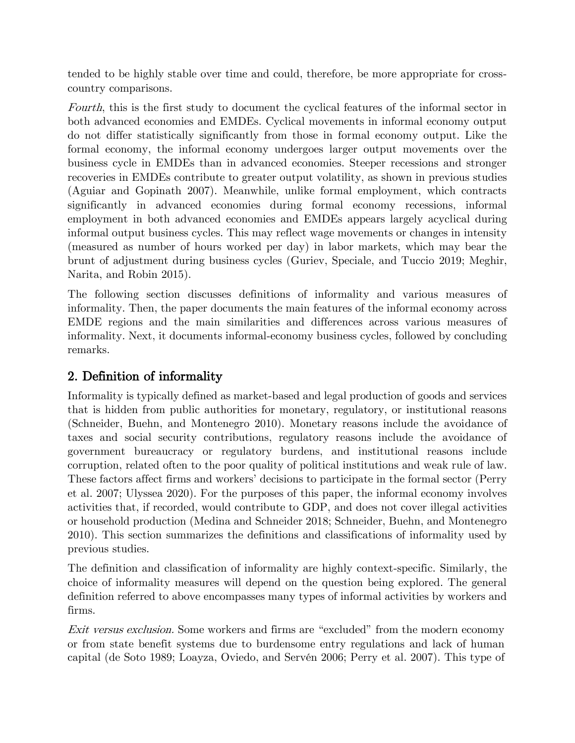tended to be highly stable over time and could, therefore, be more appropriate for cross-country comparisons.

*Fourth*, this is the first study to document the cyclical features of the informal sector in both advanced economies and EMDEs. Cyclical movements in informal economy output do not differ statistically significantly from those in formal economy output. Like the formal economy, the informal economy undergoes larger output movements over the business cycle in EMDEs than in advanced economies. Steeper recessions and stronger recoveries in EMDEs contribute to greater output volatility, as shown in previous studies (Aguiar and Gopinath 2007). Meanwhile, unlike formal employment, which contracts significantly in advanced economies during formal economy recessions, informal employment in both advanced economies and EMDEs appears largely acyclical during informal output business cycles. This may reflect wage movements or changes in intensity (measured as number of hours worked per day) in labor markets, which may bear the brunt of adjustment during business cycles (Guriev, Speciale, and Tuccio 2019; Meghir, Narita, and Robin 2015).

The following section discusses definitions of informality and various measures of informality. Then, the paper documents the main features of the informal economy across EMDE regions and the main similarities and differences across various measures of informality. Next, it documents informal-economy business cycles, followed by concluding remarks.

## 2. Definition of informality

Informality is typically defined as market-based and legal production of goods and services that is hidden from public authorities for monetary, regulatory, or institutional reasons (Schneider, Buehn, and Montenegro 2010). Monetary reasons include the avoidance of taxes and social security contributions, regulatory reasons include the avoidance of government bureaucracy or regulatory burdens, and institutional reasons include corruption, related often to the poor quality of political institutions and weak rule of law. These factors affect firms and workers' decisions to participate in the formal sector (Perry et al. 2007; Ulyssea 2020). For the purposes of this paper, the informal economy involves activities that, if recorded, would contribute to GDP, and does not cover illegal activities or household production (Medina and Schneider 2018; Schneider, Buehn, and Montenegro 2010). This section summarizes the definitions and classifications of informality used by previous studies.

The definition and classification of informality are highly context-specific. Similarly, the choice of informality measures will depend on the question being explored. The general definition referred to above encompasses many types of informal activities by workers and firms.

*Exit versus exclusion.* Some workers and firms are "excluded" from the modern economy or from state benefit systems due to burdensome entry regulations and lack of human capital (de Soto 1989; Loayza, Oviedo, and Servén 2006; Perry et al. 2007). This type of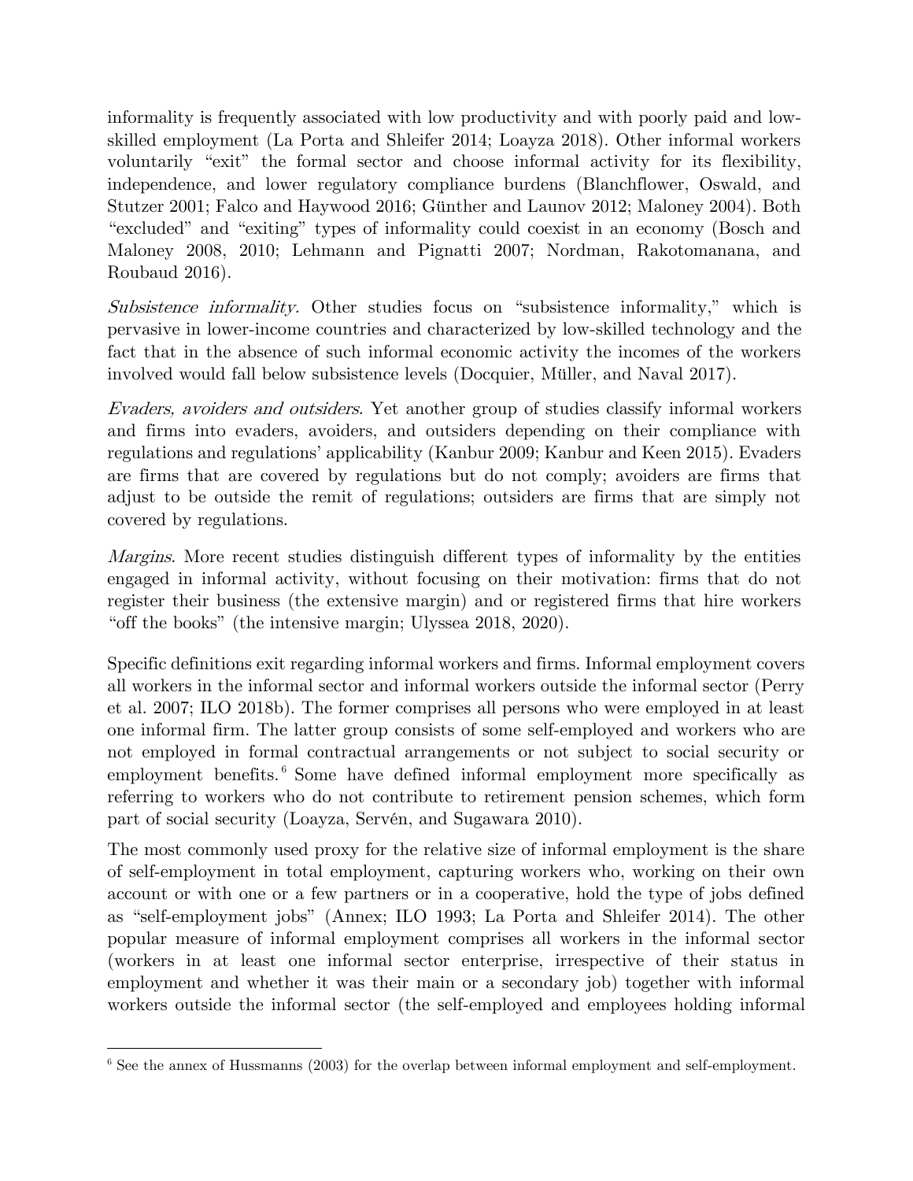informality is frequently associated with low productivity and with poorly paid and low-skilled employment (La Porta and Shleifer 2014; Loayza 2018). Other informal workers voluntarily "exit" the formal sector and choose informal activity for its flexibility, independence, and lower regulatory compliance burdens (Blanchflower, Oswald, and Stutzer 2001; Falco and Haywood 2016; Günther and Launov 2012; Maloney 2004). Both "excluded" and "exiting" types of informality could coexist in an economy (Bosch and Maloney 2008, 2010; Lehmann and Pignatti 2007; Nordman, Rakotomanana, and Roubaud 2016).

*Subsistence informality.* Other studies focus on "subsistence informality," which is pervasive in lower-income countries and characterized by low-skilled technology and the fact that in the absence of such informal economic activity the incomes of the workers involved would fall below subsistence levels (Docquier, Müller, and Naval 2017).

*Evaders, avoiders and outsiders.* Yet another group of studies classify informal workers and firms into evaders, avoiders, and outsiders depending on their compliance with regulations and regulations' applicability (Kanbur 2009; Kanbur and Keen 2015). Evaders are firms that are covered by regulations but do not comply; avoiders are firms that adjust to be outside the remit of regulations; outsiders are firms that are simply not covered by regulations.

*Margins.* More recent studies distinguish different types of informality by the entities engaged in informal activity, without focusing on their motivation: firms that do not register their business (the extensive margin) and or registered firms that hire workers "off the books" (the intensive margin; Ulyssea 2018, 2020).

Specific definitions exit regarding informal workers and firms. Informal employment covers all workers in the informal sector and informal workers outside the informal sector (Perry et al. 2007; ILO 2018b). The former comprises all persons who were employed in at least one informal firm. The latter group consists of some self-employed and workers who are not employed in formal contractual arrangements or not subject to social security or employment benefits.[6] Some have defined informal employment more specifically as referring to workers who do not contribute to retirement pension schemes, which form part of social security (Loayza, Servén, and Sugawara 2010).

The most commonly used proxy for the relative size of informal employment is the share of self-employment in total employment, capturing workers who, working on their own account or with one or a few partners or in a cooperative, hold the type of jobs defined as "self-employment jobs" (Annex; ILO 1993; La Porta and Shleifer 2014). The other popular measure of informal employment comprises all workers in the informal sector (workers in at least one informal sector enterprise, irrespective of their status in employment and whether it was their main or a secondary job) together with informal workers outside the informal sector (the self-employed and employees holding informal

---

[6] See the annex of Hussmanns (2003) for the overlap between informal employment and self-employment.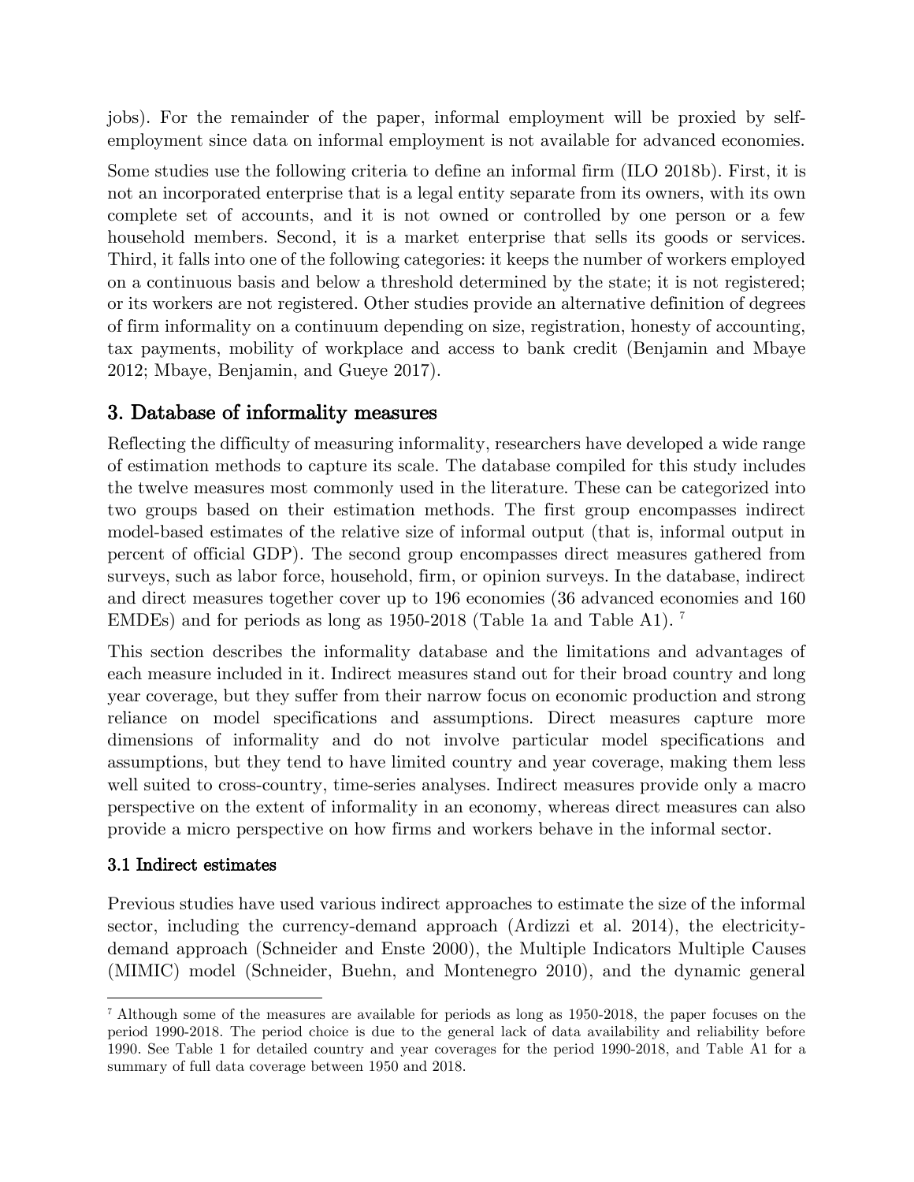jobs). For the remainder of the paper, informal employment will be proxied by self-employment since data on informal employment is not available for advanced economies.

Some studies use the following criteria to define an informal firm (ILO 2018b). First, it is not an incorporated enterprise that is a legal entity separate from its owners, with its own complete set of accounts, and it is not owned or controlled by one person or a few household members. Second, it is a market enterprise that sells its goods or services. Third, it falls into one of the following categories: it keeps the number of workers employed on a continuous basis and below a threshold determined by the state; it is not registered; or its workers are not registered. Other studies provide an alternative definition of degrees of firm informality on a continuum depending on size, registration, honesty of accounting, tax payments, mobility of workplace and access to bank credit (Benjamin and Mbaye 2012; Mbaye, Benjamin, and Gueye 2017).

## 3. Database of informality measures

Reflecting the difficulty of measuring informality, researchers have developed a wide range of estimation methods to capture its scale. The database compiled for this study includes the twelve measures most commonly used in the literature. These can be categorized into two groups based on their estimation methods. The first group encompasses indirect model-based estimates of the relative size of informal output (that is, informal output in percent of official GDP). The second group encompasses direct measures gathered from surveys, such as labor force, household, firm, or opinion surveys. In the database, indirect and direct measures together cover up to 196 economies (36 advanced economies and 160 EMDEs) and for periods as long as 1950-2018 (Table 1a and Table A1). [7]

This section describes the informality database and the limitations and advantages of each measure included in it. Indirect measures stand out for their broad country and long year coverage, but they suffer from their narrow focus on economic production and strong reliance on model specifications and assumptions. Direct measures capture more dimensions of informality and do not involve particular model specifications and assumptions, but they tend to have limited country and year coverage, making them less well suited to cross-country, time-series analyses. Indirect measures provide only a macro perspective on the extent of informality in an economy, whereas direct measures can also provide a micro perspective on how firms and workers behave in the informal sector.

### 3.1 Indirect estimates

Previous studies have used various indirect approaches to estimate the size of the informal sector, including the currency-demand approach (Ardizzi et al. 2014), the electricity-demand approach (Schneider and Enste 2000), the Multiple Indicators Multiple Causes (MIMIC) model (Schneider, Buehn, and Montenegro 2010), and the dynamic general

[7] Although some of the measures are available for periods as long as 1950-2018, the paper focuses on the period 1990-2018. The period choice is due to the general lack of data availability and reliability before 1990. See Table 1 for detailed country and year coverages for the period 1990-2018, and Table A1 for a summary of full data coverage between 1950 and 2018.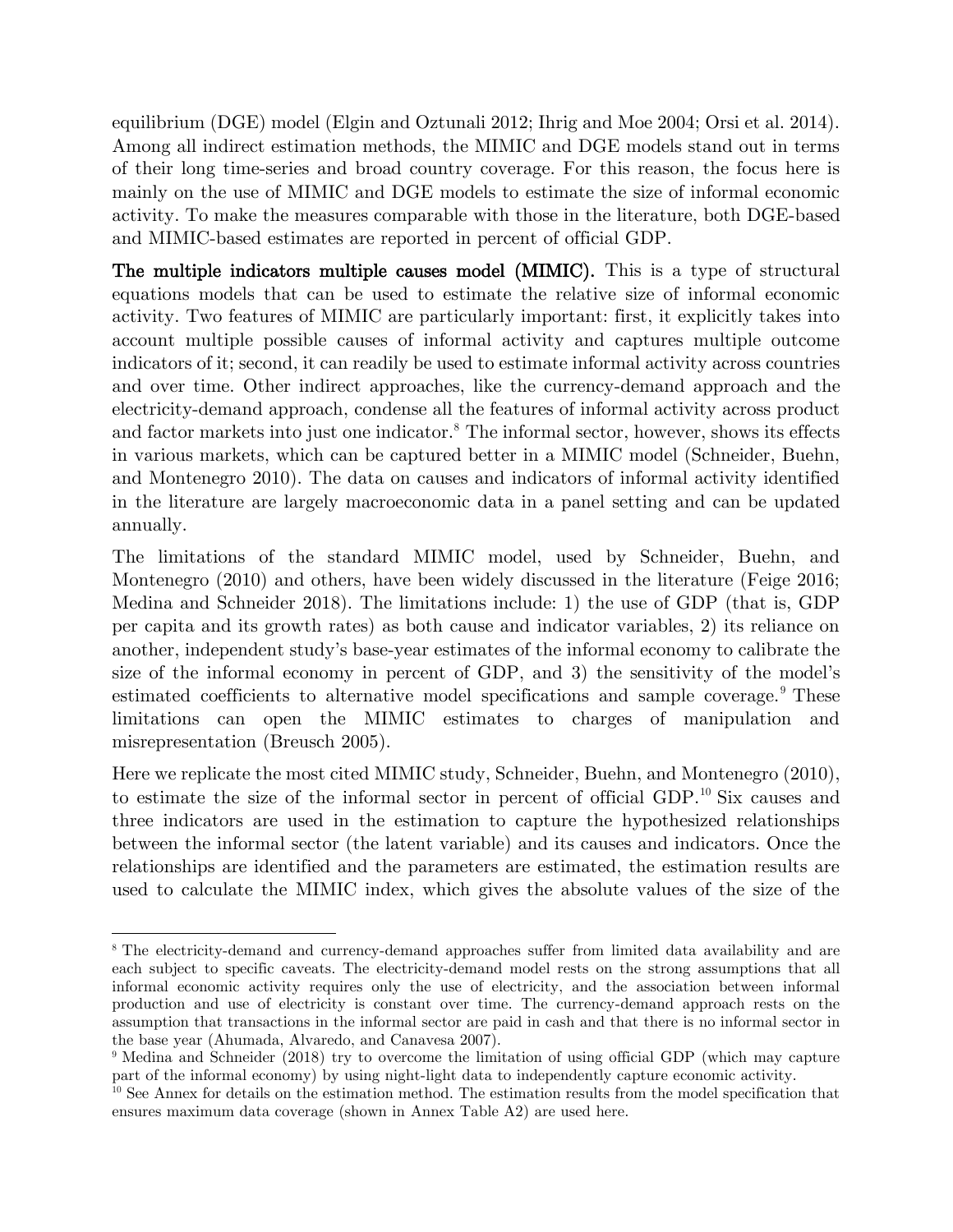equilibrium (DGE) model (Elgin and Oztunali 2012; Ihrig and Moe 2004; Orsi et al. 2014). Among all indirect estimation methods, the MIMIC and DGE models stand out in terms of their long time-series and broad country coverage. For this reason, the focus here is mainly on the use of MIMIC and DGE models to estimate the size of informal economic activity. To make the measures comparable with those in the literature, both DGE-based and MIMIC-based estimates are reported in percent of official GDP.

**The multiple indicators multiple causes model (MIMIC).** This is a type of structural equations models that can be used to estimate the relative size of informal economic activity. Two features of MIMIC are particularly important: first, it explicitly takes into account multiple possible causes of informal activity and captures multiple outcome indicators of it; second, it can readily be used to estimate informal activity across countries and over time. Other indirect approaches, like the currency-demand approach and the electricity-demand approach, condense all the features of informal activity across product and factor markets into just one indicator.[8] The informal sector, however, shows its effects in various markets, which can be captured better in a MIMIC model (Schneider, Buehn, and Montenegro 2010). The data on causes and indicators of informal activity identified in the literature are largely macroeconomic data in a panel setting and can be updated annually.

The limitations of the standard MIMIC model, used by Schneider, Buehn, and Montenegro (2010) and others, have been widely discussed in the literature (Feige 2016; Medina and Schneider 2018). The limitations include: 1) the use of GDP (that is, GDP per capita and its growth rates) as both cause and indicator variables, 2) its reliance on another, independent study's base-year estimates of the informal economy to calibrate the size of the informal economy in percent of GDP, and 3) the sensitivity of the model's estimated coefficients to alternative model specifications and sample coverage.[9] These limitations can open the MIMIC estimates to charges of manipulation and misrepresentation (Breusch 2005).

Here we replicate the most cited MIMIC study, Schneider, Buehn, and Montenegro (2010), to estimate the size of the informal sector in percent of official GDP.[10] Six causes and three indicators are used in the estimation to capture the hypothesized relationships between the informal sector (the latent variable) and its causes and indicators. Once the relationships are identified and the parameters are estimated, the estimation results are used to calculate the MIMIC index, which gives the absolute values of the size of the

---

[8] The electricity-demand and currency-demand approaches suffer from limited data availability and are each subject to specific caveats. The electricity-demand model rests on the strong assumptions that all informal economic activity requires only the use of electricity, and the association between informal production and use of electricity is constant over time. The currency-demand approach rests on the assumption that transactions in the informal sector are paid in cash and that there is no informal sector in the base year (Ahumada, Alvaredo, and Canavesa 2007).

[9] Medina and Schneider (2018) try to overcome the limitation of using official GDP (which may capture part of the informal economy) by using night-light data to independently capture economic activity.

[10] See Annex for details on the estimation method. The estimation results from the model specification that ensures maximum data coverage (shown in Annex Table A2) are used here.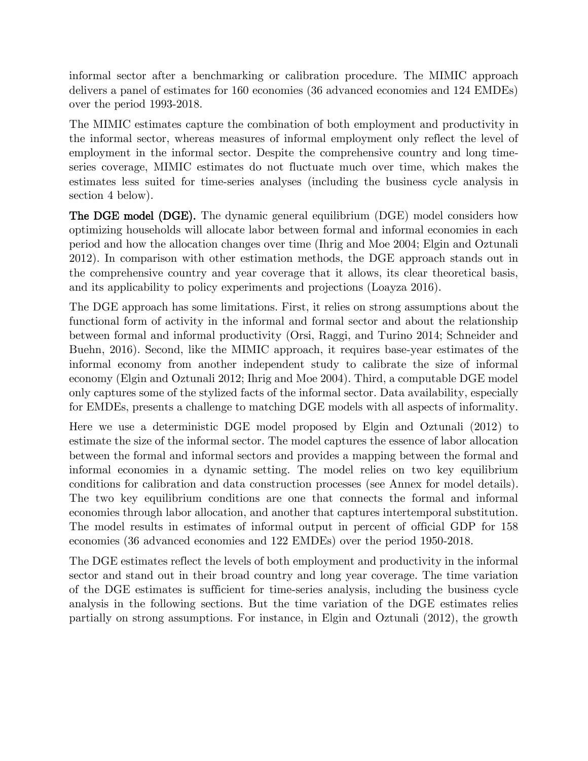informal sector after a benchmarking or calibration procedure. The MIMIC approach delivers a panel of estimates for 160 economies (36 advanced economies and 124 EMDEs) over the period 1993-2018.

The MIMIC estimates capture the combination of both employment and productivity in the informal sector, whereas measures of informal employment only reflect the level of employment in the informal sector. Despite the comprehensive country and long time-series coverage, MIMIC estimates do not fluctuate much over time, which makes the estimates less suited for time-series analyses (including the business cycle analysis in section 4 below).

**The DGE model (DGE).** The dynamic general equilibrium (DGE) model considers how optimizing households will allocate labor between formal and informal economies in each period and how the allocation changes over time (Ihrig and Moe 2004; Elgin and Oztunali 2012). In comparison with other estimation methods, the DGE approach stands out in the comprehensive country and year coverage that it allows, its clear theoretical basis, and its applicability to policy experiments and projections (Loayza 2016).

The DGE approach has some limitations. First, it relies on strong assumptions about the functional form of activity in the informal and formal sector and about the relationship between formal and informal productivity (Orsi, Raggi, and Turino 2014; Schneider and Buehn, 2016). Second, like the MIMIC approach, it requires base-year estimates of the informal economy from another independent study to calibrate the size of informal economy (Elgin and Oztunali 2012; Ihrig and Moe 2004). Third, a computable DGE model only captures some of the stylized facts of the informal sector. Data availability, especially for EMDEs, presents a challenge to matching DGE models with all aspects of informality.

Here we use a deterministic DGE model proposed by Elgin and Oztunali (2012) to estimate the size of the informal sector. The model captures the essence of labor allocation between the formal and informal sectors and provides a mapping between the formal and informal economies in a dynamic setting. The model relies on two key equilibrium conditions for calibration and data construction processes (see Annex for model details). The two key equilibrium conditions are one that connects the formal and informal economies through labor allocation, and another that captures intertemporal substitution. The model results in estimates of informal output in percent of official GDP for 158 economies (36 advanced economies and 122 EMDEs) over the period 1950-2018.

The DGE estimates reflect the levels of both employment and productivity in the informal sector and stand out in their broad country and long year coverage. The time variation of the DGE estimates is sufficient for time-series analysis, including the business cycle analysis in the following sections. But the time variation of the DGE estimates relies partially on strong assumptions. For instance, in Elgin and Oztunali (2012), the growth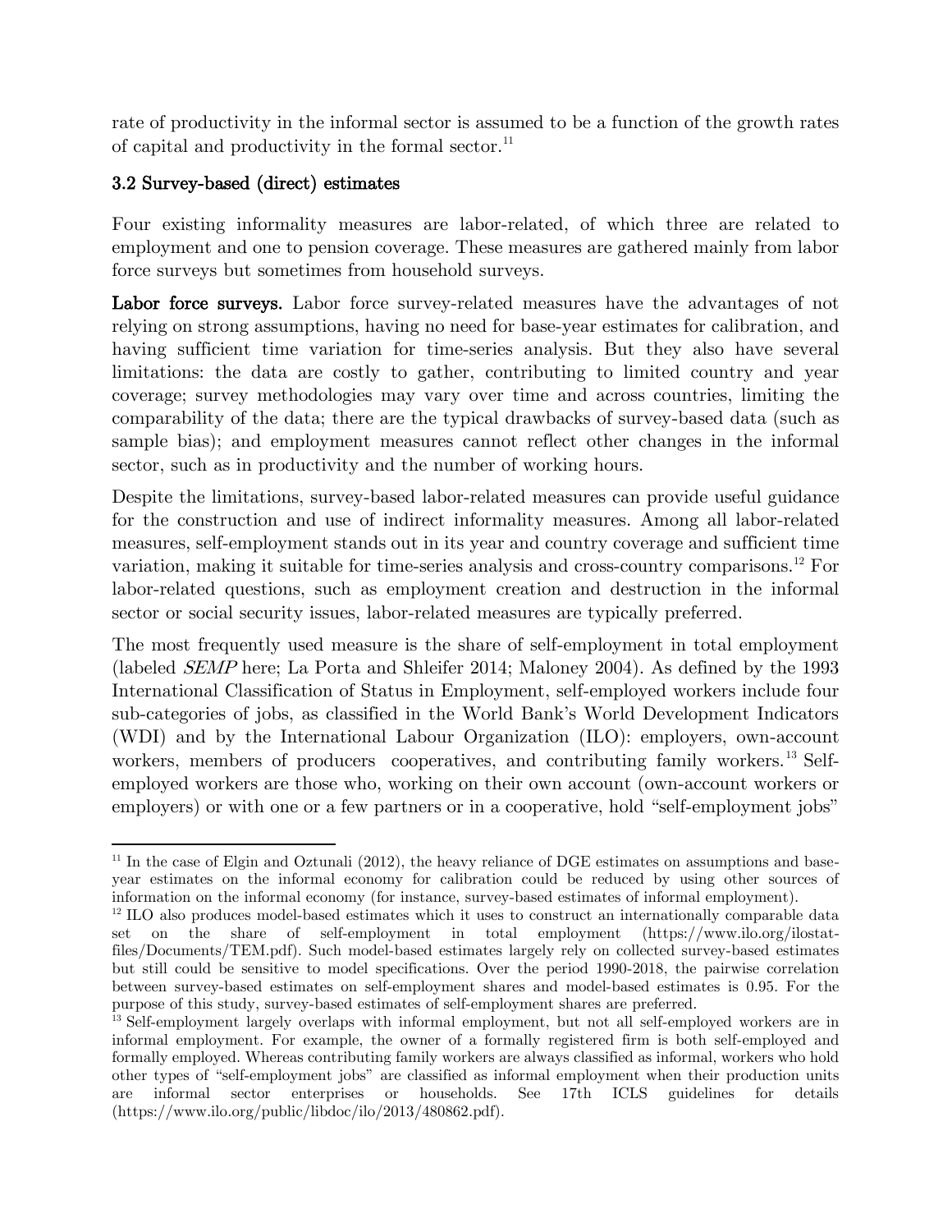rate of productivity in the informal sector is assumed to be a function of the growth rates of capital and productivity in the formal sector.[11]

### 3.2 Survey-based (direct) estimates

Four existing informality measures are labor-related, of which three are related to employment and one to pension coverage. These measures are gathered mainly from labor force surveys but sometimes from household surveys.

**Labor force surveys.** Labor force survey-related measures have the advantages of not relying on strong assumptions, having no need for base-year estimates for calibration, and having sufficient time variation for time-series analysis. But they also have several limitations: the data are costly to gather, contributing to limited country and year coverage; survey methodologies may vary over time and across countries, limiting the comparability of the data; there are the typical drawbacks of survey-based data (such as sample bias); and employment measures cannot reflect other changes in the informal sector, such as in productivity and the number of working hours.

Despite the limitations, survey-based labor-related measures can provide useful guidance for the construction and use of indirect informality measures. Among all labor-related measures, self-employment stands out in its year and country coverage and sufficient time variation, making it suitable for time-series analysis and cross-country comparisons.[12] For labor-related questions, such as employment creation and destruction in the informal sector or social security issues, labor-related measures are typically preferred.

The most frequently used measure is the share of self-employment in total employment (labeled *SEMP* here; La Porta and Shleifer 2014; Maloney 2004). As defined by the 1993 International Classification of Status in Employment, self-employed workers include four sub-categories of jobs, as classified in the World Bank's World Development Indicators (WDI) and by the International Labour Organization (ILO): employers, own-account workers, members of producers cooperatives, and contributing family workers.[13] Self-employed workers are those who, working on their own account (own-account workers or employers) or with one or a few partners or in a cooperative, hold "self-employment jobs"

---

[11] In the case of Elgin and Oztunali (2012), the heavy reliance of DGE estimates on assumptions and base-year estimates on the informal economy for calibration could be reduced by using other sources of information on the informal economy (for instance, survey-based estimates of informal employment).

[12] ILO also produces model-based estimates which it uses to construct an internationally comparable data set on the share of self-employment in total employment (https://www.ilo.org/ilostat-files/Documents/TEM.pdf). Such model-based estimates largely rely on collected survey-based estimates but still could be sensitive to model specifications. Over the period 1990-2018, the pairwise correlation between survey-based estimates on self-employment shares and model-based estimates is 0.95. For the purpose of this study, survey-based estimates of self-employment shares are preferred.

[13] Self-employment largely overlaps with informal employment, but not all self-employed workers are in informal employment. For example, the owner of a formally registered firm is both self-employed and formally employed. Whereas contributing family workers are always classified as informal, workers who hold other types of "self-employment jobs" are classified as informal employment when their production units are informal sector enterprises or households. See 17th ICLS guidelines for details (https://www.ilo.org/public/libdoc/ilo/2013/480862.pdf).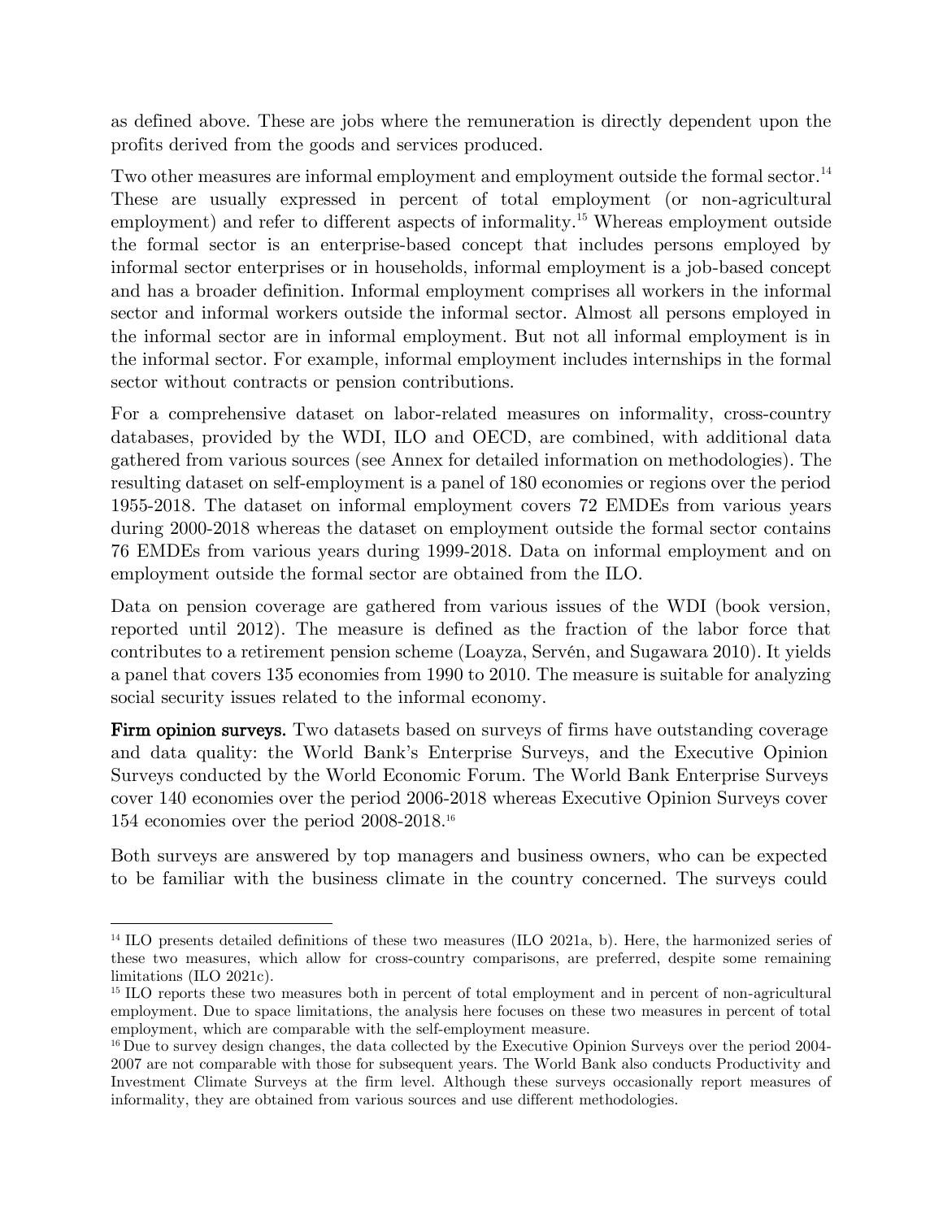as defined above. These are jobs where the remuneration is directly dependent upon the profits derived from the goods and services produced.

Two other measures are informal employment and employment outside the formal sector.[14] These are usually expressed in percent of total employment (or non-agricultural employment) and refer to different aspects of informality.[15] Whereas employment outside the formal sector is an enterprise-based concept that includes persons employed by informal sector enterprises or in households, informal employment is a job-based concept and has a broader definition. Informal employment comprises all workers in the informal sector and informal workers outside the informal sector. Almost all persons employed in the informal sector are in informal employment. But not all informal employment is in the informal sector. For example, informal employment includes internships in the formal sector without contracts or pension contributions.

For a comprehensive dataset on labor-related measures on informality, cross-country databases, provided by the WDI, ILO and OECD, are combined, with additional data gathered from various sources (see Annex for detailed information on methodologies). The resulting dataset on self-employment is a panel of 180 economies or regions over the period 1955-2018. The dataset on informal employment covers 72 EMDEs from various years during 2000-2018 whereas the dataset on employment outside the formal sector contains 76 EMDEs from various years during 1999-2018. Data on informal employment and on employment outside the formal sector are obtained from the ILO.

Data on pension coverage are gathered from various issues of the WDI (book version, reported until 2012). The measure is defined as the fraction of the labor force that contributes to a retirement pension scheme (Loayza, Servén, and Sugawara 2010). It yields a panel that covers 135 economies from 1990 to 2010. The measure is suitable for analyzing social security issues related to the informal economy.

**Firm opinion surveys.** Two datasets based on surveys of firms have outstanding coverage and data quality: the World Bank's Enterprise Surveys, and the Executive Opinion Surveys conducted by the World Economic Forum. The World Bank Enterprise Surveys cover 140 economies over the period 2006-2018 whereas Executive Opinion Surveys cover 154 economies over the period 2008-2018.[16]

Both surveys are answered by top managers and business owners, who can be expected to be familiar with the business climate in the country concerned. The surveys could

---

[14] ILO presents detailed definitions of these two measures (ILO 2021a, b). Here, the harmonized series of these two measures, which allow for cross-country comparisons, are preferred, despite some remaining limitations (ILO 2021c).

[15] ILO reports these two measures both in percent of total employment and in percent of non-agricultural employment. Due to space limitations, the analysis here focuses on these two measures in percent of total employment, which are comparable with the self-employment measure.

[16] Due to survey design changes, the data collected by the Executive Opinion Surveys over the period 2004-2007 are not comparable with those for subsequent years. The World Bank also conducts Productivity and Investment Climate Surveys at the firm level. Although these surveys occasionally report measures of informality, they are obtained from various sources and use different methodologies.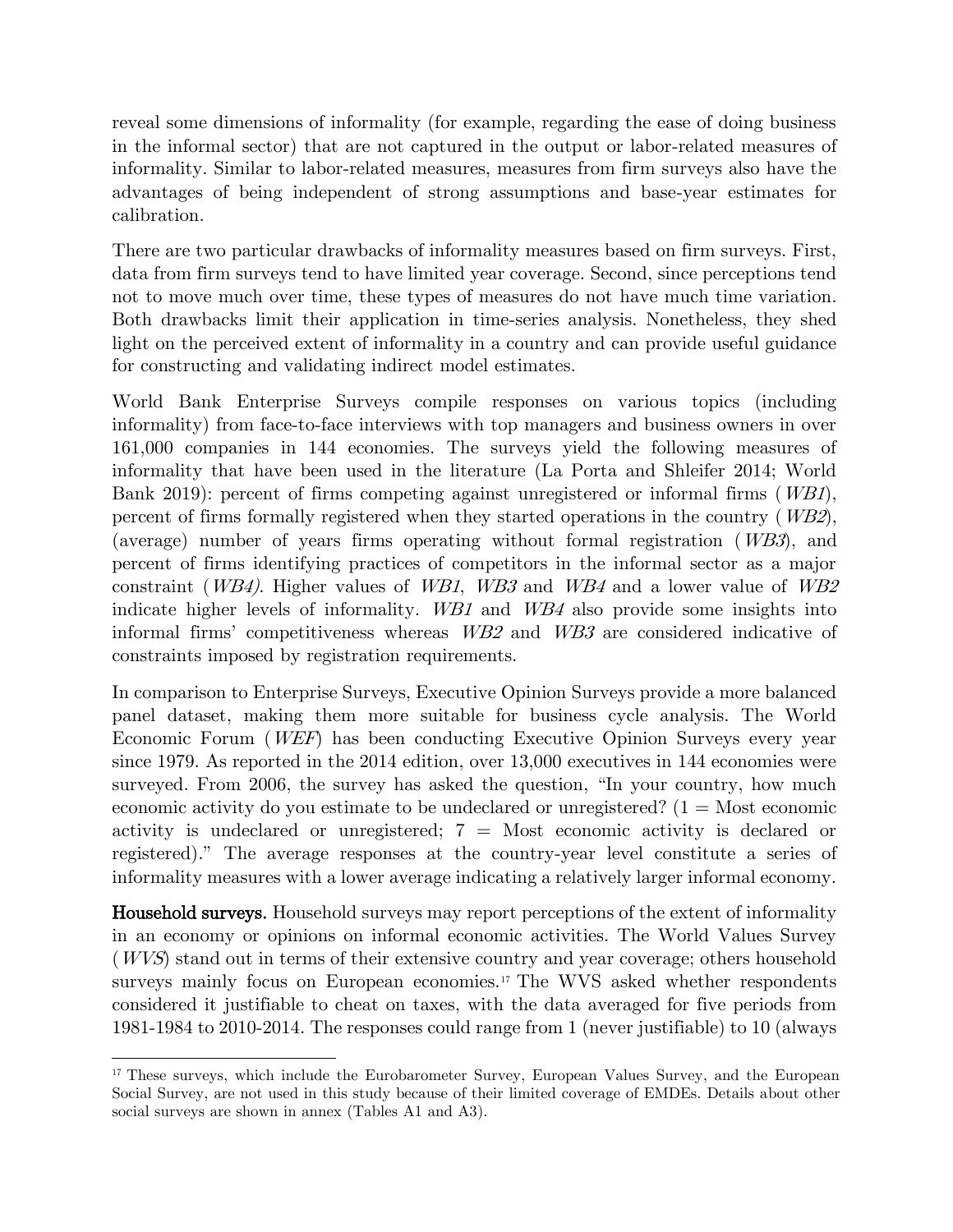reveal some dimensions of informality (for example, regarding the ease of doing business in the informal sector) that are not captured in the output or labor-related measures of informality. Similar to labor-related measures, measures from firm surveys also have the advantages of being independent of strong assumptions and base-year estimates for calibration.

There are two particular drawbacks of informality measures based on firm surveys. First, data from firm surveys tend to have limited year coverage. Second, since perceptions tend not to move much over time, these types of measures do not have much time variation. Both drawbacks limit their application in time-series analysis. Nonetheless, they shed light on the perceived extent of informality in a country and can provide useful guidance for constructing and validating indirect model estimates.

World Bank Enterprise Surveys compile responses on various topics (including informality) from face-to-face interviews with top managers and business owners in over 161,000 companies in 144 economies. The surveys yield the following measures of informality that have been used in the literature (La Porta and Shleifer 2014; World Bank 2019): percent of firms competing against unregistered or informal firms (*WB1*), percent of firms formally registered when they started operations in the country (*WB2*), (average) number of years firms operating without formal registration (*WB3*), and percent of firms identifying practices of competitors in the informal sector as a major constraint (*WB4)*. Higher values of *WB1*, *WB3* and *WB4* and a lower value of *WB2* indicate higher levels of informality. *WB1* and *WB4* also provide some insights into informal firms' competitiveness whereas *WB2* and *WB3* are considered indicative of constraints imposed by registration requirements.

In comparison to Enterprise Surveys, Executive Opinion Surveys provide a more balanced panel dataset, making them more suitable for business cycle analysis. The World Economic Forum (*WEF*) has been conducting Executive Opinion Surveys every year since 1979. As reported in the 2014 edition, over 13,000 executives in 144 economies were surveyed. From 2006, the survey has asked the question, "In your country, how much economic activity do you estimate to be undeclared or unregistered? (1 = Most economic activity is undeclared or unregistered; 7 = Most economic activity is declared or registered)." The average responses at the country-year level constitute a series of informality measures with a lower average indicating a relatively larger informal economy.

**Household surveys.** Household surveys may report perceptions of the extent of informality in an economy or opinions on informal economic activities. The World Values Survey (*WVS*) stand out in terms of their extensive country and year coverage; others household surveys mainly focus on European economies.[17] The WVS asked whether respondents considered it justifiable to cheat on taxes, with the data averaged for five periods from 1981-1984 to 2010-2014. The responses could range from 1 (never justifiable) to 10 (always

[17] These surveys, which include the Eurobarometer Survey, European Values Survey, and the European Social Survey, are not used in this study because of their limited coverage of EMDEs. Details about other social surveys are shown in annex (Tables A1 and A3).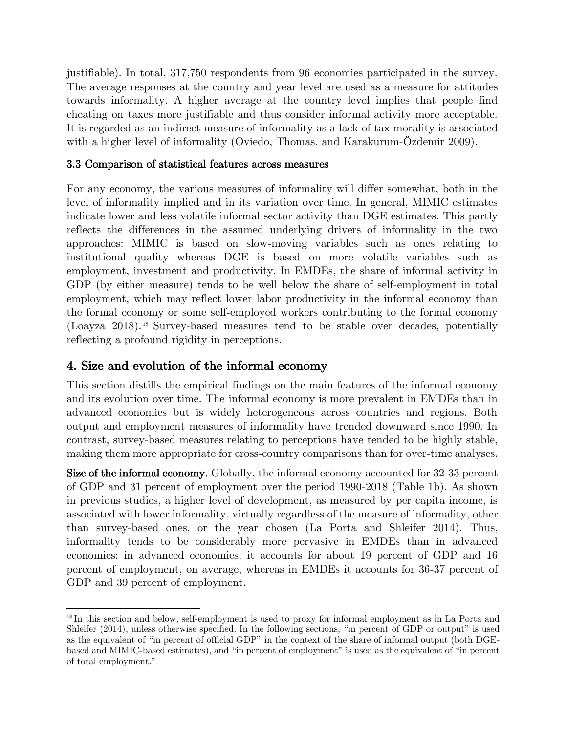justifiable). In total, 317,750 respondents from 96 economies participated in the survey. The average responses at the country and year level are used as a measure for attitudes towards informality. A higher average at the country level implies that people find cheating on taxes more justifiable and thus consider informal activity more acceptable. It is regarded as an indirect measure of informality as a lack of tax morality is associated with a higher level of informality (Oviedo, Thomas, and Karakurum-Özdemir 2009).

### 3.3 Comparison of statistical features across measures

For any economy, the various measures of informality will differ somewhat, both in the level of informality implied and in its variation over time. In general, MIMIC estimates indicate lower and less volatile informal sector activity than DGE estimates. This partly reflects the differences in the assumed underlying drivers of informality in the two approaches: MIMIC is based on slow-moving variables such as ones relating to institutional quality whereas DGE is based on more volatile variables such as employment, investment and productivity. In EMDEs, the share of informal activity in GDP (by either measure) tends to be well below the share of self-employment in total employment, which may reflect lower labor productivity in the informal economy than the formal economy or some self-employed workers contributing to the formal economy (Loayza 2018).[18] Survey-based measures tend to be stable over decades, potentially reflecting a profound rigidity in perceptions.

## 4. Size and evolution of the informal economy

This section distills the empirical findings on the main features of the informal economy and its evolution over time. The informal economy is more prevalent in EMDEs than in advanced economies but is widely heterogeneous across countries and regions. Both output and employment measures of informality have trended downward since 1990. In contrast, survey-based measures relating to perceptions have tended to be highly stable, making them more appropriate for cross-country comparisons than for over-time analyses.

**Size of the informal economy.** Globally, the informal economy accounted for 32-33 percent of GDP and 31 percent of employment over the period 1990-2018 (Table 1b). As shown in previous studies, a higher level of development, as measured by per capita income, is associated with lower informality, virtually regardless of the measure of informality, other than survey-based ones, or the year chosen (La Porta and Shleifer 2014). Thus, informality tends to be considerably more pervasive in EMDEs than in advanced economies: in advanced economies, it accounts for about 19 percent of GDP and 16 percent of employment, on average, whereas in EMDEs it accounts for 36-37 percent of GDP and 39 percent of employment.

---

[18] In this section and below, self-employment is used to proxy for informal employment as in La Porta and Shleifer (2014), unless otherwise specified. In the following sections, "in percent of GDP or output" is used as the equivalent of "in percent of official GDP" in the context of the share of informal output (both DGE-based and MIMIC-based estimates), and "in percent of employment" is used as the equivalent of "in percent of total employment."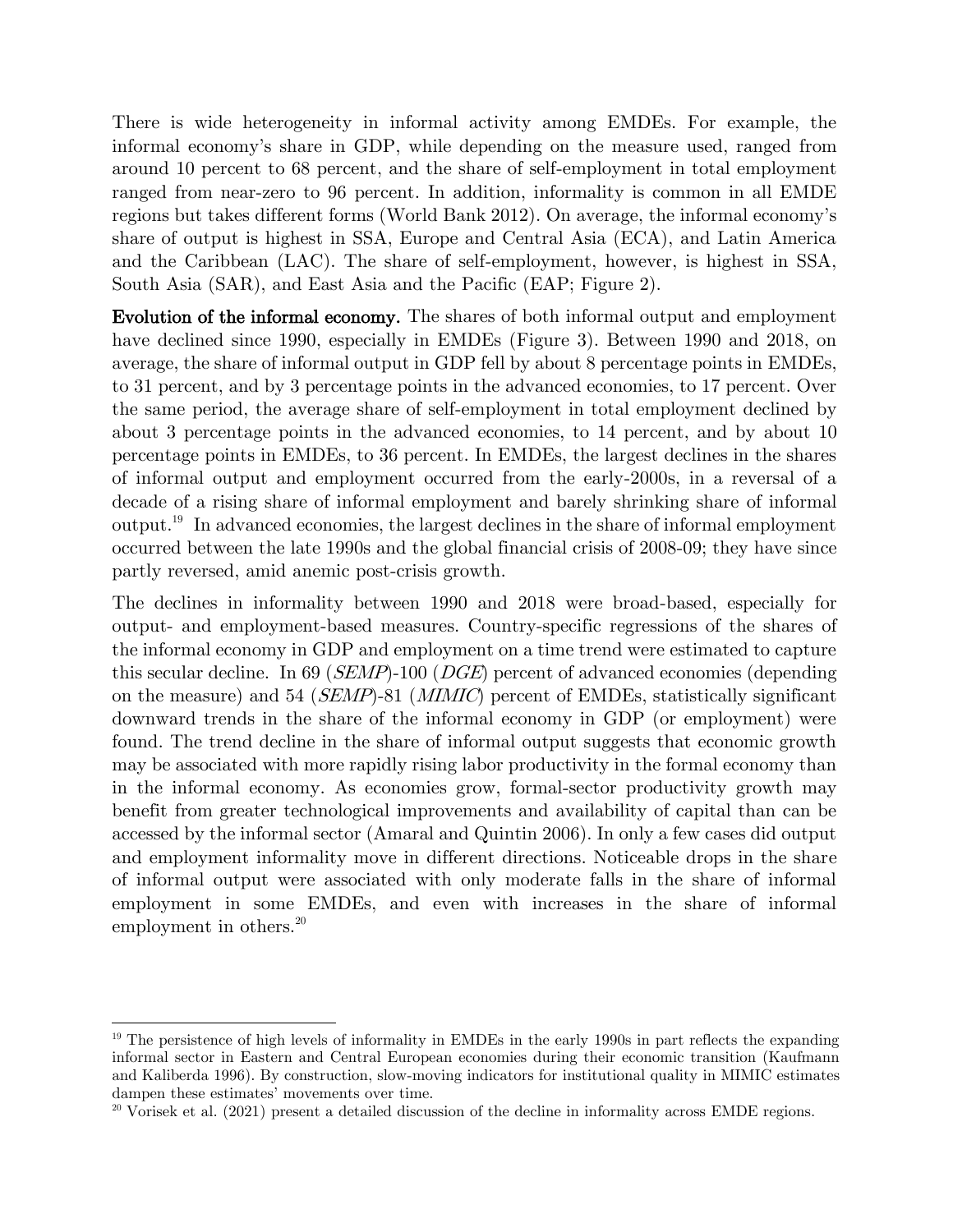There is wide heterogeneity in informal activity among EMDEs. For example, the informal economy's share in GDP, while depending on the measure used, ranged from around 10 percent to 68 percent, and the share of self-employment in total employment ranged from near-zero to 96 percent. In addition, informality is common in all EMDE regions but takes different forms (World Bank 2012). On average, the informal economy's share of output is highest in SSA, Europe and Central Asia (ECA), and Latin America and the Caribbean (LAC). The share of self-employment, however, is highest in SSA, South Asia (SAR), and East Asia and the Pacific (EAP; Figure 2).

**Evolution of the informal economy.** The shares of both informal output and employment have declined since 1990, especially in EMDEs (Figure 3). Between 1990 and 2018, on average, the share of informal output in GDP fell by about 8 percentage points in EMDEs, to 31 percent, and by 3 percentage points in the advanced economies, to 17 percent. Over the same period, the average share of self-employment in total employment declined by about 3 percentage points in the advanced economies, to 14 percent, and by about 10 percentage points in EMDEs, to 36 percent. In EMDEs, the largest declines in the shares of informal output and employment occurred from the early-2000s, in a reversal of a decade of a rising share of informal employment and barely shrinking share of informal output.[19] In advanced economies, the largest declines in the share of informal employment occurred between the late 1990s and the global financial crisis of 2008-09; they have since partly reversed, amid anemic post-crisis growth.

The declines in informality between 1990 and 2018 were broad-based, especially for output- and employment-based measures. Country-specific regressions of the shares of the informal economy in GDP and employment on a time trend were estimated to capture this secular decline. In 69 (*SEMP*)-100 (*DGE*) percent of advanced economies (depending on the measure) and 54 (*SEMP*)-81 (*MIMIC*) percent of EMDEs, statistically significant downward trends in the share of the informal economy in GDP (or employment) were found. The trend decline in the share of informal output suggests that economic growth may be associated with more rapidly rising labor productivity in the formal economy than in the informal economy. As economies grow, formal-sector productivity growth may benefit from greater technological improvements and availability of capital than can be accessed by the informal sector (Amaral and Quintin 2006). In only a few cases did output and employment informality move in different directions. Noticeable drops in the share of informal output were associated with only moderate falls in the share of informal employment in some EMDEs, and even with increases in the share of informal employment in others.[20]

---

[19] The persistence of high levels of informality in EMDEs in the early 1990s in part reflects the expanding informal sector in Eastern and Central European economies during their economic transition (Kaufmann and Kaliberda 1996). By construction, slow-moving indicators for institutional quality in MIMIC estimates dampen these estimates' movements over time.

[20] Vorisek et al. (2021) present a detailed discussion of the decline in informality across EMDE regions.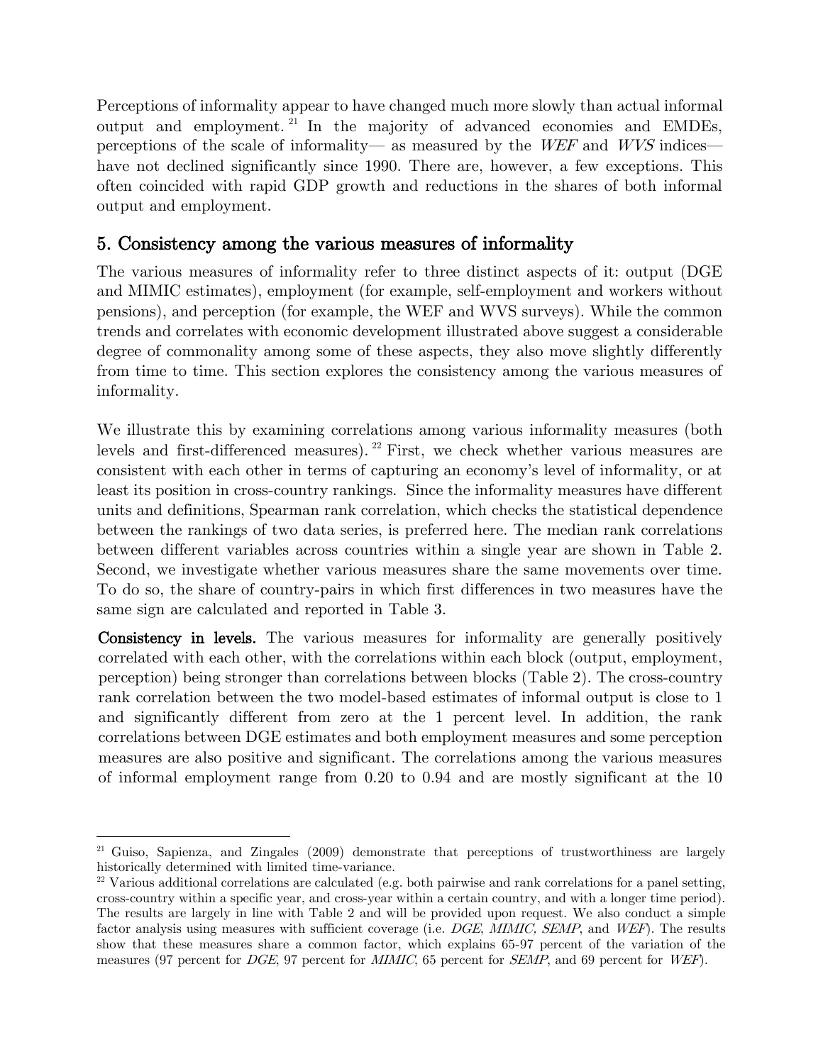Perceptions of informality appear to have changed much more slowly than actual informal output and employment.[21] In the majority of advanced economies and EMDEs, perceptions of the scale of informality— as measured by the *WEF* and *WVS* indices— have not declined significantly since 1990. There are, however, a few exceptions. This often coincided with rapid GDP growth and reductions in the shares of both informal output and employment.

## 5. Consistency among the various measures of informality

The various measures of informality refer to three distinct aspects of it: output (DGE and MIMIC estimates), employment (for example, self-employment and workers without pensions), and perception (for example, the WEF and WVS surveys). While the common trends and correlates with economic development illustrated above suggest a considerable degree of commonality among some of these aspects, they also move slightly differently from time to time. This section explores the consistency among the various measures of informality.

We illustrate this by examining correlations among various informality measures (both levels and first-differenced measures).[22] First, we check whether various measures are consistent with each other in terms of capturing an economy's level of informality, or at least its position in cross-country rankings. Since the informality measures have different units and definitions, Spearman rank correlation, which checks the statistical dependence between the rankings of two data series, is preferred here. The median rank correlations between different variables across countries within a single year are shown in Table 2. Second, we investigate whether various measures share the same movements over time. To do so, the share of country-pairs in which first differences in two measures have the same sign are calculated and reported in Table 3.

**Consistency in levels.** The various measures for informality are generally positively correlated with each other, with the correlations within each block (output, employment, perception) being stronger than correlations between blocks (Table 2). The cross-country rank correlation between the two model-based estimates of informal output is close to 1 and significantly different from zero at the 1 percent level. In addition, the rank correlations between DGE estimates and both employment measures and some perception measures are also positive and significant. The correlations among the various measures of informal employment range from 0.20 to 0.94 and are mostly significant at the 10

[21] Guiso, Sapienza, and Zingales (2009) demonstrate that perceptions of trustworthiness are largely historically determined with limited time-variance.

[22] Various additional correlations are calculated (e.g. both pairwise and rank correlations for a panel setting, cross-country within a specific year, and cross-year within a certain country, and with a longer time period). The results are largely in line with Table 2 and will be provided upon request. We also conduct a simple factor analysis using measures with sufficient coverage (i.e. *DGE*, *MIMIC*, *SEMP*, and *WEF*). The results show that these measures share a common factor, which explains 65-97 percent of the variation of the measures (97 percent for *DGE*, 97 percent for *MIMIC*, 65 percent for *SEMP*, and 69 percent for *WEF*).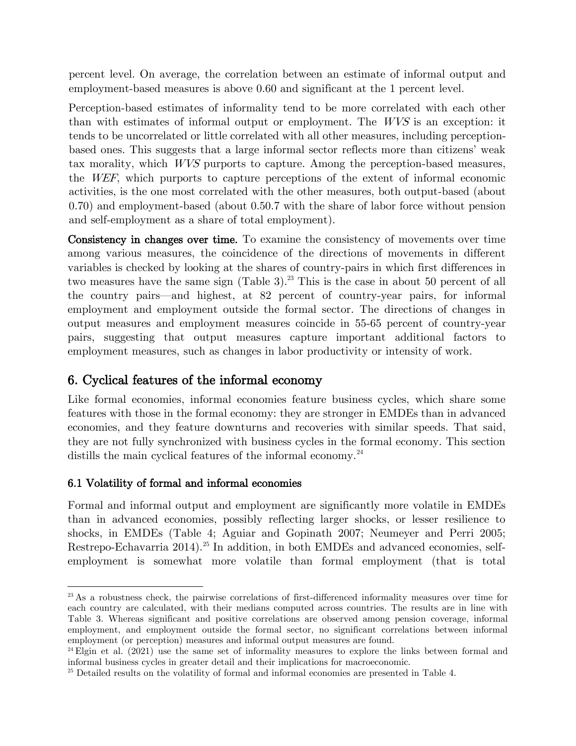percent level. On average, the correlation between an estimate of informal output and employment-based measures is above 0.60 and significant at the 1 percent level.

Perception-based estimates of informality tend to be more correlated with each other than with estimates of informal output or employment. The *WVS* is an exception: it tends to be uncorrelated or little correlated with all other measures, including perception-based ones. This suggests that a large informal sector reflects more than citizens' weak tax morality, which *WVS* purports to capture. Among the perception-based measures, the *WEF*, which purports to capture perceptions of the extent of informal economic activities, is the one most correlated with the other measures, both output-based (about 0.70) and employment-based (about 0.50.7 with the share of labor force without pension and self-employment as a share of total employment).

**Consistency in changes over time.** To examine the consistency of movements over time among various measures, the coincidence of the directions of movements in different variables is checked by looking at the shares of country-pairs in which first differences in two measures have the same sign (Table 3).[23] This is the case in about 50 percent of all the country pairs—and highest, at 82 percent of country-year pairs, for informal employment and employment outside the formal sector. The directions of changes in output measures and employment measures coincide in 55-65 percent of country-year pairs, suggesting that output measures capture important additional factors to employment measures, such as changes in labor productivity or intensity of work.

## 6. Cyclical features of the informal economy

Like formal economies, informal economies feature business cycles, which share some features with those in the formal economy: they are stronger in EMDEs than in advanced economies, and they feature downturns and recoveries with similar speeds. That said, they are not fully synchronized with business cycles in the formal economy. This section distills the main cyclical features of the informal economy.[24]

### 6.1 Volatility of formal and informal economies

Formal and informal output and employment are significantly more volatile in EMDEs than in advanced economies, possibly reflecting larger shocks, or lesser resilience to shocks, in EMDEs (Table 4; Aguiar and Gopinath 2007; Neumeyer and Perri 2005; Restrepo-Echavarria 2014).[25] In addition, in both EMDEs and advanced economies, self-employment is somewhat more volatile than formal employment (that is total

---

[23] As a robustness check, the pairwise correlations of first-differenced informality measures over time for each country are calculated, with their medians computed across countries. The results are in line with Table 3. Whereas significant and positive correlations are observed among pension coverage, informal employment, and employment outside the formal sector, no significant correlations between informal employment (or perception) measures and informal output measures are found.

[24] Elgin et al. (2021) use the same set of informality measures to explore the links between formal and informal business cycles in greater detail and their implications for macroeconomic.

[25] Detailed results on the volatility of formal and informal economies are presented in Table 4.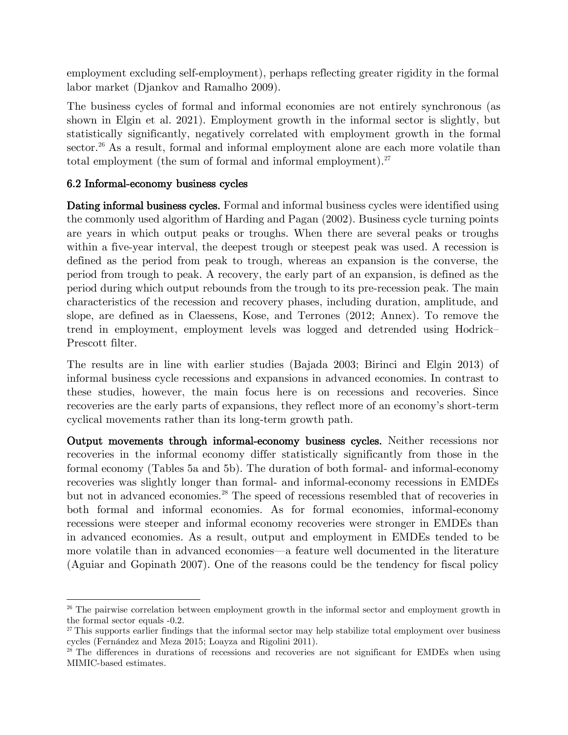employment excluding self-employment), perhaps reflecting greater rigidity in the formal labor market (Djankov and Ramalho 2009).

The business cycles of formal and informal economies are not entirely synchronous (as shown in Elgin et al. 2021). Employment growth in the informal sector is slightly, but statistically significantly, negatively correlated with employment growth in the formal sector.[26] As a result, formal and informal employment alone are each more volatile than total employment (the sum of formal and informal employment).[27]

### 6.2 Informal-economy business cycles

**Dating informal business cycles.** Formal and informal business cycles were identified using the commonly used algorithm of Harding and Pagan (2002). Business cycle turning points are years in which output peaks or troughs. When there are several peaks or troughs within a five-year interval, the deepest trough or steepest peak was used. A recession is defined as the period from peak to trough, whereas an expansion is the converse, the period from trough to peak. A recovery, the early part of an expansion, is defined as the period during which output rebounds from the trough to its pre-recession peak. The main characteristics of the recession and recovery phases, including duration, amplitude, and slope, are defined as in Claessens, Kose, and Terrones (2012; Annex). To remove the trend in employment, employment levels was logged and detrended using Hodrick–Prescott filter.

The results are in line with earlier studies (Bajada 2003; Birinci and Elgin 2013) of informal business cycle recessions and expansions in advanced economies. In contrast to these studies, however, the main focus here is on recessions and recoveries. Since recoveries are the early parts of expansions, they reflect more of an economy's short-term cyclical movements rather than its long-term growth path.

**Output movements through informal-economy business cycles.** Neither recessions nor recoveries in the informal economy differ statistically significantly from those in the formal economy (Tables 5a and 5b). The duration of both formal- and informal-economy recoveries was slightly longer than formal- and informal-economy recessions in EMDEs but not in advanced economies.[28] The speed of recessions resembled that of recoveries in both formal and informal economies. As for formal economies, informal-economy recessions were steeper and informal economy recoveries were stronger in EMDEs than in advanced economies. As a result, output and employment in EMDEs tended to be more volatile than in advanced economies—a feature well documented in the literature (Aguiar and Gopinath 2007). One of the reasons could be the tendency for fiscal policy

---

[26] The pairwise correlation between employment growth in the informal sector and employment growth in the formal sector equals -0.2.

[27] This supports earlier findings that the informal sector may help stabilize total employment over business cycles (Fernández and Meza 2015; Loayza and Rigolini 2011).

[28] The differences in durations of recessions and recoveries are not significant for EMDEs when using MIMIC-based estimates.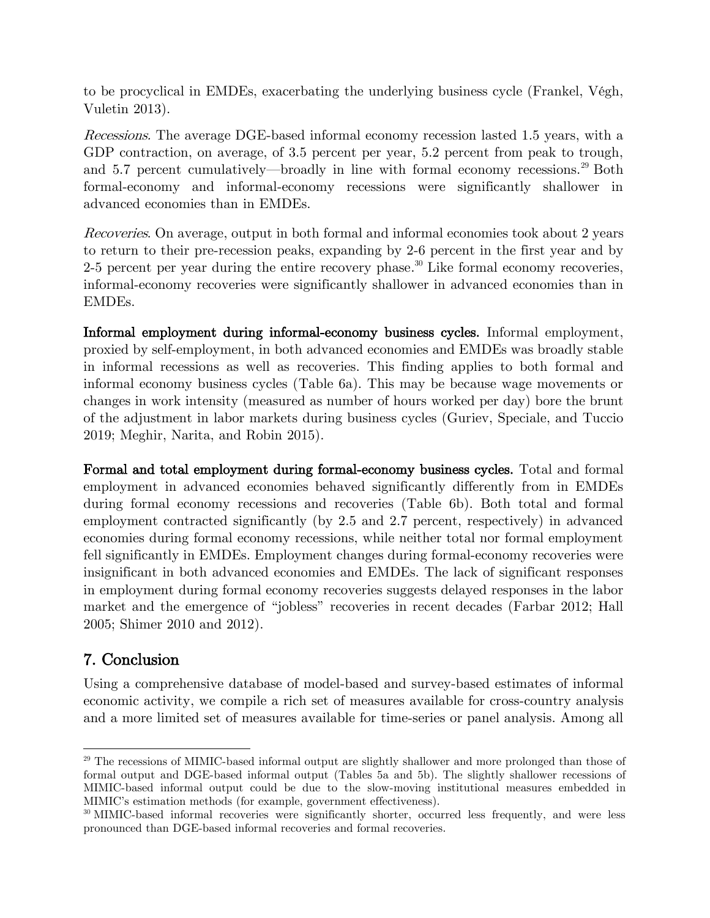to be procyclical in EMDEs, exacerbating the underlying business cycle (Frankel, Végh, Vuletin 2013).

*Recessions.* The average DGE-based informal economy recession lasted 1.5 years, with a GDP contraction, on average, of 3.5 percent per year, 5.2 percent from peak to trough, and 5.7 percent cumulatively—broadly in line with formal economy recessions.[29] Both formal-economy and informal-economy recessions were significantly shallower in advanced economies than in EMDEs.

*Recoveries*. On average, output in both formal and informal economies took about 2 years to return to their pre-recession peaks, expanding by 2-6 percent in the first year and by 2-5 percent per year during the entire recovery phase.[30] Like formal economy recoveries, informal-economy recoveries were significantly shallower in advanced economies than in EMDEs.

**Informal employment during informal-economy business cycles.** Informal employment, proxied by self-employment, in both advanced economies and EMDEs was broadly stable in informal recessions as well as recoveries. This finding applies to both formal and informal economy business cycles (Table 6a). This may be because wage movements or changes in work intensity (measured as number of hours worked per day) bore the brunt of the adjustment in labor markets during business cycles (Guriev, Speciale, and Tuccio 2019; Meghir, Narita, and Robin 2015).

**Formal and total employment during formal-economy business cycles.** Total and formal employment in advanced economies behaved significantly differently from in EMDEs during formal economy recessions and recoveries (Table 6b). Both total and formal employment contracted significantly (by 2.5 and 2.7 percent, respectively) in advanced economies during formal economy recessions, while neither total nor formal employment fell significantly in EMDEs. Employment changes during formal-economy recoveries were insignificant in both advanced economies and EMDEs. The lack of significant responses in employment during formal economy recoveries suggests delayed responses in the labor market and the emergence of "jobless" recoveries in recent decades (Farbar 2012; Hall 2005; Shimer 2010 and 2012).

## 7. Conclusion

Using a comprehensive database of model-based and survey-based estimates of informal economic activity, we compile a rich set of measures available for cross-country analysis and a more limited set of measures available for time-series or panel analysis. Among all

[29] The recessions of MIMIC-based informal output are slightly shallower and more prolonged than those of formal output and DGE-based informal output (Tables 5a and 5b). The slightly shallower recessions of MIMIC-based informal output could be due to the slow-moving institutional measures embedded in MIMIC's estimation methods (for example, government effectiveness).

[30] MIMIC-based informal recoveries were significantly shorter, occurred less frequently, and were less pronounced than DGE-based informal recoveries and formal recoveries.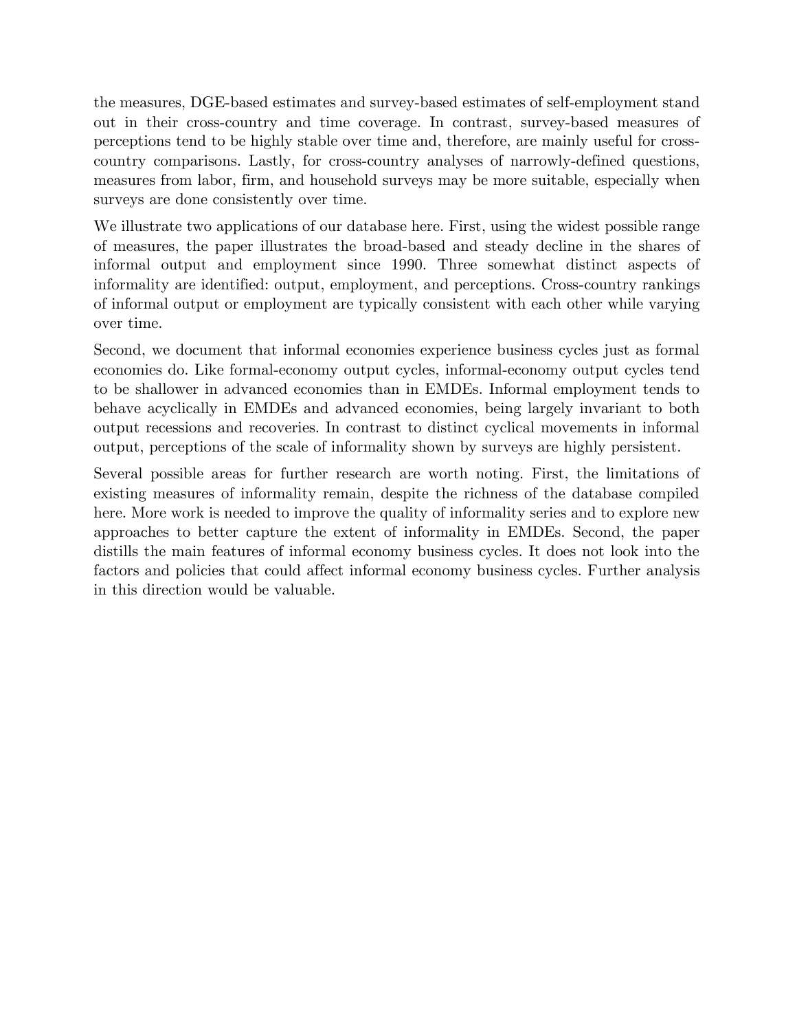the measures, DGE-based estimates and survey-based estimates of self-employment stand out in their cross-country and time coverage. In contrast, survey-based measures of perceptions tend to be highly stable over time and, therefore, are mainly useful for cross-country comparisons. Lastly, for cross-country analyses of narrowly-defined questions, measures from labor, firm, and household surveys may be more suitable, especially when surveys are done consistently over time.

We illustrate two applications of our database here. First, using the widest possible range of measures, the paper illustrates the broad-based and steady decline in the shares of informal output and employment since 1990. Three somewhat distinct aspects of informality are identified: output, employment, and perceptions. Cross-country rankings of informal output or employment are typically consistent with each other while varying over time.

Second, we document that informal economies experience business cycles just as formal economies do. Like formal-economy output cycles, informal-economy output cycles tend to be shallower in advanced economies than in EMDEs. Informal employment tends to behave acyclically in EMDEs and advanced economies, being largely invariant to both output recessions and recoveries. In contrast to distinct cyclical movements in informal output, perceptions of the scale of informality shown by surveys are highly persistent.

Several possible areas for further research are worth noting. First, the limitations of existing measures of informality remain, despite the richness of the database compiled here. More work is needed to improve the quality of informality series and to explore new approaches to better capture the extent of informality in EMDEs. Second, the paper distills the main features of informal economy business cycles. It does not look into the factors and policies that could affect informal economy business cycles. Further analysis in this direction would be valuable.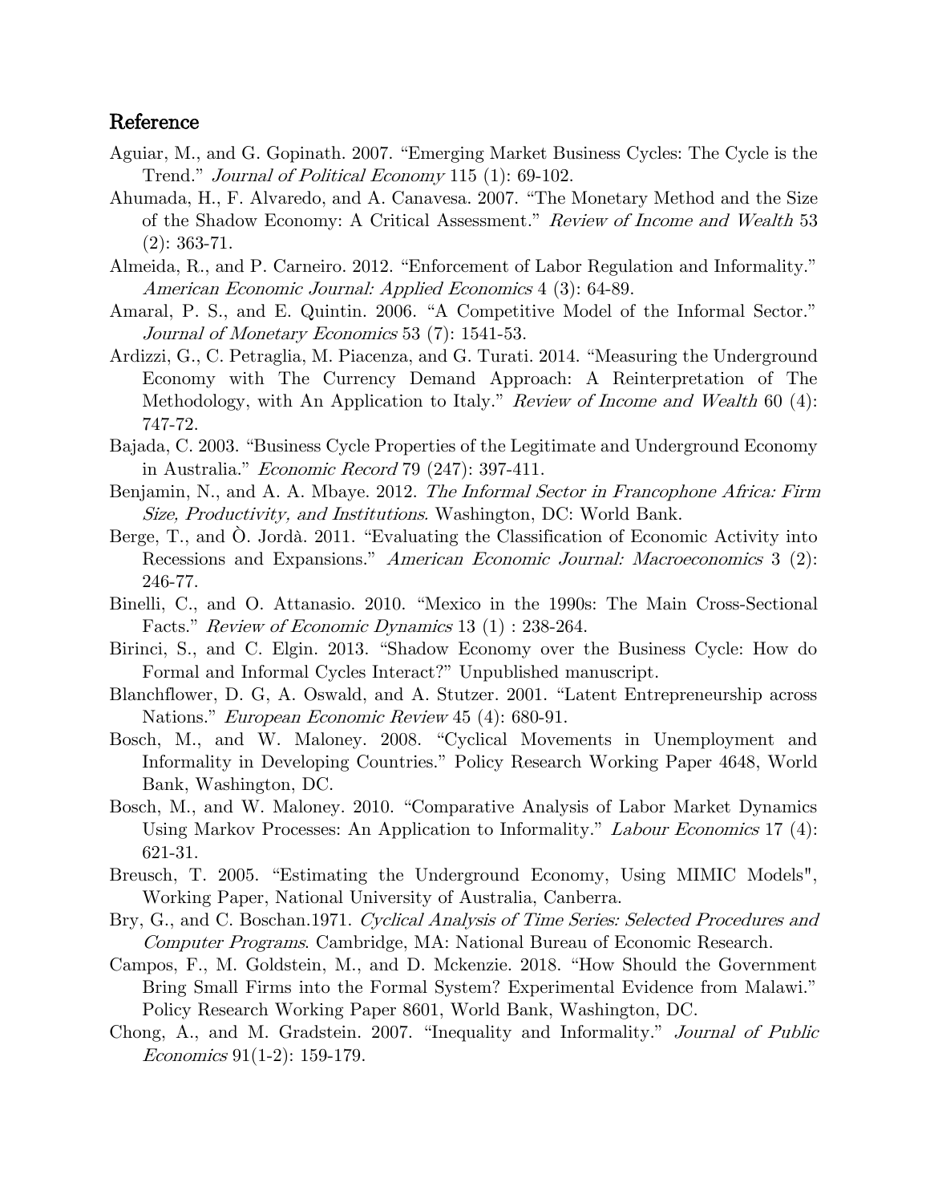## Reference

Aguiar, M., and G. Gopinath. 2007. "Emerging Market Business Cycles: The Cycle is the Trend." *Journal of Political Economy* 115 (1): 69-102.

Ahumada, H., F. Alvaredo, and A. Canavesa. 2007. "The Monetary Method and the Size of the Shadow Economy: A Critical Assessment." *Review of Income and Wealth* 53 (2): 363-71.

Almeida, R., and P. Carneiro. 2012. "Enforcement of Labor Regulation and Informality." *American Economic Journal: Applied Economics* 4 (3): 64-89.

Amaral, P. S., and E. Quintin. 2006. "A Competitive Model of the Informal Sector." *Journal of Monetary Economics* 53 (7): 1541-53.

Ardizzi, G., C. Petraglia, M. Piacenza, and G. Turati. 2014. "Measuring the Underground Economy with The Currency Demand Approach: A Reinterpretation of The Methodology, with An Application to Italy." *Review of Income and Wealth* 60 (4): 747-72.

Bajada, C. 2003. "Business Cycle Properties of the Legitimate and Underground Economy in Australia." *Economic Record* 79 (247): 397-411.

Benjamin, N., and A. A. Mbaye. 2012. *The Informal Sector in Francophone Africa: Firm Size, Productivity, and Institutions.* Washington, DC: World Bank.

Berge, T., and Ò. Jordà. 2011. "Evaluating the Classification of Economic Activity into Recessions and Expansions." *American Economic Journal: Macroeconomics* 3 (2): 246-77.

Binelli, C., and O. Attanasio. 2010. "Mexico in the 1990s: The Main Cross-Sectional Facts." *Review of Economic Dynamics* 13 (1) : 238-264.

Birinci, S., and C. Elgin. 2013. "Shadow Economy over the Business Cycle: How do Formal and Informal Cycles Interact?" Unpublished manuscript.

Blanchflower, D. G, A. Oswald, and A. Stutzer. 2001. "Latent Entrepreneurship across Nations." *European Economic Review* 45 (4): 680-91.

Bosch, M., and W. Maloney. 2008. "Cyclical Movements in Unemployment and Informality in Developing Countries." Policy Research Working Paper 4648, World Bank, Washington, DC.

Bosch, M., and W. Maloney. 2010. "Comparative Analysis of Labor Market Dynamics Using Markov Processes: An Application to Informality." *Labour Economics* 17 (4): 621-31.

Breusch, T. 2005. "Estimating the Underground Economy, Using MIMIC Models", Working Paper, National University of Australia, Canberra.

Bry, G., and C. Boschan.1971. *Cyclical Analysis of Time Series: Selected Procedures and Computer Programs*. Cambridge, MA: National Bureau of Economic Research.

Campos, F., M. Goldstein, M., and D. Mckenzie. 2018. "How Should the Government Bring Small Firms into the Formal System? Experimental Evidence from Malawi." Policy Research Working Paper 8601, World Bank, Washington, DC.

Chong, A., and M. Gradstein. 2007. "Inequality and Informality." *Journal of Public Economics* 91(1-2): 159-179.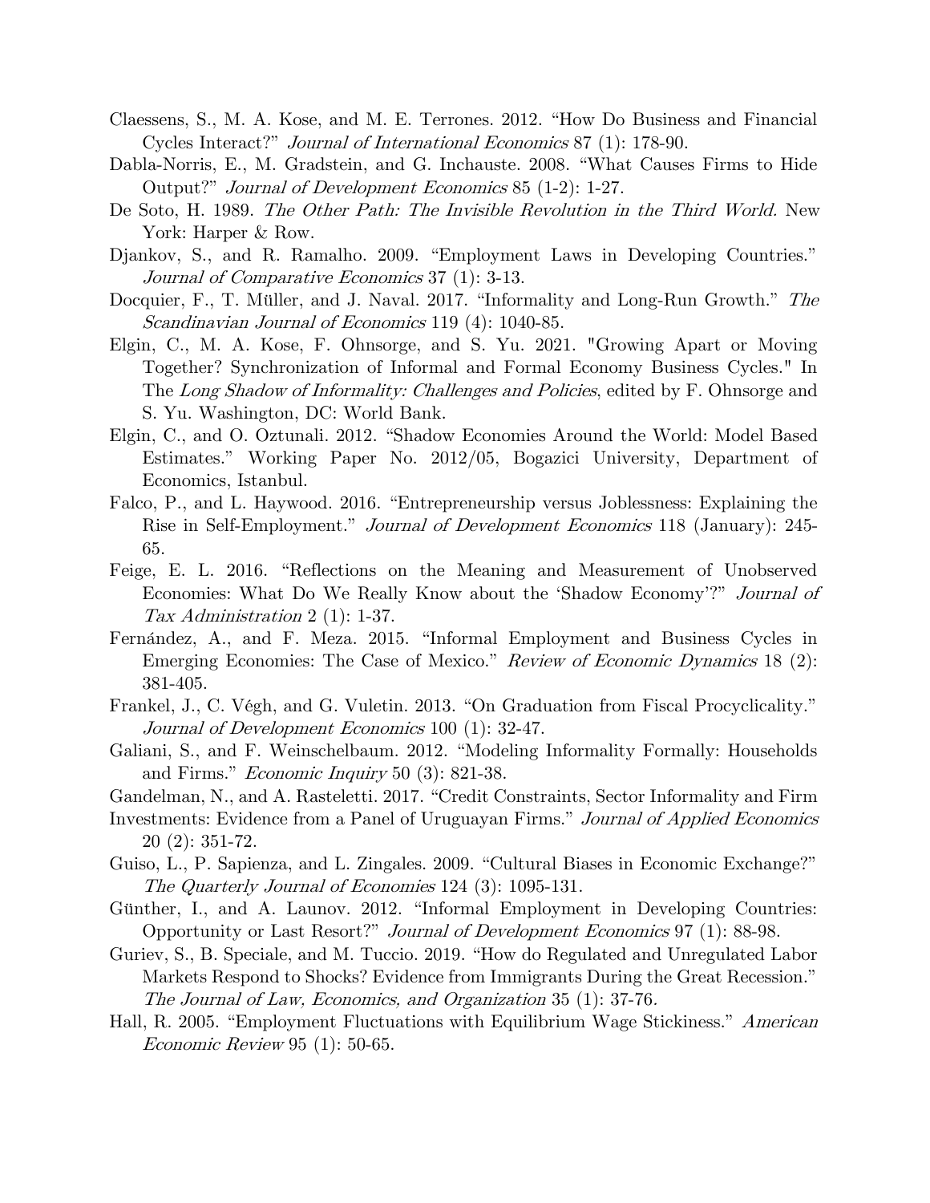Claessens, S., M. A. Kose, and M. E. Terrones. 2012. "How Do Business and Financial Cycles Interact?" *Journal of International Economics* 87 (1): 178-90.

Dabla-Norris, E., M. Gradstein, and G. Inchauste. 2008. "What Causes Firms to Hide Output?" *Journal of Development Economics* 85 (1-2): 1-27.

De Soto, H. 1989. *The Other Path: The Invisible Revolution in the Third World.* New York: Harper & Row.

Djankov, S., and R. Ramalho. 2009. "Employment Laws in Developing Countries." *Journal of Comparative Economics* 37 (1): 3-13.

Docquier, F., T. Müller, and J. Naval. 2017. "Informality and Long-Run Growth." *The Scandinavian Journal of Economics* 119 (4): 1040-85.

Elgin, C., M. A. Kose, F. Ohnsorge, and S. Yu. 2021. "Growing Apart or Moving Together? Synchronization of Informal and Formal Economy Business Cycles." In The *Long Shadow of Informality: Challenges and Policies*, edited by F. Ohnsorge and S. Yu. Washington, DC: World Bank.

Elgin, C., and O. Oztunali. 2012. "Shadow Economies Around the World: Model Based Estimates." Working Paper No. 2012/05, Bogazici University, Department of Economics, Istanbul.

Falco, P., and L. Haywood. 2016. "Entrepreneurship versus Joblessness: Explaining the Rise in Self-Employment." *Journal of Development Economics* 118 (January): 245-65.

Feige, E. L. 2016. "Reflections on the Meaning and Measurement of Unobserved Economies: What Do We Really Know about the 'Shadow Economy'?" *Journal of Tax Administration* 2 (1): 1-37.

Fernández, A., and F. Meza. 2015. "Informal Employment and Business Cycles in Emerging Economies: The Case of Mexico." *Review of Economic Dynamics* 18 (2): 381-405.

Frankel, J., C. Végh, and G. Vuletin. 2013. "On Graduation from Fiscal Procyclicality." *Journal of Development Economics* 100 (1): 32-47.

Galiani, S., and F. Weinschelbaum. 2012. "Modeling Informality Formally: Households and Firms." *Economic Inquiry* 50 (3): 821-38.

Gandelman, N., and A. Rasteletti. 2017. "Credit Constraints, Sector Informality and Firm Investments: Evidence from a Panel of Uruguayan Firms." *Journal of Applied Economics* 20 (2): 351-72.

Guiso, L., P. Sapienza, and L. Zingales. 2009. "Cultural Biases in Economic Exchange?" *The Quarterly Journal of Economies* 124 (3): 1095-131.

Günther, I., and A. Launov. 2012. "Informal Employment in Developing Countries: Opportunity or Last Resort?" *Journal of Development Economics* 97 (1): 88-98.

Guriev, S., B. Speciale, and M. Tuccio. 2019. "How do Regulated and Unregulated Labor Markets Respond to Shocks? Evidence from Immigrants During the Great Recession." *The Journal of Law, Economics, and Organization* 35 (1): 37-76.

Hall, R. 2005. "Employment Fluctuations with Equilibrium Wage Stickiness." *American Economic Review* 95 (1): 50-65.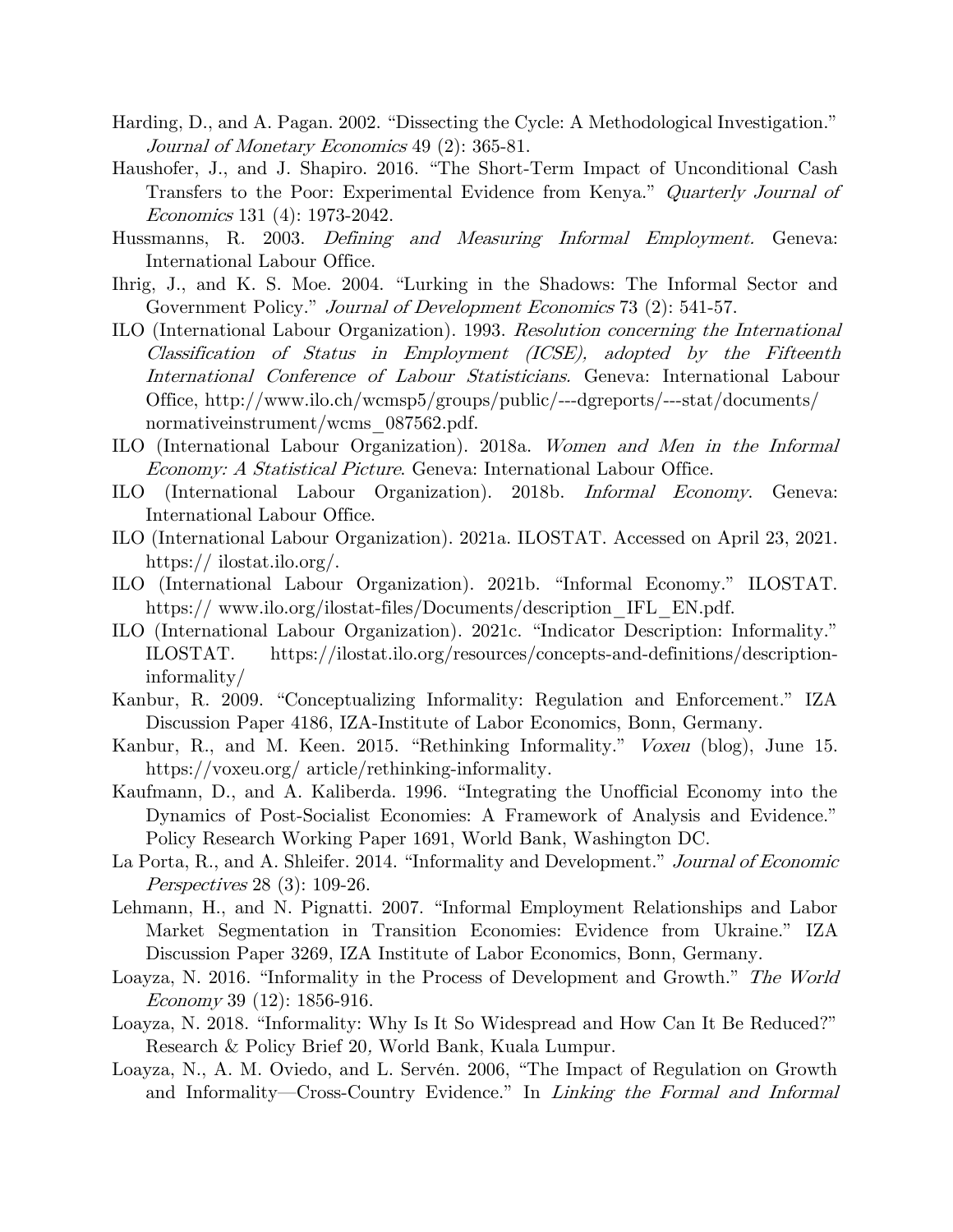Harding, D., and A. Pagan. 2002. "Dissecting the Cycle: A Methodological Investigation." *Journal of Monetary Economics* 49 (2): 365-81.

Haushofer, J., and J. Shapiro. 2016. "The Short-Term Impact of Unconditional Cash Transfers to the Poor: Experimental Evidence from Kenya." *Quarterly Journal of Economics* 131 (4): 1973-2042.

Hussmanns, R. 2003. *Defining and Measuring Informal Employment.* Geneva: International Labour Office.

Ihrig, J., and K. S. Moe. 2004. "Lurking in the Shadows: The Informal Sector and Government Policy." *Journal of Development Economics* 73 (2): 541-57.

ILO (International Labour Organization). 1993. *Resolution concerning the International Classification of Status in Employment (ICSE), adopted by the Fifteenth International Conference of Labour Statisticians.* Geneva: International Labour Office, http://www.ilo.ch/wcmsp5/groups/public/---dgreports/---stat/documents/normativeinstrument/wcms_087562.pdf.

ILO (International Labour Organization). 2018a. *Women and Men in the Informal Economy: A Statistical Picture*. Geneva: International Labour Office.

ILO (International Labour Organization). 2018b. *Informal Economy*. Geneva: International Labour Office.

ILO (International Labour Organization). 2021a. ILOSTAT. Accessed on April 23, 2021. https:// ilostat.ilo.org/.

ILO (International Labour Organization). 2021b. "Informal Economy." ILOSTAT. https:// www.ilo.org/ilostat-files/Documents/description_IFL_EN.pdf.

ILO (International Labour Organization). 2021c. "Indicator Description: Informality." ILOSTAT. https://ilostat.ilo.org/resources/concepts-and-definitions/description-informality/

Kanbur, R. 2009. "Conceptualizing Informality: Regulation and Enforcement." IZA Discussion Paper 4186, IZA-Institute of Labor Economics, Bonn, Germany.

Kanbur, R., and M. Keen. 2015. "Rethinking Informality." *Voxeu* (blog), June 15. https://voxeu.org/ article/rethinking-informality.

Kaufmann, D., and A. Kaliberda. 1996. "Integrating the Unofficial Economy into the Dynamics of Post-Socialist Economies: A Framework of Analysis and Evidence." Policy Research Working Paper 1691, World Bank, Washington DC.

La Porta, R., and A. Shleifer. 2014. "Informality and Development." *Journal of Economic Perspectives* 28 (3): 109-26.

Lehmann, H., and N. Pignatti. 2007. "Informal Employment Relationships and Labor Market Segmentation in Transition Economies: Evidence from Ukraine." IZA Discussion Paper 3269, IZA Institute of Labor Economics, Bonn, Germany.

Loayza, N. 2016. "Informality in the Process of Development and Growth." *The World Economy* 39 (12): 1856-916.

Loayza, N. 2018. "Informality: Why Is It So Widespread and How Can It Be Reduced?" Research & Policy Brief 20*,* World Bank, Kuala Lumpur.

Loayza, N., A. M. Oviedo, and L. Servén. 2006, "The Impact of Regulation on Growth and Informality—Cross-Country Evidence." In *Linking the Formal and Informal*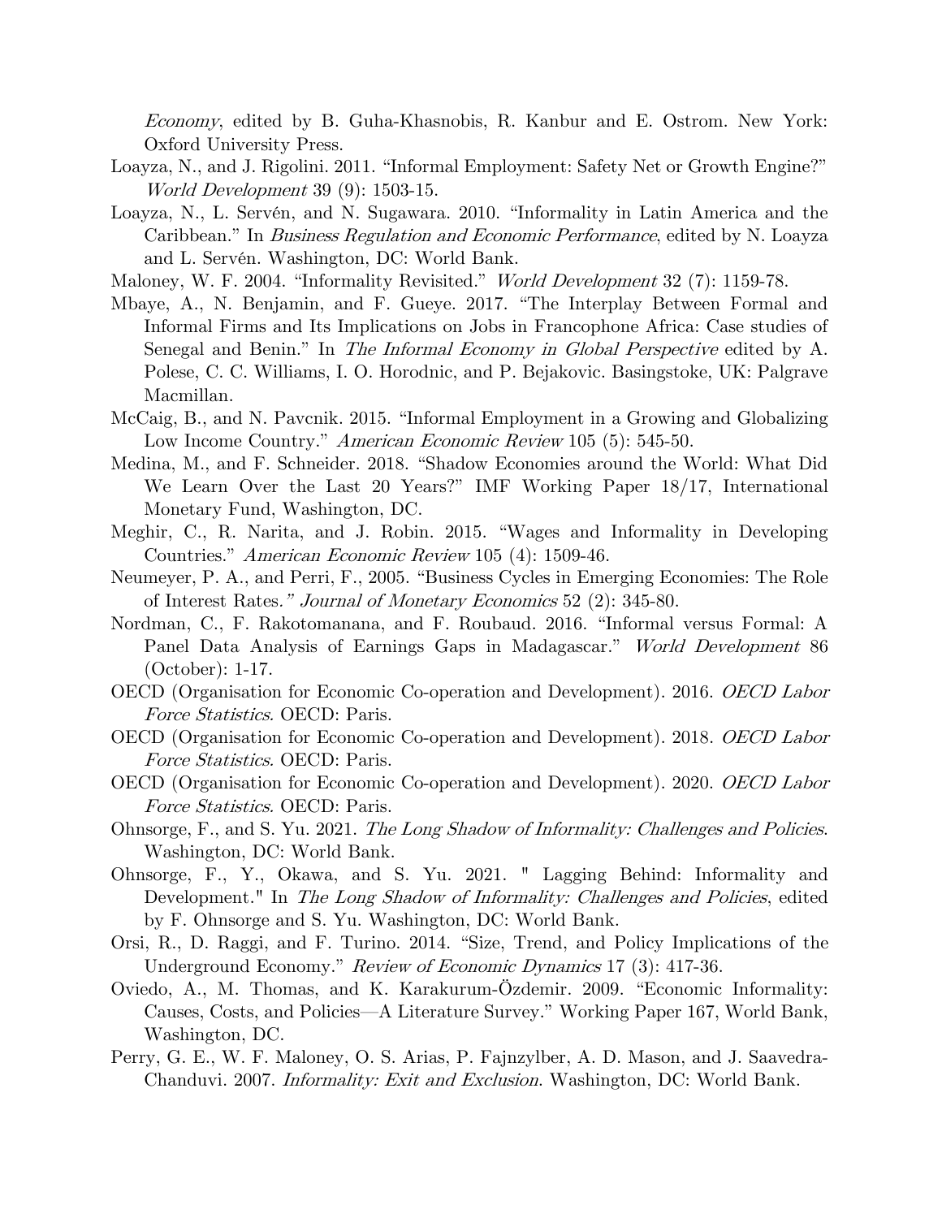*Economy*, edited by B. Guha-Khasnobis, R. Kanbur and E. Ostrom. New York: Oxford University Press.

Loayza, N., and J. Rigolini. 2011. "Informal Employment: Safety Net or Growth Engine?" *World Development* 39 (9): 1503-15.

Loayza, N., L. Servén, and N. Sugawara. 2010. "Informality in Latin America and the Caribbean." In *Business Regulation and Economic Performance*, edited by N. Loayza and L. Servén. Washington, DC: World Bank.

Maloney, W. F. 2004. "Informality Revisited." *World Development* 32 (7): 1159-78.

Mbaye, A., N. Benjamin, and F. Gueye. 2017. "The Interplay Between Formal and Informal Firms and Its Implications on Jobs in Francophone Africa: Case studies of Senegal and Benin." In *The Informal Economy in Global Perspective* edited by A. Polese, C. C. Williams, I. O. Horodnic, and P. Bejakovic. Basingstoke, UK: Palgrave Macmillan.

McCaig, B., and N. Pavcnik. 2015. "Informal Employment in a Growing and Globalizing Low Income Country." *American Economic Review* 105 (5): 545-50.

Medina, M., and F. Schneider. 2018. "Shadow Economies around the World: What Did We Learn Over the Last 20 Years?" IMF Working Paper 18/17, International Monetary Fund, Washington, DC.

Meghir, C., R. Narita, and J. Robin. 2015. "Wages and Informality in Developing Countries." *American Economic Review* 105 (4): 1509-46.

Neumeyer, P. A., and Perri, F., 2005. "Business Cycles in Emerging Economies: The Role of Interest Rates*." Journal of Monetary Economics* 52 (2): 345-80.

Nordman, C., F. Rakotomanana, and F. Roubaud. 2016. "Informal versus Formal: A Panel Data Analysis of Earnings Gaps in Madagascar." *World Development* 86 (October): 1-17.

OECD (Organisation for Economic Co-operation and Development). 2016. *OECD Labor Force Statistics.* OECD: Paris.

OECD (Organisation for Economic Co-operation and Development). 2018. *OECD Labor Force Statistics.* OECD: Paris.

OECD (Organisation for Economic Co-operation and Development). 2020. *OECD Labor Force Statistics.* OECD: Paris.

Ohnsorge, F., and S. Yu. 2021. *The Long Shadow of Informality: Challenges and Policies*. Washington, DC: World Bank.

Ohnsorge, F., Y., Okawa, and S. Yu. 2021. " Lagging Behind: Informality and Development." In *The Long Shadow of Informality: Challenges and Policies*, edited by F. Ohnsorge and S. Yu. Washington, DC: World Bank.

Orsi, R., D. Raggi, and F. Turino. 2014. "Size, Trend, and Policy Implications of the Underground Economy." *Review of Economic Dynamics* 17 (3): 417-36.

Oviedo, A., M. Thomas, and K. Karakurum-Özdemir. 2009. "Economic Informality: Causes, Costs, and Policies—A Literature Survey." Working Paper 167, World Bank, Washington, DC.

Perry, G. E., W. F. Maloney, O. S. Arias, P. Fajnzylber, A. D. Mason, and J. Saavedra-Chanduvi. 2007. *Informality: Exit and Exclusion*. Washington, DC: World Bank.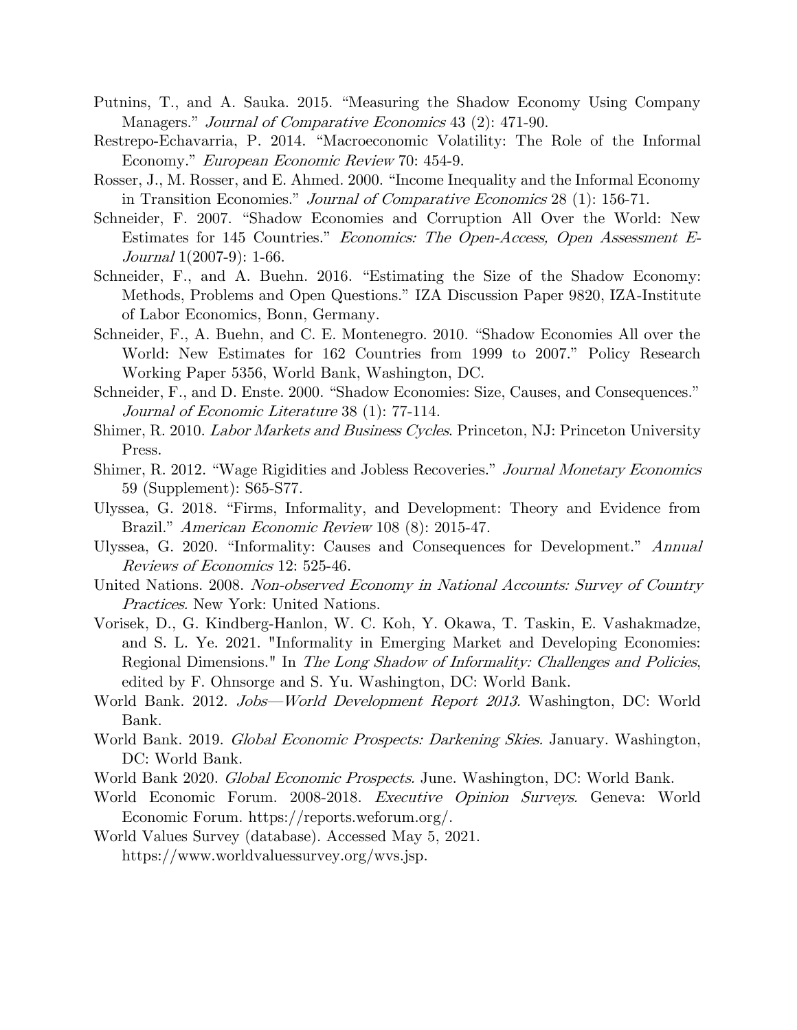Putnins, T., and A. Sauka. 2015. “Measuring the Shadow Economy Using Company Managers.” *Journal of Comparative Economics* 43 (2): 471-90.

Restrepo-Echavarria, P. 2014. “Macroeconomic Volatility: The Role of the Informal Economy.” *European Economic Review* 70: 454-9.

Rosser, J., M. Rosser, and E. Ahmed. 2000. “Income Inequality and the Informal Economy in Transition Economies.” *Journal of Comparative Economics* 28 (1): 156-71.

Schneider, F. 2007. “Shadow Economies and Corruption All Over the World: New Estimates for 145 Countries.” *Economics: The Open-Access, Open Assessment E-Journal* 1(2007-9): 1-66.

Schneider, F., and A. Buehn. 2016. “Estimating the Size of the Shadow Economy: Methods, Problems and Open Questions.” IZA Discussion Paper 9820, IZA-Institute of Labor Economics, Bonn, Germany.

Schneider, F., A. Buehn, and C. E. Montenegro. 2010. “Shadow Economies All over the World: New Estimates for 162 Countries from 1999 to 2007.” Policy Research Working Paper 5356, World Bank, Washington, DC.

Schneider, F., and D. Enste. 2000. “Shadow Economies: Size, Causes, and Consequences.” *Journal of Economic Literature* 38 (1): 77-114.

Shimer, R. 2010. *Labor Markets and Business Cycles*. Princeton, NJ: Princeton University Press.

Shimer, R. 2012. “Wage Rigidities and Jobless Recoveries.” *Journal Monetary Economics* 59 (Supplement): S65-S77.

Ulyssea, G. 2018. “Firms, Informality, and Development: Theory and Evidence from Brazil.” *American Economic Review* 108 (8): 2015-47.

Ulyssea, G. 2020. “Informality: Causes and Consequences for Development.” *Annual Reviews of Economics* 12: 525-46.

United Nations. 2008. *Non-observed Economy in National Accounts: Survey of Country Practices.* New York: United Nations.

Vorisek, D., G. Kindberg-Hanlon, W. C. Koh, Y. Okawa, T. Taskin, E. Vashakmadze, and S. L. Ye. 2021. "Informality in Emerging Market and Developing Economies: Regional Dimensions." In *The Long Shadow of Informality: Challenges and Policies*, edited by F. Ohnsorge and S. Yu. Washington, DC: World Bank.

World Bank. 2012. *Jobs—World Development Report 2013.* Washington, DC: World Bank.

World Bank. 2019. *Global Economic Prospects: Darkening Skies.* January. Washington, DC: World Bank.

World Bank 2020. *Global Economic Prospects*. June. Washington, DC: World Bank.

World Economic Forum. 2008-2018. *Executive Opinion Surveys.* Geneva: World Economic Forum. https://reports.weforum.org/.

World Values Survey (database). Accessed May 5, 2021. https://www.worldvaluessurvey.org/wvs.jsp.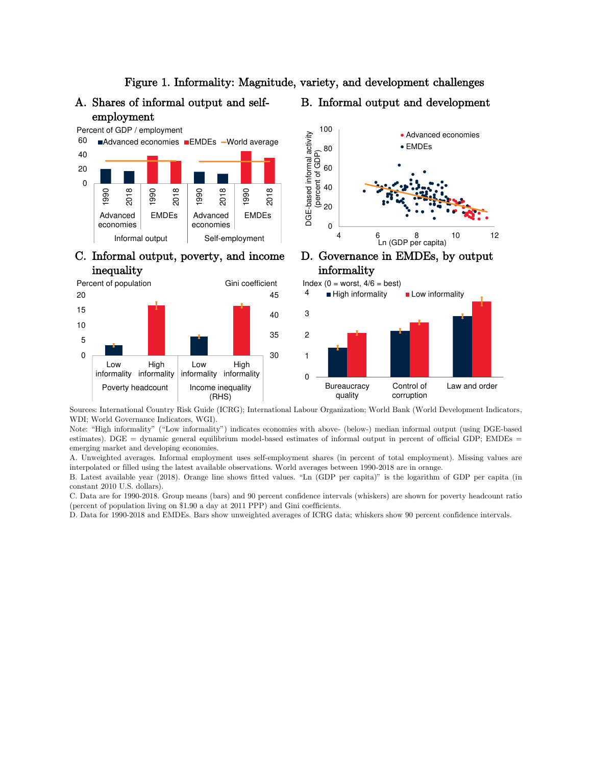# Figure 1. Informality: Magnitude, variety, and development challenges

### A. Shares of informal output and self-employment

Percent of GDP / employment

■Advanced economies ■EMDEs —World average

Informal output: Advanced economies 1990, 2018; EMDEs 1990, 2018. Self-employment: Advanced economies 1990, 2018; EMDEs 1990, 2018.

### B. Informal output and development

DGE-based informal activity (percent of GDP)

• Advanced economies • EMDEs

Ln (GDP per capita)

### C. Informal output, poverty, and income inequality

Percent of population | Gini coefficient

Poverty headcount: Low informality, High informality. Income inequality (RHS): Low informality, High informality.

### D. Governance in EMDEs, by output informality

Index (0 = worst, 4/6 = best)

■High informality ■Low informality

Bureaucracy quality; Control of corruption; Law and order

Sources: International Country Risk Guide (ICRG); International Labour Organization; World Bank (World Development Indicators, WDI; World Governance Indicators, WGI).

Note: "High informality" ("Low informality") indicates economies with above- (below-) median informal output (using DGE-based estimates). DGE = dynamic general equilibrium model-based estimates of informal output in percent of official GDP; EMDEs = emerging market and developing economies.

A. Unweighted averages. Informal employment uses self-employment shares (in percent of total employment). Missing values are interpolated or filled using the latest available observations. World averages between 1990-2018 are in orange.

B. Latest available year (2018). Orange line shows fitted values. "Ln (GDP per capita)" is the logarithm of GDP per capita (in constant 2010 U.S. dollars).

C. Data are for 1990-2018. Group means (bars) and 90 percent confidence intervals (whiskers) are shown for poverty headcount ratio (percent of population living on $1.90 a day at 2011 PPP) and Gini coefficients.

D. Data for 1990-2018 and EMDEs. Bars show unweighted averages of ICRG data; whiskers show 90 percent confidence intervals.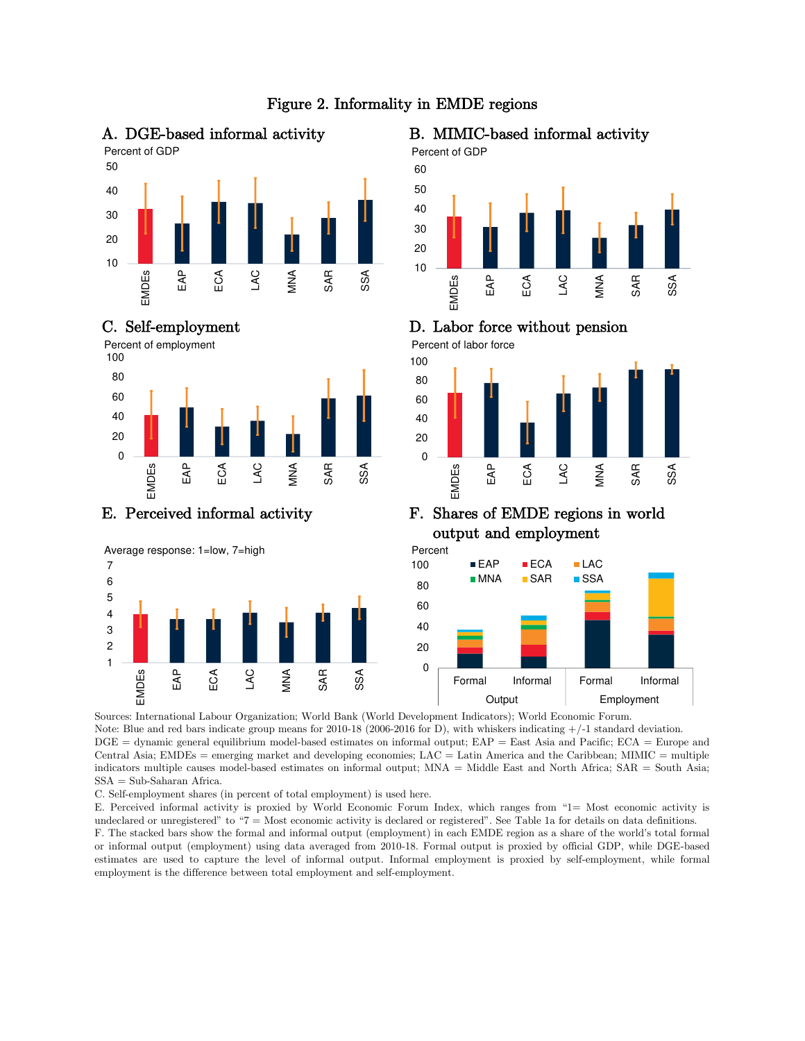# Figure 2. Informality in EMDE regions

**A. DGE-based informal activity**

Percent of GDP

**B. MIMIC-based informal activity**

Percent of GDP

**C. Self-employment**

Percent of employment

**D. Labor force without pension**

Percent of labor force

**E. Perceived informal activity**

Average response: 1=low, 7=high

**F. Shares of EMDE regions in world output and employment**

Percent

Sources: International Labour Organization; World Bank (World Development Indicators); World Economic Forum.

Note: Blue and red bars indicate group means for 2010-18 (2006-2016 for D), with whiskers indicating +/-1 standard deviation. DGE = dynamic general equilibrium model-based estimates on informal output; EAP = East Asia and Pacific; ECA = Europe and Central Asia; EMDEs = emerging market and developing economies; LAC = Latin America and the Caribbean; MIMIC = multiple indicators multiple causes model-based estimates on informal output; MNA = Middle East and North Africa; SAR = South Asia; SSA = Sub-Saharan Africa.

C. Self-employment shares (in percent of total employment) is used here.

E. Perceived informal activity is proxied by World Economic Forum Index, which ranges from "1= Most economic activity is undeclared or unregistered" to "7 = Most economic activity is declared or registered". See Table 1a for details on data definitions.

F. The stacked bars show the formal and informal output (employment) in each EMDE region as a share of the world's total formal or informal output (employment) using data averaged from 2010-18. Formal output is proxied by official GDP, while DGE-based estimates are used to capture the level of informal output. Informal employment is proxied by self-employment, while formal employment is the difference between total employment and self-employment.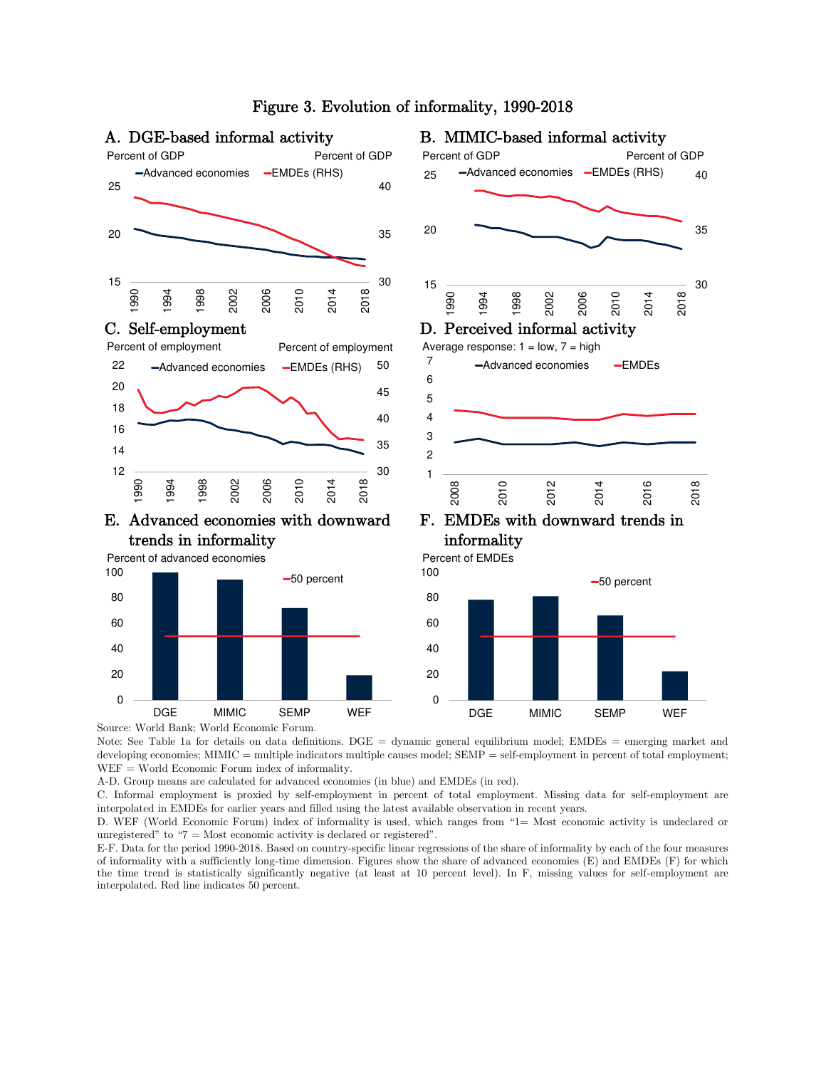# Figure 3. Evolution of informality, 1990-2018

**A. DGE-based informal activity**

Percent of GDP — Advanced economies; EMDEs (RHS), Percent of GDP

**B. MIMIC-based informal activity**

Percent of GDP — Advanced economies; EMDEs (RHS), Percent of GDP

**C. Self-employment**

Percent of employment — Advanced economies; EMDEs (RHS), Percent of employment

**D. Perceived informal activity**

Average response: 1 = low, 7 = high — Advanced economies; EMDEs

**E. Advanced economies with downward trends in informality**

Percent of advanced economies — 50 percent

DGE, MIMIC, SEMP, WEF

**F. EMDEs with downward trends in informality**

Percent of EMDEs — 50 percent

DGE, MIMIC, SEMP, WEF

Source: World Bank; World Economic Forum.

Note: See Table 1a for details on data definitions. DGE = dynamic general equilibrium model; EMDEs = emerging market and developing economies; MIMIC = multiple indicators multiple causes model; SEMP = self-employment in percent of total employment; WEF = World Economic Forum index of informality.

A-D. Group means are calculated for advanced economies (in blue) and EMDEs (in red).

C. Informal employment is proxied by self-employment in percent of total employment. Missing data for self-employment are interpolated in EMDEs for earlier years and filled using the latest available observation in recent years.

D. WEF (World Economic Forum) index of informality is used, which ranges from "1= Most economic activity is undeclared or unregistered" to "7 = Most economic activity is declared or registered".

E-F. Data for the period 1990-2018. Based on country-specific linear regressions of the share of informality by each of the four measures of informality with a sufficiently long-time dimension. Figures show the share of advanced economies (E) and EMDEs (F) for which the time trend is statistically significantly negative (at least at 10 percent level). In F, missing values for self-employment are interpolated. Red line indicates 50 percent.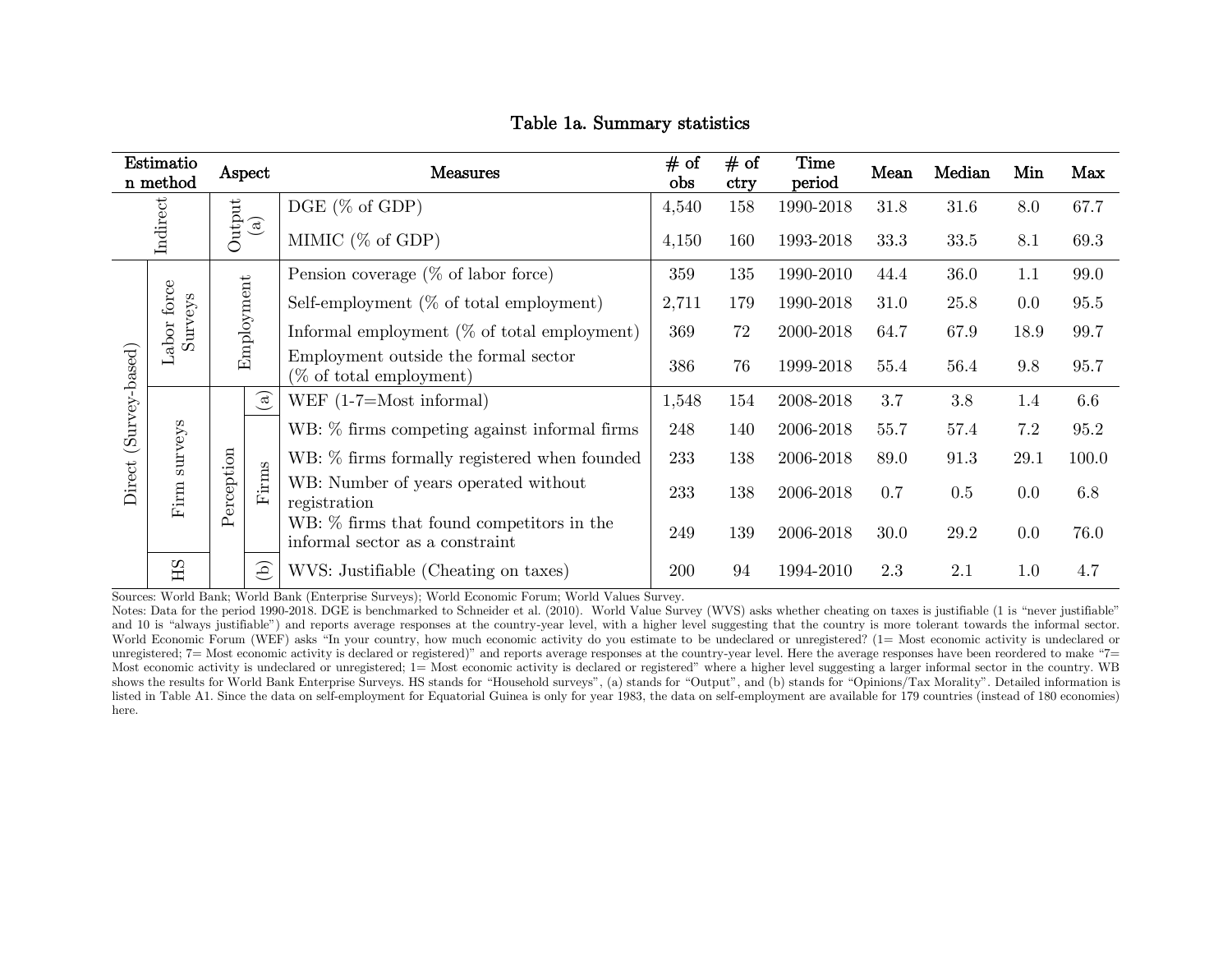### Table 1a. Summary statistics

| Estimation method | | Aspect | | Measures | # of obs | # of ctry | Time period | Mean | Median | Min | Max |
|---|---|---|---|---|---|---|---|---|---|---|---|
| Indirect | | Output (a) | | DGE (% of GDP) | 4,540 | 158 | 1990-2018 | 31.8 | 31.6 | 8.0 | 67.7 |
| | | | | MIMIC (% of GDP) | 4,150 | 160 | 1993-2018 | 33.3 | 33.5 | 8.1 | 69.3 |
| Direct (Survey-based) | Labor force Surveys | Employment | | Pension coverage (% of labor force) | 359 | 135 | 1990-2010 | 44.4 | 36.0 | 1.1 | 99.0 |
| | | | | Self-employment (% of total employment) | 2,711 | 179 | 1990-2018 | 31.0 | 25.8 | 0.0 | 95.5 |
| | | | | Informal employment (% of total employment) | 369 | 72 | 2000-2018 | 64.7 | 67.9 | 18.9 | 99.7 |
| | | | | Employment outside the formal sector (% of total employment) | 386 | 76 | 1999-2018 | 55.4 | 56.4 | 9.8 | 95.7 |
| | Firm surveys | Perception | (a) | WEF (1-7=Most informal) | 1,548 | 154 | 2008-2018 | 3.7 | 3.8 | 1.4 | 6.6 |
| | | | Firms | WB: % firms competing against informal firms | 248 | 140 | 2006-2018 | 55.7 | 57.4 | 7.2 | 95.2 |
| | | | | WB: % firms formally registered when founded | 233 | 138 | 2006-2018 | 89.0 | 91.3 | 29.1 | 100.0 |
| | | | | WB: Number of years operated without registration | 233 | 138 | 2006-2018 | 0.7 | 0.5 | 0.0 | 6.8 |
| | | | | WB: % firms that found competitors in the informal sector as a constraint | 249 | 139 | 2006-2018 | 30.0 | 29.2 | 0.0 | 76.0 |
| | HS | | (b) | WVS: Justifiable (Cheating on taxes) | 200 | 94 | 1994-2010 | 2.3 | 2.1 | 1.0 | 4.7 |

Sources: World Bank; World Bank (Enterprise Surveys); World Economic Forum; World Values Survey.
Notes: Data for the period 1990-2018. DGE is benchmarked to Schneider et al. (2010). World Value Survey (WVS) asks whether cheating on taxes is justifiable (1 is "never justifiable" and 10 is "always justifiable") and reports average responses at the country-year level, with a higher level suggesting that the country is more tolerant towards the informal sector. World Economic Forum (WEF) asks "In your country, how much economic activity do you estimate to be undeclared or unregistered? (1= Most economic activity is undeclared or unregistered; 7= Most economic activity is declared or registered)" and reports average responses at the country-year level. Here the average responses have been reordered to make "7= Most economic activity is undeclared or unregistered; 1= Most economic activity is declared or registered" where a higher level suggesting a larger informal sector in the country. WB shows the results for World Bank Enterprise Surveys. HS stands for "Household surveys", (a) stands for "Output", and (b) stands for "Opinions/Tax Morality". Detailed information is listed in Table A1. Since the data on self-employment for Equatorial Guinea is only for year 1983, the data on self-employment are available for 179 countries (instead of 180 economies) here.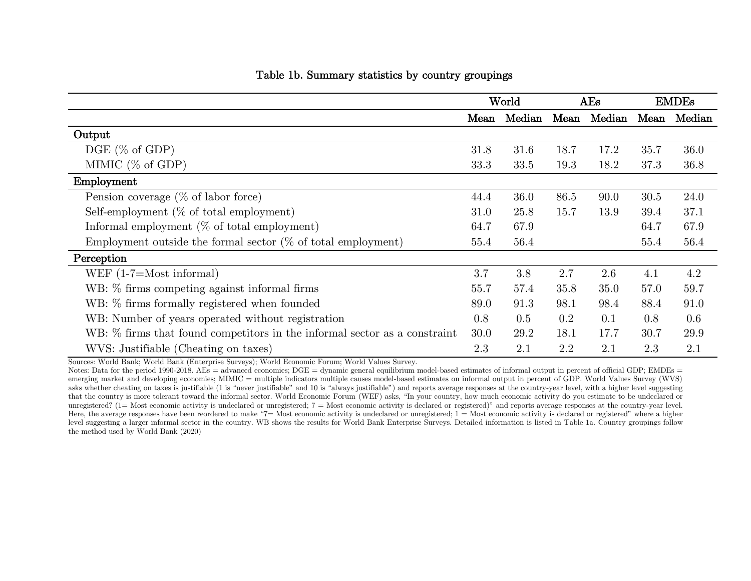### Table 1b. Summary statistics by country groupings

| | World | | AEs | | EMDEs | |
|---|---|---|---|---|---|---|
| | Mean | Median | Mean | Median | Mean | Median |
| **Output** | | | | | | |
| DGE (% of GDP) | 31.8 | 31.6 | 18.7 | 17.2 | 35.7 | 36.0 |
| MIMIC (% of GDP) | 33.3 | 33.5 | 19.3 | 18.2 | 37.3 | 36.8 |
| **Employment** | | | | | | |
| Pension coverage (% of labor force) | 44.4 | 36.0 | 86.5 | 90.0 | 30.5 | 24.0 |
| Self-employment (% of total employment) | 31.0 | 25.8 | 15.7 | 13.9 | 39.4 | 37.1 |
| Informal employment (% of total employment) | 64.7 | 67.9 | | | 64.7 | 67.9 |
| Employment outside the formal sector (% of total employment) | 55.4 | 56.4 | | | 55.4 | 56.4 |
| **Perception** | | | | | | |
| WEF (1-7=Most informal) | 3.7 | 3.8 | 2.7 | 2.6 | 4.1 | 4.2 |
| WB: % firms competing against informal firms | 55.7 | 57.4 | 35.8 | 35.0 | 57.0 | 59.7 |
| WB: % firms formally registered when founded | 89.0 | 91.3 | 98.1 | 98.4 | 88.4 | 91.0 |
| WB: Number of years operated without registration | 0.8 | 0.5 | 0.2 | 0.1 | 0.8 | 0.6 |
| WB: % firms that found competitors in the informal sector as a constraint | 30.0 | 29.2 | 18.1 | 17.7 | 30.7 | 29.9 |
| WVS: Justifiable (Cheating on taxes) | 2.3 | 2.1 | 2.2 | 2.1 | 2.3 | 2.1 |

Sources: World Bank; World Bank (Enterprise Surveys); World Economic Forum; World Values Survey.

Notes: Data for the period 1990-2018. AEs = advanced economies; DGE = dynamic general equilibrium model-based estimates of informal output in percent of official GDP; EMDEs = emerging market and developing economies; MIMIC = multiple indicators multiple causes model-based estimates on informal output in percent of GDP. World Values Survey (WVS) asks whether cheating on taxes is justifiable (1 is "never justifiable" and 10 is "always justifiable") and reports average responses at the country-year level, with a higher level suggesting that the country is more tolerant toward the informal sector. World Economic Forum (WEF) asks, "In your country, how much economic activity do you estimate to be undeclared or unregistered? (1= Most economic activity is undeclared or unregistered; 7 = Most economic activity is declared or registered)" and reports average responses at the country-year level. Here, the average responses have been reordered to make "7= Most economic activity is undeclared or unregistered; 1 = Most economic activity is declared or registered" where a higher level suggesting a larger informal sector in the country. WB shows the results for World Bank Enterprise Surveys. Detailed information is listed in Table 1a. Country groupings follow the method used by World Bank (2020)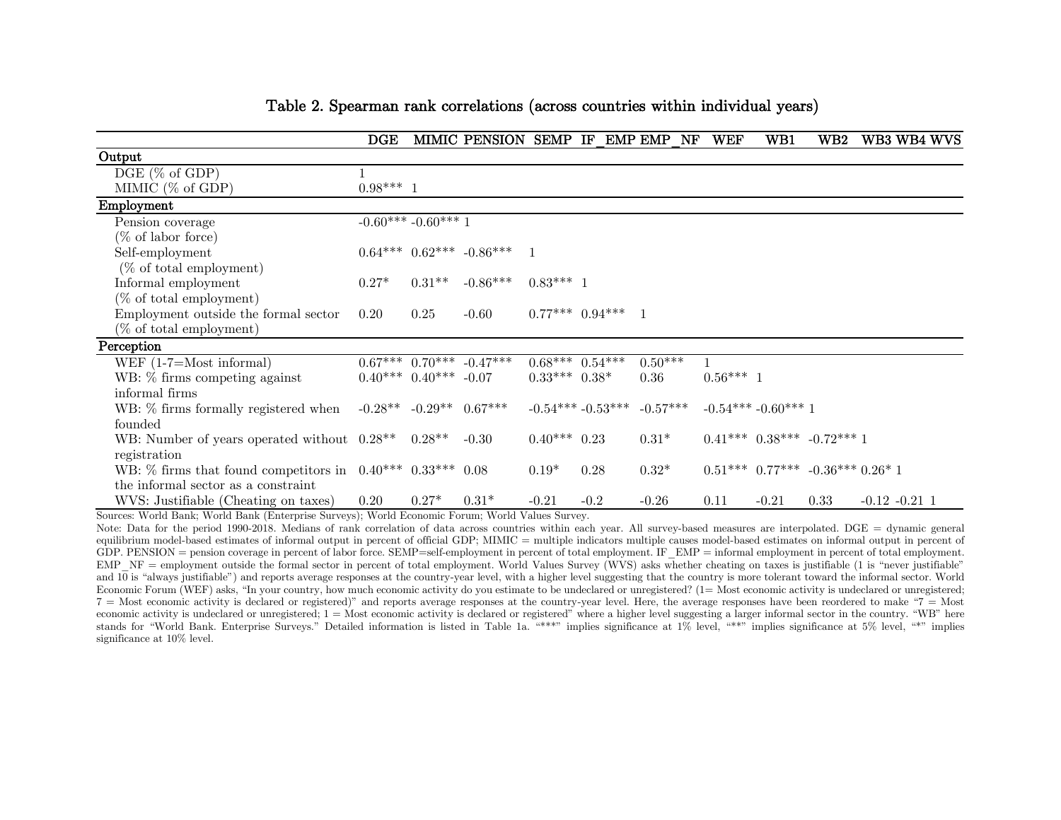## Table 2. Spearman rank correlations (across countries within individual years)

| | DGE | MIMIC | PENSION | SEMP | IF_EMP | EMP_NF | WEF | WB1 | WB2 | WB3 | WB4 | WVS |
|---|---|---|---|---|---|---|---|---|---|---|---|---|
| **Output** | | | | | | | | | | | | |
| DGE (% of GDP) | 1 | | | | | | | | | | | |
| MIMIC (% of GDP) | 0.98*** | 1 | | | | | | | | | | |
| **Employment** | | | | | | | | | | | | |
| Pension coverage (% of labor force) | -0.60*** | -0.60*** | 1 | | | | | | | | | |
| Self-employment (% of total employment) | 0.64*** | 0.62*** | -0.86*** | 1 | | | | | | | | |
| Informal employment (% of total employment) | 0.27* | 0.31** | -0.86*** | 0.83*** | 1 | | | | | | | |
| Employment outside the formal sector (% of total employment) | 0.20 | 0.25 | -0.60 | 0.77*** | 0.94*** | 1 | | | | | | |
| **Perception** | | | | | | | | | | | | |
| WEF (1-7=Most informal) | 0.67*** | 0.70*** | -0.47*** | 0.68*** | 0.54*** | 0.50*** | 1 | | | | | |
| WB: % firms competing against informal firms | 0.40*** | 0.40*** | -0.07 | 0.33*** | 0.38* | 0.36 | 0.56*** | 1 | | | | |
| WB: % firms formally registered when founded | -0.28** | -0.29** | 0.67*** | -0.54*** | -0.53*** | -0.57*** | -0.54*** | -0.60*** | 1 | | | |
| WB: Number of years operated without registration | 0.28** | 0.28** | -0.30 | 0.40*** | 0.23 | 0.31* | 0.41*** | 0.38*** | -0.72*** | 1 | | |
| WB: % firms that found competitors in the informal sector as a constraint | 0.40*** | 0.33*** | 0.08 | 0.19* | 0.28 | 0.32* | 0.51*** | 0.77*** | -0.36*** | 0.26* | 1 | |
| WVS: Justifiable (Cheating on taxes) | 0.20 | 0.27* | 0.31* | -0.21 | -0.2 | -0.26 | 0.11 | -0.21 | 0.33 | -0.12 | -0.21 | 1 |

Sources: World Bank; World Bank (Enterprise Surveys); World Economic Forum; World Values Survey.

Note: Data for the period 1990-2018. Medians of rank correlation of data across countries within each year. All survey-based measures are interpolated. DGE = dynamic general equilibrium model-based estimates of informal output in percent of official GDP; MIMIC = multiple indicators multiple causes model-based estimates on informal output in percent of GDP. PENSION = pension coverage in percent of labor force. SEMP=self-employment in percent of total employment. IF_EMP = informal employment in percent of total employment. EMP_NF = employment outside the formal sector in percent of total employment. World Values Survey (WVS) asks whether cheating on taxes is justifiable (1 is "never justifiable" and 10 is "always justifiable") and reports average responses at the country-year level, with a higher level suggesting that the country is more tolerant toward the informal sector. World Economic Forum (WEF) asks, "In your country, how much economic activity do you estimate to be undeclared or unregistered? (1= Most economic activity is undeclared or unregistered; 7 = Most economic activity is declared or registered)" and reports average responses at the country-year level. Here, the average responses have been reordered to make "7 = Most economic activity is undeclared or unregistered; 1 = Most economic activity is declared or registered" where a higher level suggesting a larger informal sector in the country. "WB" here stands for "World Bank. Enterprise Surveys." Detailed information is listed in Table 1a. "***" implies significance at 1% level, "**" implies significance at 5% level, "*" implies significance at 10% level.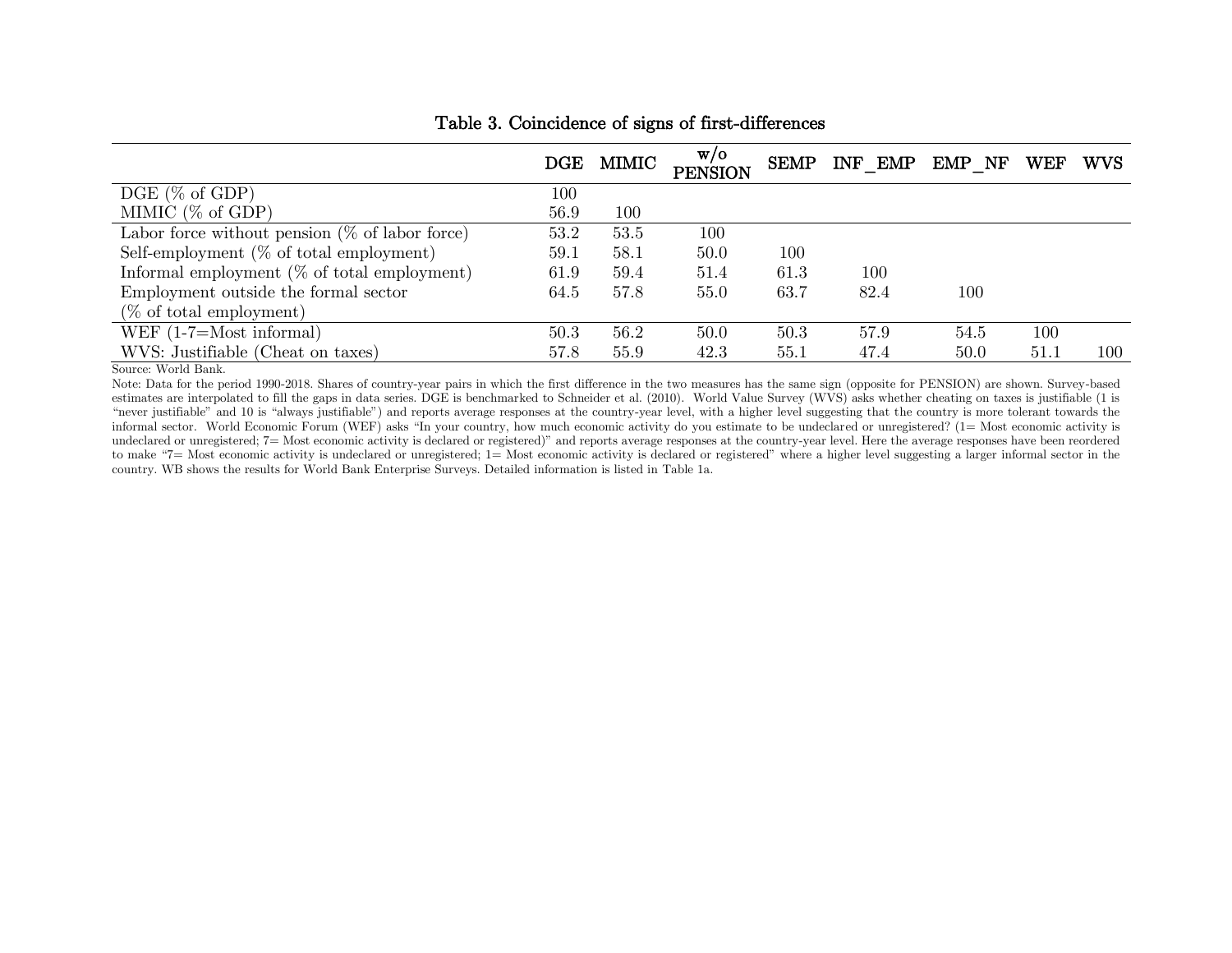## Table 3. Coincidence of signs of first-differences

| | DGE | MIMIC | w/o PENSION | SEMP | INF_EMP | EMP_NF | WEF | WVS |
|---|---|---|---|---|---|---|---|---|
| DGE (% of GDP) | 100 | | | | | | | |
| MIMIC (% of GDP) | 56.9 | 100 | | | | | | |
| Labor force without pension (% of labor force) | 53.2 | 53.5 | 100 | | | | | |
| Self-employment (% of total employment) | 59.1 | 58.1 | 50.0 | 100 | | | | |
| Informal employment (% of total employment) | 61.9 | 59.4 | 51.4 | 61.3 | 100 | | | |
| Employment outside the formal sector (% of total employment) | 64.5 | 57.8 | 55.0 | 63.7 | 82.4 | 100 | | |
| WEF (1-7=Most informal) | 50.3 | 56.2 | 50.0 | 50.3 | 57.9 | 54.5 | 100 | |
| WVS: Justifiable (Cheat on taxes) | 57.8 | 55.9 | 42.3 | 55.1 | 47.4 | 50.0 | 51.1 | 100 |

Source: World Bank.

Note: Data for the period 1990-2018. Shares of country-year pairs in which the first difference in the two measures has the same sign (opposite for PENSION) are shown. Survey-based estimates are interpolated to fill the gaps in data series. DGE is benchmarked to Schneider et al. (2010). World Value Survey (WVS) asks whether cheating on taxes is justifiable (1 is "never justifiable" and 10 is "always justifiable") and reports average responses at the country-year level, with a higher level suggesting that the country is more tolerant towards the informal sector. World Economic Forum (WEF) asks "In your country, how much economic activity do you estimate to be undeclared or unregistered? (1= Most economic activity is undeclared or unregistered; 7= Most economic activity is declared or registered)" and reports average responses at the country-year level. Here the average responses have been reordered to make "7= Most economic activity is undeclared or unregistered; 1= Most economic activity is declared or registered" where a higher level suggesting a larger informal sector in the country. WB shows the results for World Bank Enterprise Surveys. Detailed information is listed in Table 1a.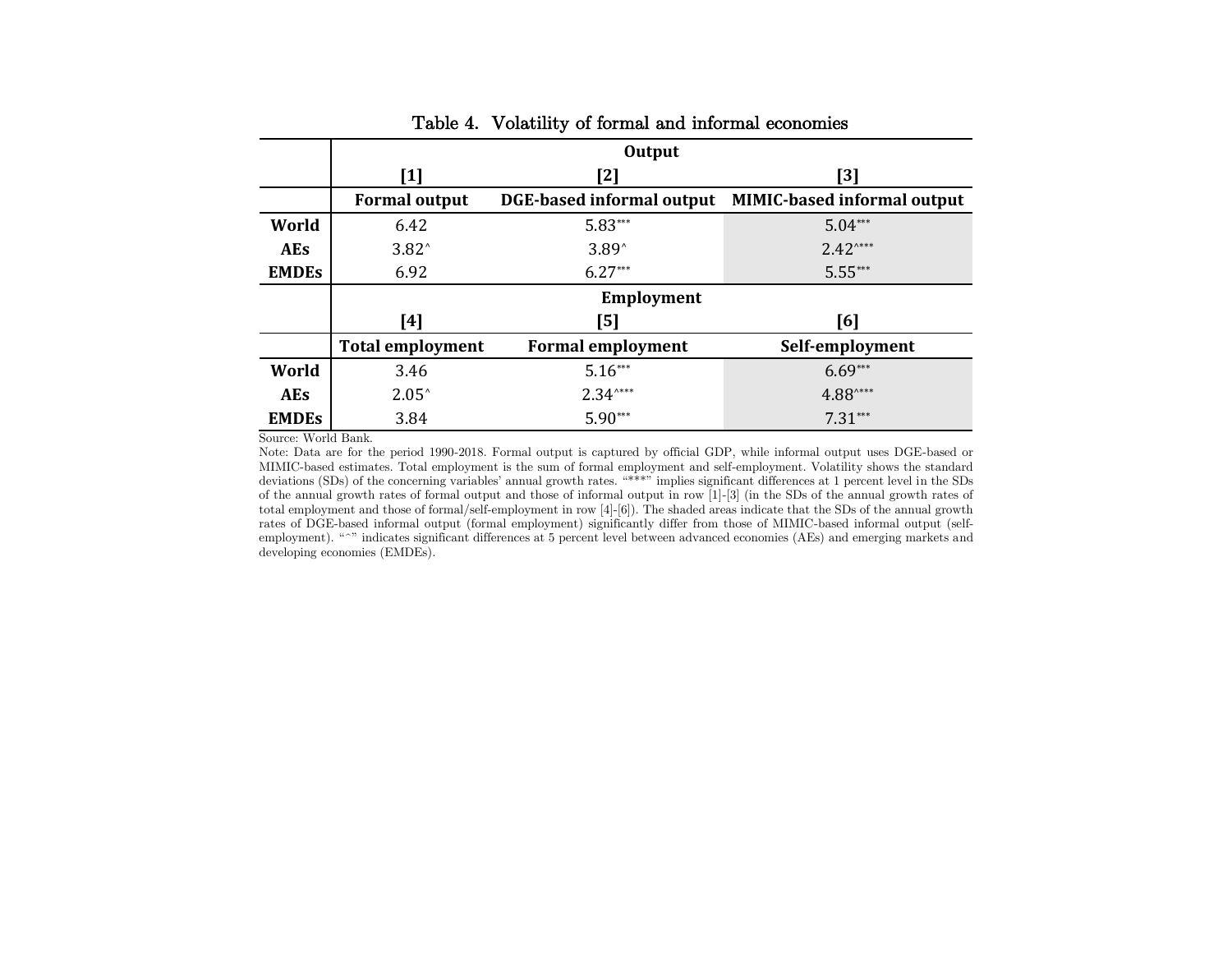Table 4. Volatility of formal and informal economies

| | Output | | |
|---|---|---|---|
| | [1] | [2] | [3] |
| | Formal output | DGE-based informal output | MIMIC-based informal output |
| World | 6.42 | 5.83*** | 5.04*** |
| AEs | 3.82^ | 3.89^ | 2.42^*** |
| EMDEs | 6.92 | 6.27*** | 5.55*** |
| | **Employment** | | |
| | [4] | [5] | [6] |
| | Total employment | Formal employment | Self-employment |
| World | 3.46 | 5.16*** | 6.69*** |
| AEs | 2.05^ | 2.34^*** | 4.88^*** |
| EMDEs | 3.84 | 5.90*** | 7.31*** |

Source: World Bank.

Note: Data are for the period 1990-2018. Formal output is captured by official GDP, while informal output uses DGE-based or MIMIC-based estimates. Total employment is the sum of formal employment and self-employment. Volatility shows the standard deviations (SDs) of the concerning variables' annual growth rates. "***" implies significant differences at 1 percent level in the SDs of the annual growth rates of formal output and those of informal output in row [1]-[3] (in the SDs of the annual growth rates of total employment and those of formal/self-employment in row [4]-[6]). The shaded areas indicate that the SDs of the annual growth rates of DGE-based informal output (formal employment) significantly differ from those of MIMIC-based informal output (self-employment). "^" indicates significant differences at 5 percent level between advanced economies (AEs) and emerging markets and developing economies (EMDEs).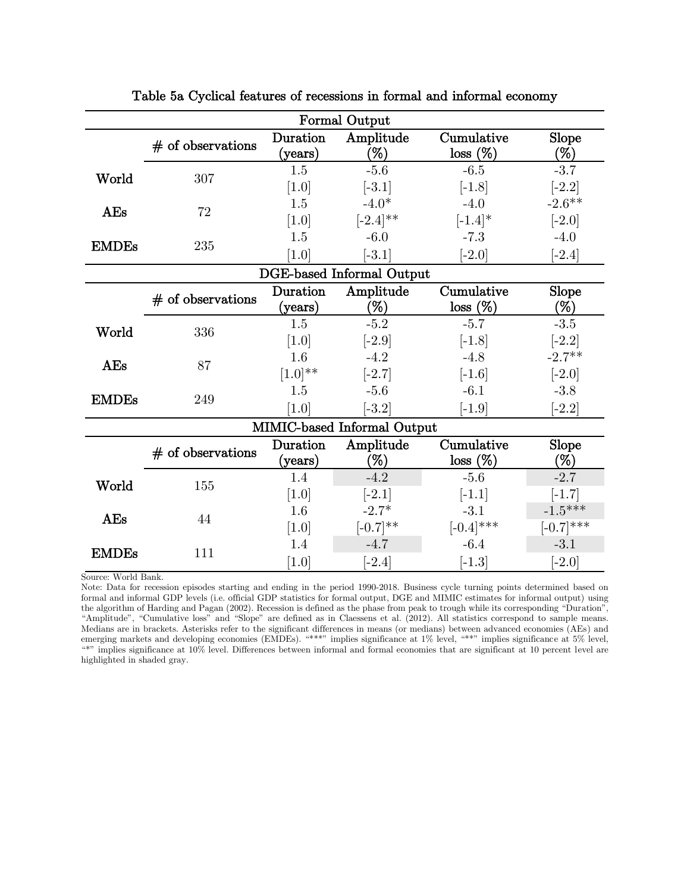**Table 5a Cyclical features of recessions in formal and informal economy**

| | # of observations | Duration (years) | Amplitude (%) | Cumulative loss (%) | Slope (%) |
|---|---|---|---|---|---|
| **Formal Output** | | | | | |
| World | 307 | 1.5 | -5.6 | -6.5 | -3.7 |
| | | [1.0] | [-3.1] | [-1.8] | [-2.2] |
| AEs | 72 | 1.5 | -4.0* | -4.0 | -2.6** |
| | | [1.0] | [-2.4]** | [-1.4]* | [-2.0] |
| EMDEs | 235 | 1.5 | -6.0 | -7.3 | -4.0 |
| | | [1.0] | [-3.1] | [-2.0] | [-2.4] |
| **DGE-based Informal Output** | | | | | |
| World | 336 | 1.5 | -5.2 | -5.7 | -3.5 |
| | | [1.0] | [-2.9] | [-1.8] | [-2.2] |
| AEs | 87 | 1.6 | -4.2 | -4.8 | -2.7** |
| | | [1.0]** | [-2.7] | [-1.6] | [-2.0] |
| EMDEs | 249 | 1.5 | -5.6 | -6.1 | -3.8 |
| | | [1.0] | [-3.2] | [-1.9] | [-2.2] |
| **MIMIC-based Informal Output** | | | | | |
| World | 155 | 1.4 | -4.2 | -5.6 | -2.7 |
| | | [1.0] | [-2.1] | [-1.1] | [-1.7] |
| AEs | 44 | 1.6 | -2.7* | -3.1 | -1.5*** |
| | | [1.0] | [-0.7]** | [-0.4]*** | [-0.7]*** |
| EMDEs | 111 | 1.4 | -4.7 | -6.4 | -3.1 |
| | | [1.0] | [-2.4] | [-1.3] | [-2.0] |

Source: World Bank.

Note: Data for recession episodes starting and ending in the period 1990-2018. Business cycle turning points determined based on formal and informal GDP levels (i.e. official GDP statistics for formal output, DGE and MIMIC estimates for informal output) using the algorithm of Harding and Pagan (2002). Recession is defined as the phase from peak to trough while its corresponding "Duration", "Amplitude", "Cumulative loss" and "Slope" are defined as in Claessens et al. (2012). All statistics correspond to sample means. Medians are in brackets. Asterisks refer to the significant differences in means (or medians) between advanced economies (AEs) and emerging markets and developing economies (EMDEs). "***" implies significance at 1% level, "**" implies significance at 5% level, "*" implies significance at 10% level. Differences between informal and formal economies that are significant at 10 percent level are highlighted in shaded gray.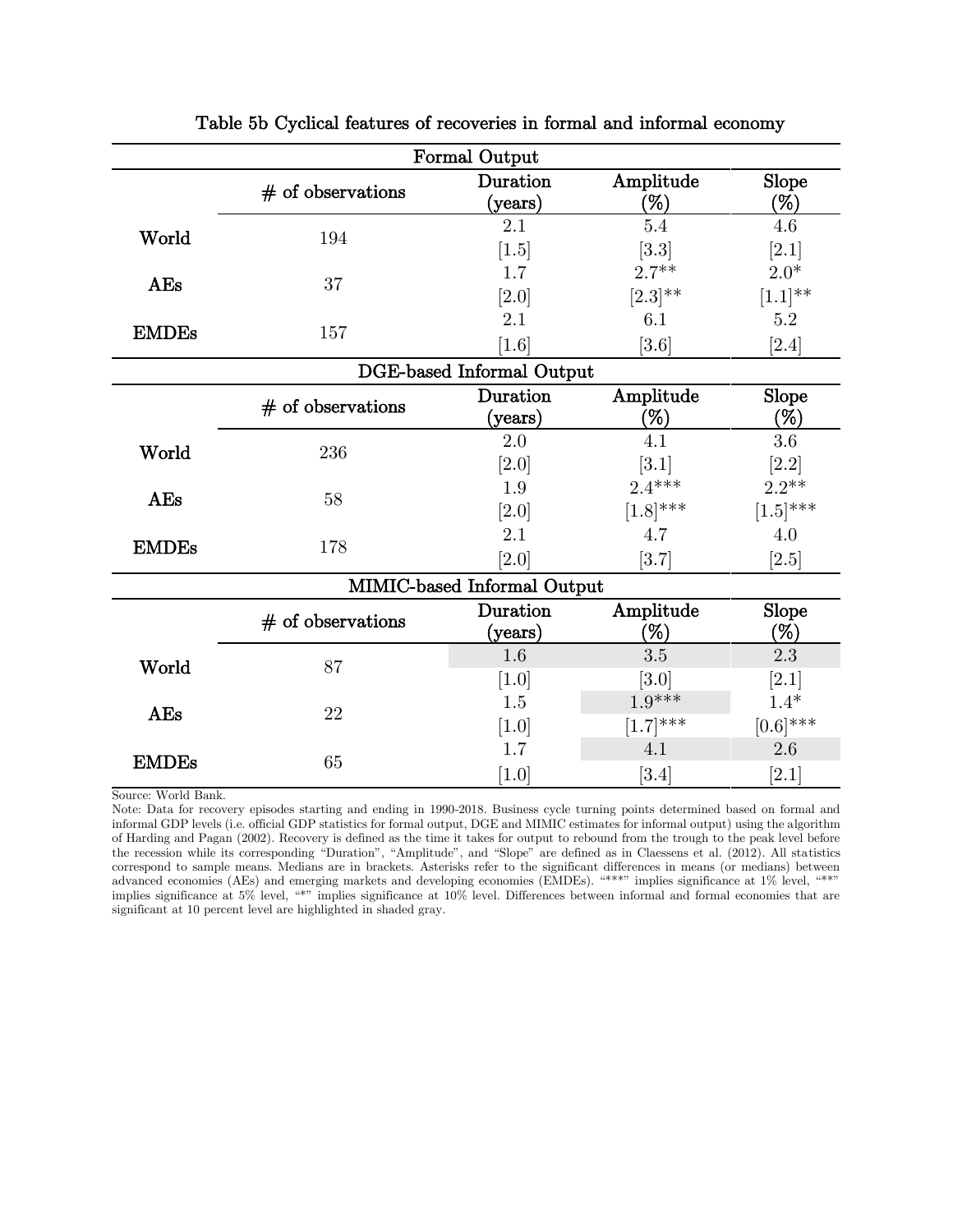## Table 5b Cyclical features of recoveries in formal and informal economy

| | # of observations | Duration (years) | Amplitude (%) | Slope (%) |
|---|---|---|---|---|
| **Formal Output** | | | | |
| **World** | 194 | 2.1 | 5.4 | 4.6 |
| | | [1.5] | [3.3] | [2.1] |
| **AEs** | 37 | 1.7 | 2.7** | 2.0* |
| | | [2.0] | [2.3]** | [1.1]** |
| **EMDEs** | 157 | 2.1 | 6.1 | 5.2 |
| | | [1.6] | [3.6] | [2.4] |
| **DGE-based Informal Output** | | | | |
| **World** | 236 | 2.0 | 4.1 | 3.6 |
| | | [2.0] | [3.1] | [2.2] |
| **AEs** | 58 | 1.9 | 2.4*** | 2.2** |
| | | [2.0] | [1.8]*** | [1.5]*** |
| **EMDEs** | 178 | 2.1 | 4.7 | 4.0 |
| | | [2.0] | [3.7] | [2.5] |
| **MIMIC-based Informal Output** | | | | |
| **World** | 87 | 1.6 | 3.5 | 2.3 |
| | | [1.0] | [3.0] | [2.1] |
| **AEs** | 22 | 1.5 | 1.9*** | 1.4* |
| | | [1.0] | [1.7]*** | [0.6]*** |
| **EMDEs** | 65 | 1.7 | 4.1 | 2.6 |
| | | [1.0] | [3.4] | [2.1] |

Source: World Bank.

Note: Data for recovery episodes starting and ending in 1990-2018. Business cycle turning points determined based on formal and informal GDP levels (i.e. official GDP statistics for formal output, DGE and MIMIC estimates for informal output) using the algorithm of Harding and Pagan (2002). Recovery is defined as the time it takes for output to rebound from the trough to the peak level before the recession while its corresponding "Duration", "Amplitude", and "Slope" are defined as in Claessens et al. (2012). All statistics correspond to sample means. Medians are in brackets. Asterisks refer to the significant differences in means (or medians) between advanced economies (AEs) and emerging markets and developing economies (EMDEs). "***" implies significance at 1% level, "**" implies significance at 5% level, "*" implies significance at 10% level. Differences between informal and formal economies that are significant at 10 percent level are highlighted in shaded gray.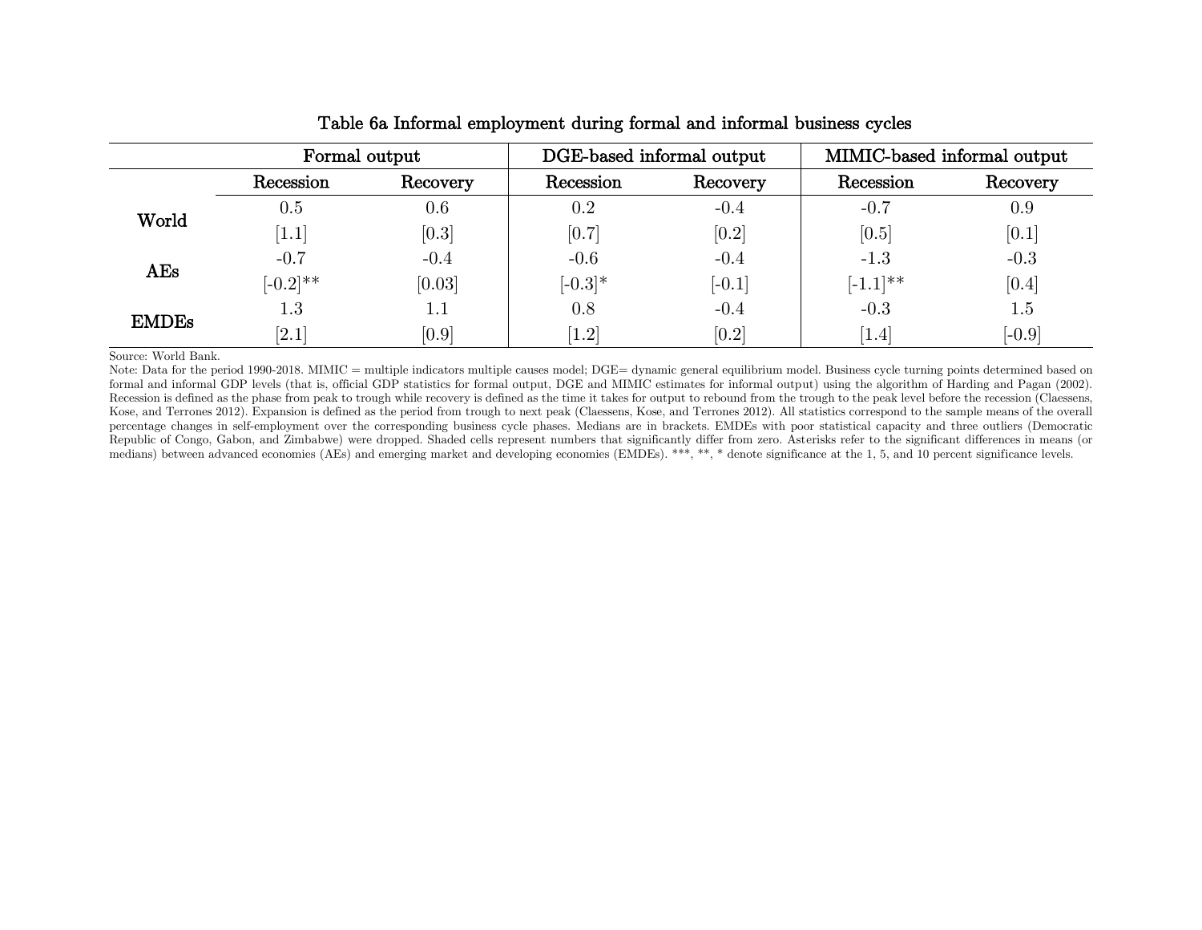# Table 6a Informal employment during formal and informal business cycles

| | Formal output | | DGE-based informal output | | MIMIC-based informal output | |
|---|---|---|---|---|---|---|
| | Recession | Recovery | Recession | Recovery | Recession | Recovery |
| **World** | 0.5 | 0.6 | 0.2 | -0.4 | -0.7 | 0.9 |
| | [1.1] | [0.3] | [0.7] | [0.2] | [0.5] | [0.1] |
| **AEs** | -0.7 | -0.4 | -0.6 | -0.4 | -1.3 | -0.3 |
| | [-0.2]** | [0.03] | [-0.3]* | [-0.1] | [-1.1]** | [0.4] |
| **EMDEs** | 1.3 | 1.1 | 0.8 | -0.4 | -0.3 | 1.5 |
| | [2.1] | [0.9] | [1.2] | [0.2] | [1.4] | [-0.9] |

Source: World Bank.

Note: Data for the period 1990-2018. MIMIC = multiple indicators multiple causes model; DGE= dynamic general equilibrium model. Business cycle turning points determined based on formal and informal GDP levels (that is, official GDP statistics for formal output, DGE and MIMIC estimates for informal output) using the algorithm of Harding and Pagan (2002). Recession is defined as the phase from peak to trough while recovery is defined as the time it takes for output to rebound from the trough to the peak level before the recession (Claessens, Kose, and Terrones 2012). Expansion is defined as the period from trough to next peak (Claessens, Kose, and Terrones 2012). All statistics correspond to the sample means of the overall percentage changes in self-employment over the corresponding business cycle phases. Medians are in brackets. EMDEs with poor statistical capacity and three outliers (Democratic Republic of Congo, Gabon, and Zimbabwe) were dropped. Shaded cells represent numbers that significantly differ from zero. Asterisks refer to the significant differences in means (or medians) between advanced economies (AEs) and emerging market and developing economies (EMDEs). ***, **, * denote significance at the 1, 5, and 10 percent significance levels.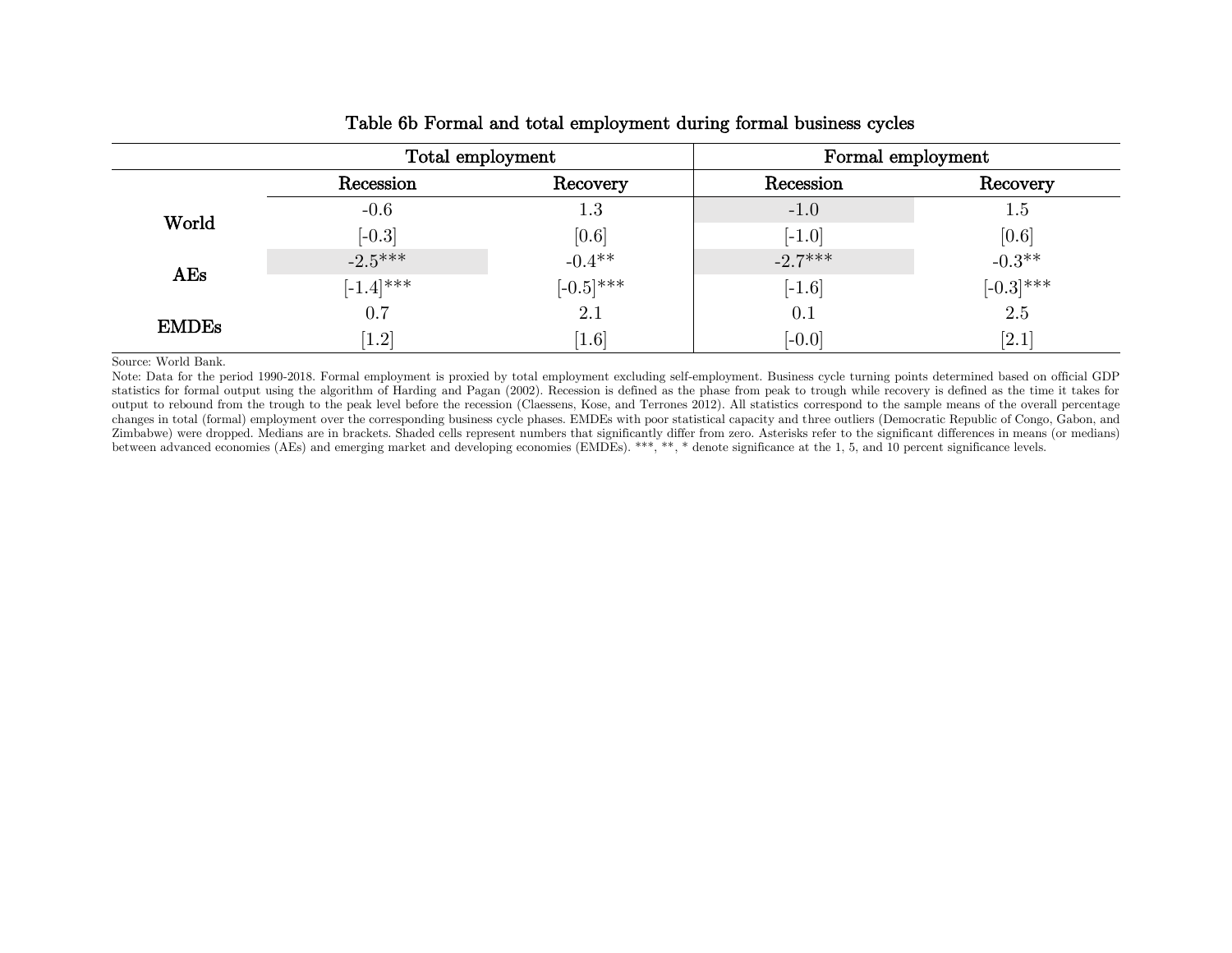**Table 6b Formal and total employment during formal business cycles**

| | Total employment | | Formal employment | |
|---|---|---|---|---|
| | Recession | Recovery | Recession | Recovery |
| World | -0.6 | 1.3 | -1.0 | 1.5 |
| | [-0.3] | [0.6] | [-1.0] | [0.6] |
| AEs | -2.5*** | -0.4** | -2.7*** | -0.3** |
| | [-1.4]*** | [-0.5]*** | [-1.6] | [-0.3]*** |
| EMDEs | 0.7 | 2.1 | 0.1 | 2.5 |
| | [1.2] | [1.6] | [-0.0] | [2.1] |

Source: World Bank.

Note: Data for the period 1990-2018. Formal employment is proxied by total employment excluding self-employment. Business cycle turning points determined based on official GDP statistics for formal output using the algorithm of Harding and Pagan (2002). Recession is defined as the phase from peak to trough while recovery is defined as the time it takes for output to rebound from the trough to the peak level before the recession (Claessens, Kose, and Terrones 2012). All statistics correspond to the sample means of the overall percentage changes in total (formal) employment over the corresponding business cycle phases. EMDEs with poor statistical capacity and three outliers (Democratic Republic of Congo, Gabon, and Zimbabwe) were dropped. Medians are in brackets. Shaded cells represent numbers that significantly differ from zero. Asterisks refer to the significant differences in means (or medians) between advanced economies (AEs) and emerging market and developing economies (EMDEs). ***, **, * denote significance at the 1, 5, and 10 percent significance levels.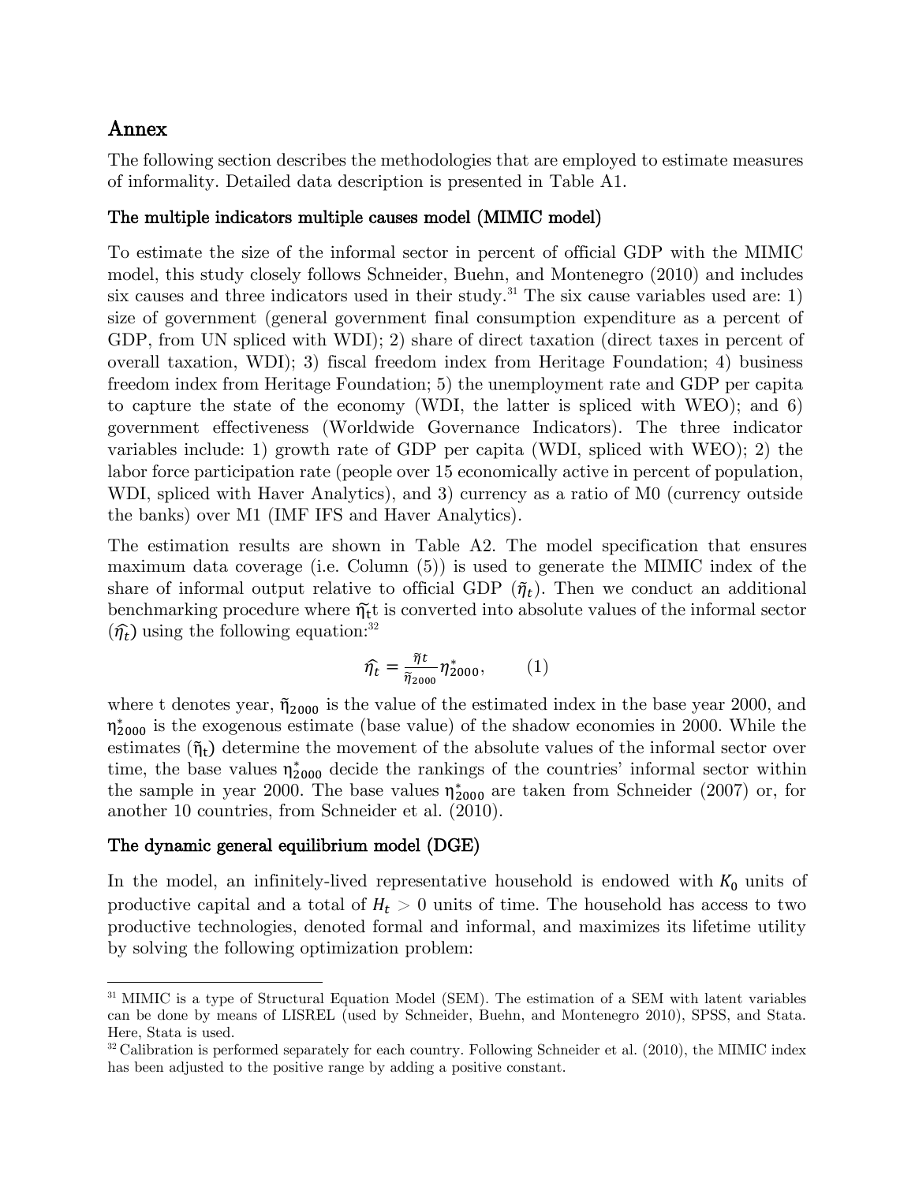## Annex

The following section describes the methodologies that are employed to estimate measures of informality. Detailed data description is presented in Table A1.

### The multiple indicators multiple causes model (MIMIC model)

To estimate the size of the informal sector in percent of official GDP with the MIMIC model, this study closely follows Schneider, Buehn, and Montenegro (2010) and includes six causes and three indicators used in their study.[31] The six cause variables used are: 1) size of government (general government final consumption expenditure as a percent of GDP, from UN spliced with WDI); 2) share of direct taxation (direct taxes in percent of overall taxation, WDI); 3) fiscal freedom index from Heritage Foundation; 4) business freedom index from Heritage Foundation; 5) the unemployment rate and GDP per capita to capture the state of the economy (WDI, the latter is spliced with WEO); and 6) government effectiveness (Worldwide Governance Indicators). The three indicator variables include: 1) growth rate of GDP per capita (WDI, spliced with WEO); 2) the labor force participation rate (people over 15 economically active in percent of population, WDI, spliced with Haver Analytics), and 3) currency as a ratio of M0 (currency outside the banks) over M1 (IMF IFS and Haver Analytics).

The estimation results are shown in Table A2. The model specification that ensures maximum data coverage (i.e. Column (5)) is used to generate the MIMIC index of the share of informal output relative to official GDP ($\tilde{\eta}_t$). Then we conduct an additional benchmarking procedure where $\tilde{\eta}_t$t is converted into absolute values of the informal sector ($\hat{\eta}_t$) using the following equation:[32]

$$\hat{\eta}_t = \frac{\tilde{\eta}t}{\tilde{\eta}_{2000}} \eta^{*}_{2000}, \qquad (1)$$

where t denotes year, $\tilde{\eta}_{2000}$ is the value of the estimated index in the base year 2000, and $\eta^{*}_{2000}$ is the exogenous estimate (base value) of the shadow economies in 2000. While the estimates ($\tilde{\eta}_t$) determine the movement of the absolute values of the informal sector over time, the base values $\eta^{*}_{2000}$ decide the rankings of the countries' informal sector within the sample in year 2000. The base values $\eta^{*}_{2000}$ are taken from Schneider (2007) or, for another 10 countries, from Schneider et al. (2010).

### The dynamic general equilibrium model (DGE)

In the model, an infinitely-lived representative household is endowed with $K_0$ units of productive capital and a total of $H_t > 0$ units of time. The household has access to two productive technologies, denoted formal and informal, and maximizes its lifetime utility by solving the following optimization problem:

---

[31] MIMIC is a type of Structural Equation Model (SEM). The estimation of a SEM with latent variables can be done by means of LISREL (used by Schneider, Buehn, and Montenegro 2010), SPSS, and Stata. Here, Stata is used.

[32] Calibration is performed separately for each country. Following Schneider et al. (2010), the MIMIC index has been adjusted to the positive range by adding a positive constant.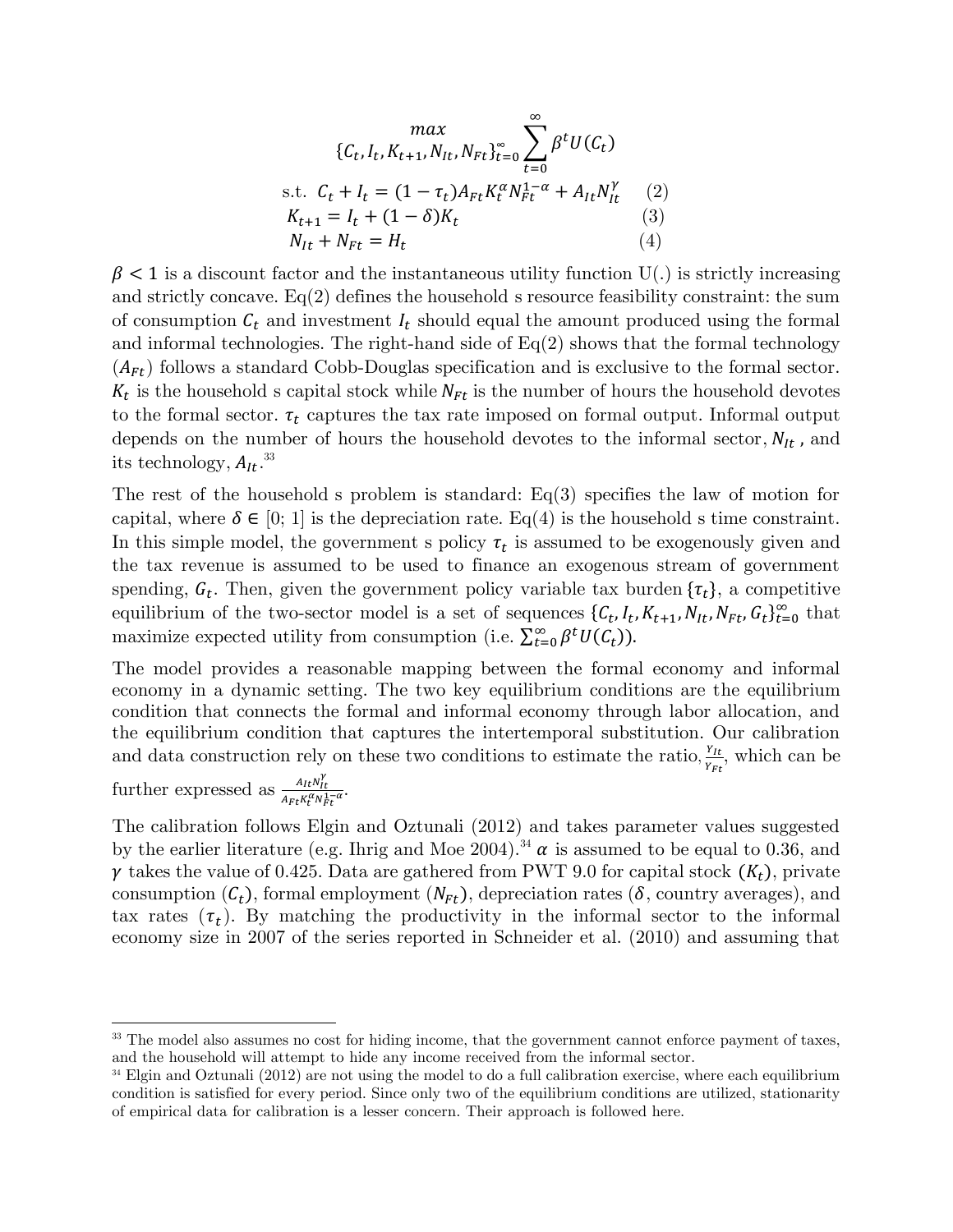$$\max_{\{C_t, I_t, K_{t+1}, N_{It}, N_{Ft}\}_{t=0}^{\infty}} \sum_{t=0}^{\infty} \beta^t U(C_t)$$

$$\text{s.t. } C_t + I_t = (1 - \tau_t) A_{Ft} K_t^{\alpha} N_{Ft}^{1-\alpha} + A_{It} N_{It}^{\gamma} \quad (2)$$

$$K_{t+1} = I_t + (1 - \delta) K_t \quad (3)$$

$$N_{It} + N_{Ft} = H_t \quad (4)$$

$\beta < 1$ is a discount factor and the instantaneous utility function U(.) is strictly increasing and strictly concave. Eq(2) defines the household s resource feasibility constraint: the sum of consumption $C_t$ and investment $I_t$ should equal the amount produced using the formal and informal technologies. The right-hand side of Eq(2) shows that the formal technology ($A_{Ft}$) follows a standard Cobb-Douglas specification and is exclusive to the formal sector. $K_t$ is the household s capital stock while $N_{Ft}$ is the number of hours the household devotes to the formal sector. $\tau_t$ captures the tax rate imposed on formal output. Informal output depends on the number of hours the household devotes to the informal sector, $N_{It}$ , and its technology, $A_{It}$.[33]

The rest of the household s problem is standard: Eq(3) specifies the law of motion for capital, where $\delta \in [0; 1]$ is the depreciation rate. Eq(4) is the household s time constraint. In this simple model, the government s policy $\tau_t$ is assumed to be exogenously given and the tax revenue is assumed to be used to finance an exogenous stream of government spending, $G_t$. Then, given the government policy variable tax burden $\{\tau_t\}$, a competitive equilibrium of the two-sector model is a set of sequences $\{C_t, I_t, K_{t+1}, N_{It}, N_{Ft}, G_t\}_{t=0}^{\infty}$ that maximize expected utility from consumption (i.e. $\sum_{t=0}^{\infty} \beta^t U(C_t)$).

The model provides a reasonable mapping between the formal economy and informal economy in a dynamic setting. The two key equilibrium conditions are the equilibrium condition that connects the formal and informal economy through labor allocation, and the equilibrium condition that captures the intertemporal substitution. Our calibration and data construction rely on these two conditions to estimate the ratio, $\frac{Y_{It}}{Y_{Ft}}$, which can be further expressed as $\frac{A_{It} N_{It}^{\gamma}}{A_{Ft} K_t^{\alpha} N_{Ft}^{1-\alpha}}$.

The calibration follows Elgin and Oztunali (2012) and takes parameter values suggested by the earlier literature (e.g. Ihrig and Moe 2004).[34] $\alpha$ is assumed to be equal to 0.36, and $\gamma$ takes the value of 0.425. Data are gathered from PWT 9.0 for capital stock ($K_t$), private consumption ($C_t$), formal employment ($N_{Ft}$), depreciation rates ($\delta$, country averages), and tax rates ($\tau_t$). By matching the productivity in the informal sector to the informal economy size in 2007 of the series reported in Schneider et al. (2010) and assuming that

---

[33] The model also assumes no cost for hiding income, that the government cannot enforce payment of taxes, and the household will attempt to hide any income received from the informal sector.

[34] Elgin and Oztunali (2012) are not using the model to do a full calibration exercise, where each equilibrium condition is satisfied for every period. Since only two of the equilibrium conditions are utilized, stationarity of empirical data for calibration is a lesser concern. Their approach is followed here.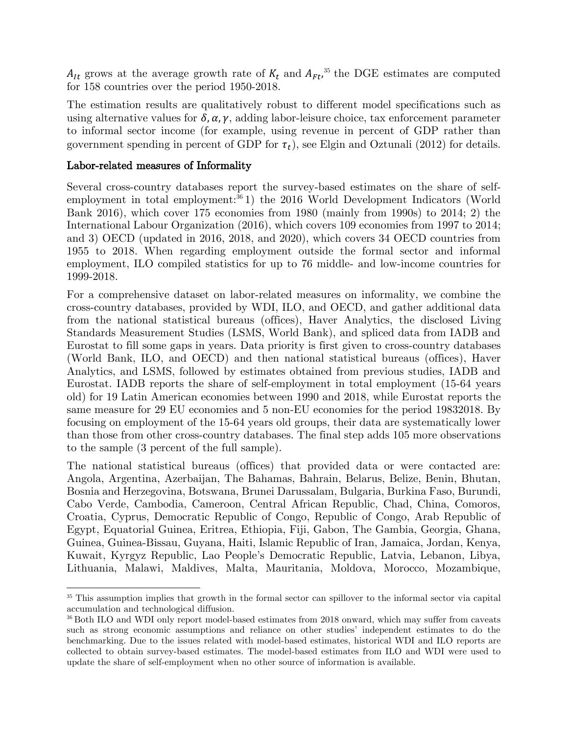$A_{It}$ grows at the average growth rate of $K_t$ and $A_{Ft}$,[35] the DGE estimates are computed for 158 countries over the period 1950-2018.

The estimation results are qualitatively robust to different model specifications such as using alternative values for $\delta, \alpha, \gamma$, adding labor-leisure choice, tax enforcement parameter to informal sector income (for example, using revenue in percent of GDP rather than government spending in percent of GDP for $\tau_t$), see Elgin and Oztunali (2012) for details.

## Labor-related measures of Informality

Several cross-country databases report the survey-based estimates on the share of self-employment in total employment:[36] 1) the 2016 World Development Indicators (World Bank 2016), which cover 175 economies from 1980 (mainly from 1990s) to 2014; 2) the International Labour Organization (2016), which covers 109 economies from 1997 to 2014; and 3) OECD (updated in 2016, 2018, and 2020), which covers 34 OECD countries from 1955 to 2018. When regarding employment outside the formal sector and informal employment, ILO compiled statistics for up to 76 middle- and low-income countries for 1999-2018.

For a comprehensive dataset on labor-related measures on informality, we combine the cross-country databases, provided by WDI, ILO, and OECD, and gather additional data from the national statistical bureaus (offices), Haver Analytics, the disclosed Living Standards Measurement Studies (LSMS, World Bank), and spliced data from IADB and Eurostat to fill some gaps in years. Data priority is first given to cross-country databases (World Bank, ILO, and OECD) and then national statistical bureaus (offices), Haver Analytics, and LSMS, followed by estimates obtained from previous studies, IADB and Eurostat. IADB reports the share of self-employment in total employment (15-64 years old) for 19 Latin American economies between 1990 and 2018, while Eurostat reports the same measure for 29 EU economies and 5 non-EU economies for the period 19832018. By focusing on employment of the 15-64 years old groups, their data are systematically lower than those from other cross-country databases. The final step adds 105 more observations to the sample (3 percent of the full sample).

The national statistical bureaus (offices) that provided data or were contacted are: Angola, Argentina, Azerbaijan, The Bahamas, Bahrain, Belarus, Belize, Benin, Bhutan, Bosnia and Herzegovina, Botswana, Brunei Darussalam, Bulgaria, Burkina Faso, Burundi, Cabo Verde, Cambodia, Cameroon, Central African Republic, Chad, China, Comoros, Croatia, Cyprus, Democratic Republic of Congo, Republic of Congo, Arab Republic of Egypt, Equatorial Guinea, Eritrea, Ethiopia, Fiji, Gabon, The Gambia, Georgia, Ghana, Guinea, Guinea-Bissau, Guyana, Haiti, Islamic Republic of Iran, Jamaica, Jordan, Kenya, Kuwait, Kyrgyz Republic, Lao People's Democratic Republic, Latvia, Lebanon, Libya, Lithuania, Malawi, Maldives, Malta, Mauritania, Moldova, Morocco, Mozambique,

---

[35] This assumption implies that growth in the formal sector can spillover to the informal sector via capital accumulation and technological diffusion.

[36] Both ILO and WDI only report model-based estimates from 2018 onward, which may suffer from caveats such as strong economic assumptions and reliance on other studies' independent estimates to do the benchmarking. Due to the issues related with model-based estimates, historical WDI and ILO reports are collected to obtain survey-based estimates. The model-based estimates from ILO and WDI were used to update the share of self-employment when no other source of information is available.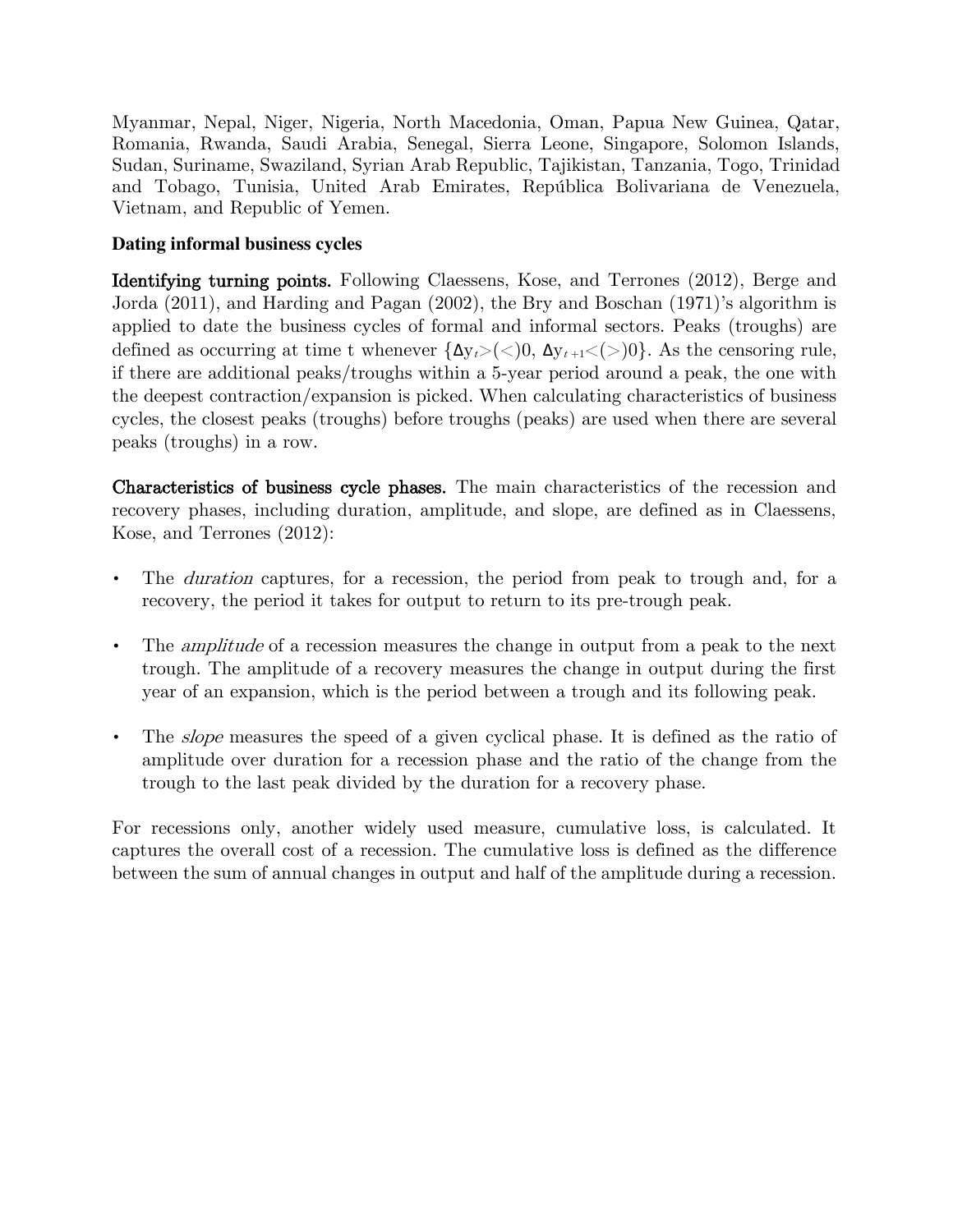Myanmar, Nepal, Niger, Nigeria, North Macedonia, Oman, Papua New Guinea, Qatar, Romania, Rwanda, Saudi Arabia, Senegal, Sierra Leone, Singapore, Solomon Islands, Sudan, Suriname, Swaziland, Syrian Arab Republic, Tajikistan, Tanzania, Togo, Trinidad and Tobago, Tunisia, United Arab Emirates, República Bolivariana de Venezuela, Vietnam, and Republic of Yemen.

**Dating informal business cycles**

**Identifying turning points.** Following Claessens, Kose, and Terrones (2012), Berge and Jorda (2011), and Harding and Pagan (2002), the Bry and Boschan (1971)'s algorithm is applied to date the business cycles of formal and informal sectors. Peaks (troughs) are defined as occurring at time t whenever $\{\Delta y_t > (<) 0, \Delta y_{t+1} < (>) 0\}$. As the censoring rule, if there are additional peaks/troughs within a 5-year period around a peak, the one with the deepest contraction/expansion is picked. When calculating characteristics of business cycles, the closest peaks (troughs) before troughs (peaks) are used when there are several peaks (troughs) in a row.

**Characteristics of business cycle phases.** The main characteristics of the recession and recovery phases, including duration, amplitude, and slope, are defined as in Claessens, Kose, and Terrones (2012):

- The *duration* captures, for a recession, the period from peak to trough and, for a recovery, the period it takes for output to return to its pre-trough peak.
- The *amplitude* of a recession measures the change in output from a peak to the next trough. The amplitude of a recovery measures the change in output during the first year of an expansion, which is the period between a trough and its following peak.
- The *slope* measures the speed of a given cyclical phase. It is defined as the ratio of amplitude over duration for a recession phase and the ratio of the change from the trough to the last peak divided by the duration for a recovery phase.

For recessions only, another widely used measure, cumulative loss, is calculated. It captures the overall cost of a recession. The cumulative loss is defined as the difference between the sum of annual changes in output and half of the amplitude during a recession.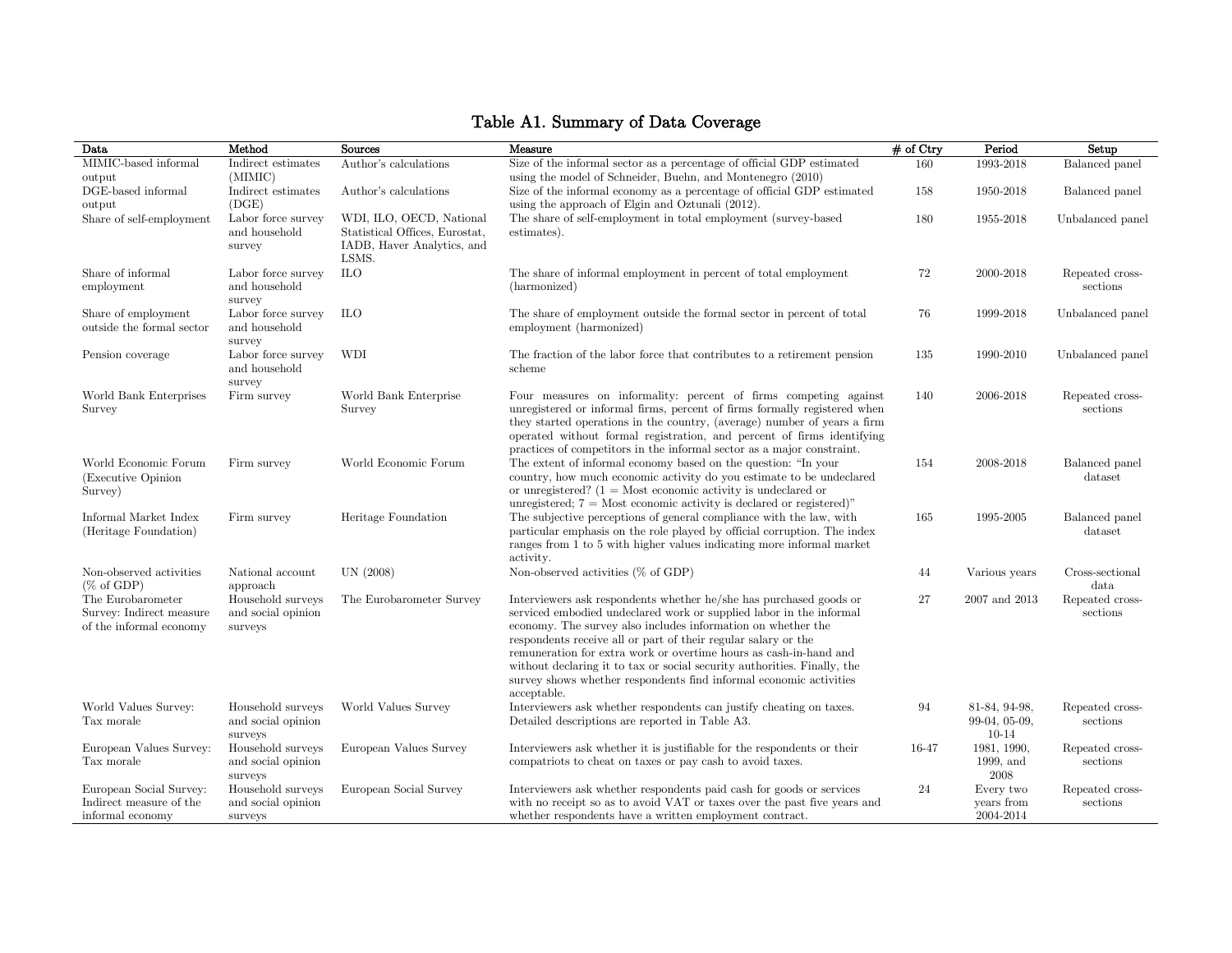# Table A1. Summary of Data Coverage

| Data | Method | Sources | Measure | # of Ctry | Period | Setup |
|---|---|---|---|---|---|---|
| MIMIC-based informal output | Indirect estimates (MIMIC) | Author's calculations | Size of the informal sector as a percentage of official GDP estimated using the model of Schneider, Buehn, and Montenegro (2010) | 160 | 1993-2018 | Balanced panel |
| DGE-based informal output | Indirect estimates (DGE) | Author's calculations | Size of the informal economy as a percentage of official GDP estimated using the approach of Elgin and Oztunali (2012). | 158 | 1950-2018 | Balanced panel |
| Share of self-employment | Labor force survey and household survey | WDI, ILO, OECD, National Statistical Offices, Eurostat, IADB, Haver Analytics, and LSMS. | The share of self-employment in total employment (survey-based estimates). | 180 | 1955-2018 | Unbalanced panel |
| Share of informal employment | Labor force survey and household survey | ILO | The share of informal employment in percent of total employment (harmonized) | 72 | 2000-2018 | Repeated cross-sections |
| Share of employment outside the formal sector | Labor force survey and household survey | ILO | The share of employment outside the formal sector in percent of total employment (harmonized) | 76 | 1999-2018 | Unbalanced panel |
| Pension coverage | Labor force survey and household survey | WDI | The fraction of the labor force that contributes to a retirement pension scheme | 135 | 1990-2010 | Unbalanced panel |
| World Bank Enterprises Survey | Firm survey | World Bank Enterprise Survey | Four measures on informality: percent of firms competing against unregistered or informal firms, percent of firms formally registered when they started operations in the country, (average) number of years a firm operated without formal registration, and percent of firms identifying practices of competitors in the informal sector as a major constraint. | 140 | 2006-2018 | Repeated cross-sections |
| World Economic Forum (Executive Opinion Survey) | Firm survey | World Economic Forum | The extent of informal economy based on the question: "In your country, how much economic activity do you estimate to be undeclared or unregistered? (1 = Most economic activity is undeclared or unregistered; 7 = Most economic activity is declared or registered)" | 154 | 2008-2018 | Balanced panel dataset |
| Informal Market Index (Heritage Foundation) | Firm survey | Heritage Foundation | The subjective perceptions of general compliance with the law, with particular emphasis on the role played by official corruption. The index ranges from 1 to 5 with higher values indicating more informal market activity. | 165 | 1995-2005 | Balanced panel dataset |
| Non-observed activities (% of GDP) | National account approach | UN (2008) | Non-observed activities (% of GDP) | 44 | Various years | Cross-sectional data |
| The Eurobarometer Survey: Indirect measure of the informal economy | Household surveys and social opinion surveys | The Eurobarometer Survey | Interviewers ask respondents whether he/she has purchased goods or serviced embodied undeclared work or supplied labor in the informal economy. The survey also includes information on whether the respondents receive all or part of their regular salary or the remuneration for extra work or overtime hours as cash-in-hand and without declaring it to tax or social security authorities. Finally, the survey shows whether respondents find informal economic activities acceptable. | 27 | 2007 and 2013 | Repeated cross-sections |
| World Values Survey: Tax morale | Household surveys and social opinion surveys | World Values Survey | Interviewers ask whether respondents can justify cheating on taxes. Detailed descriptions are reported in Table A3. | 94 | 81-84, 94-98, 99-04, 05-09, 10-14 | Repeated cross-sections |
| European Values Survey: Tax morale | Household surveys and social opinion surveys | European Values Survey | Interviewers ask whether it is justifiable for the respondents or their compatriots to cheat on taxes or pay cash to avoid taxes. | 16-47 | 1981, 1990, 1999, and 2008 | Repeated cross-sections |
| European Social Survey: Indirect measure of the informal economy | Household surveys and social opinion surveys | European Social Survey | Interviewers ask whether respondents paid cash for goods or services with no receipt so as to avoid VAT or taxes over the past five years and whether respondents have a written employment contract. | 24 | Every two years from 2004-2014 | Repeated cross-sections |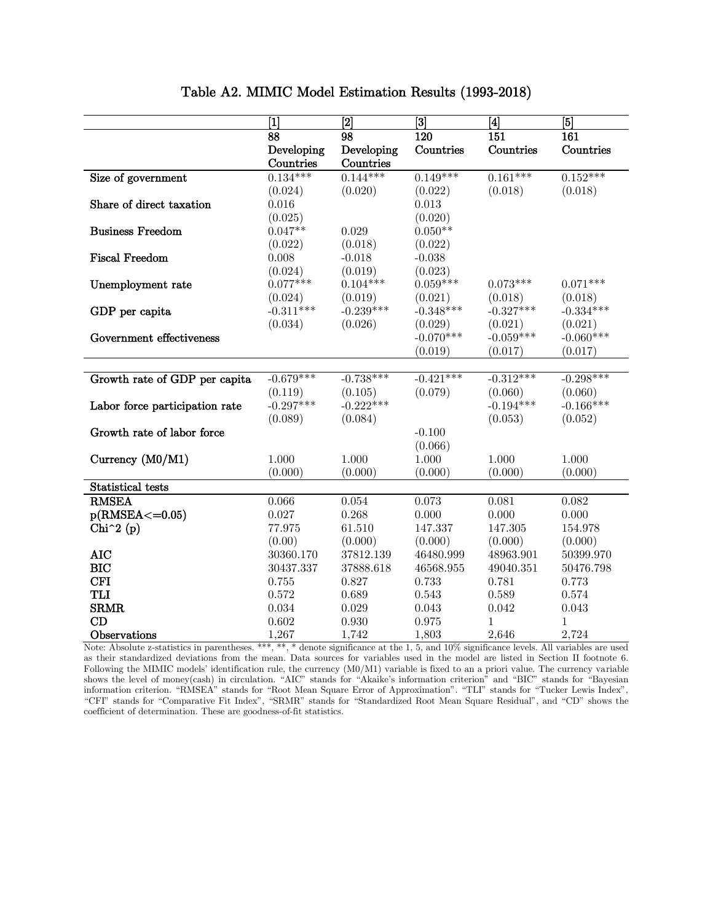# Table A2. MIMIC Model Estimation Results (1993-2018)

| | [1] | [2] | [3] | [4] | [5] |
|---|---|---|---|---|---|
| | 88 Developing Countries | 98 Developing Countries | 120 Countries | 151 Countries | 161 Countries |
| Size of government | 0.134*** | 0.144*** | 0.149*** | 0.161*** | 0.152*** |
| | (0.024) | (0.020) | (0.022) | (0.018) | (0.018) |
| Share of direct taxation | 0.016 | | 0.013 | | |
| | (0.025) | | (0.020) | | |
| Business Freedom | 0.047** | 0.029 | 0.050** | | |
| | (0.022) | (0.018) | (0.022) | | |
| Fiscal Freedom | 0.008 | -0.018 | -0.038 | | |
| | (0.024) | (0.019) | (0.023) | | |
| Unemployment rate | 0.077*** | 0.104*** | 0.059*** | 0.073*** | 0.071*** |
| | (0.024) | (0.019) | (0.021) | (0.018) | (0.018) |
| GDP per capita | -0.311*** | -0.239*** | -0.348*** | -0.327*** | -0.334*** |
| | (0.034) | (0.026) | (0.029) | (0.021) | (0.021) |
| Government effectiveness | | | -0.070*** | -0.059*** | -0.060*** |
| | | | (0.019) | (0.017) | (0.017) |
| Growth rate of GDP per capita | -0.679*** | -0.738*** | -0.421*** | -0.312*** | -0.298*** |
| | (0.119) | (0.105) | (0.079) | (0.060) | (0.060) |
| Labor force participation rate | -0.297*** | -0.222*** | | -0.194*** | -0.166*** |
| | (0.089) | (0.084) | | (0.053) | (0.052) |
| Growth rate of labor force | | | -0.100 | | |
| | | | (0.066) | | |
| Currency (M0/M1) | 1.000 | 1.000 | 1.000 | 1.000 | 1.000 |
| | (0.000) | (0.000) | (0.000) | (0.000) | (0.000) |
| **Statistical tests** | | | | | |
| RMSEA | 0.066 | 0.054 | 0.073 | 0.081 | 0.082 |
| p(RMSEA<=0.05) | 0.027 | 0.268 | 0.000 | 0.000 | 0.000 |
| Chi^2 (p) | 77.975 | 61.510 | 147.337 | 147.305 | 154.978 |
| | (0.00) | (0.000) | (0.000) | (0.000) | (0.000) |
| AIC | 30360.170 | 37812.139 | 46480.999 | 48963.901 | 50399.970 |
| BIC | 30437.337 | 37888.618 | 46568.955 | 49040.351 | 50476.798 |
| CFI | 0.755 | 0.827 | 0.733 | 0.781 | 0.773 |
| TLI | 0.572 | 0.689 | 0.543 | 0.589 | 0.574 |
| SRMR | 0.034 | 0.029 | 0.043 | 0.042 | 0.043 |
| CD | 0.602 | 0.930 | 0.975 | 1 | 1 |
| Observations | 1,267 | 1,742 | 1,803 | 2,646 | 2,724 |

Note: Absolute z-statistics in parentheses. ***, **, * denote significance at the 1, 5, and 10% significance levels. All variables are used as their standardized deviations from the mean. Data sources for variables used in the model are listed in Section II footnote 6. Following the MIMIC models' identification rule, the currency (M0/M1) variable is fixed to an a priori value. The currency variable shows the level of money(cash) in circulation. "AIC" stands for "Akaike's information criterion" and "BIC" stands for "Bayesian information criterion. "RMSEA" stands for "Root Mean Square Error of Approximation". "TLI" stands for "Tucker Lewis Index", "CFI" stands for "Comparative Fit Index", "SRMR" stands for "Standardized Root Mean Square Residual", and "CD" shows the coefficient of determination. These are goodness-of-fit statistics.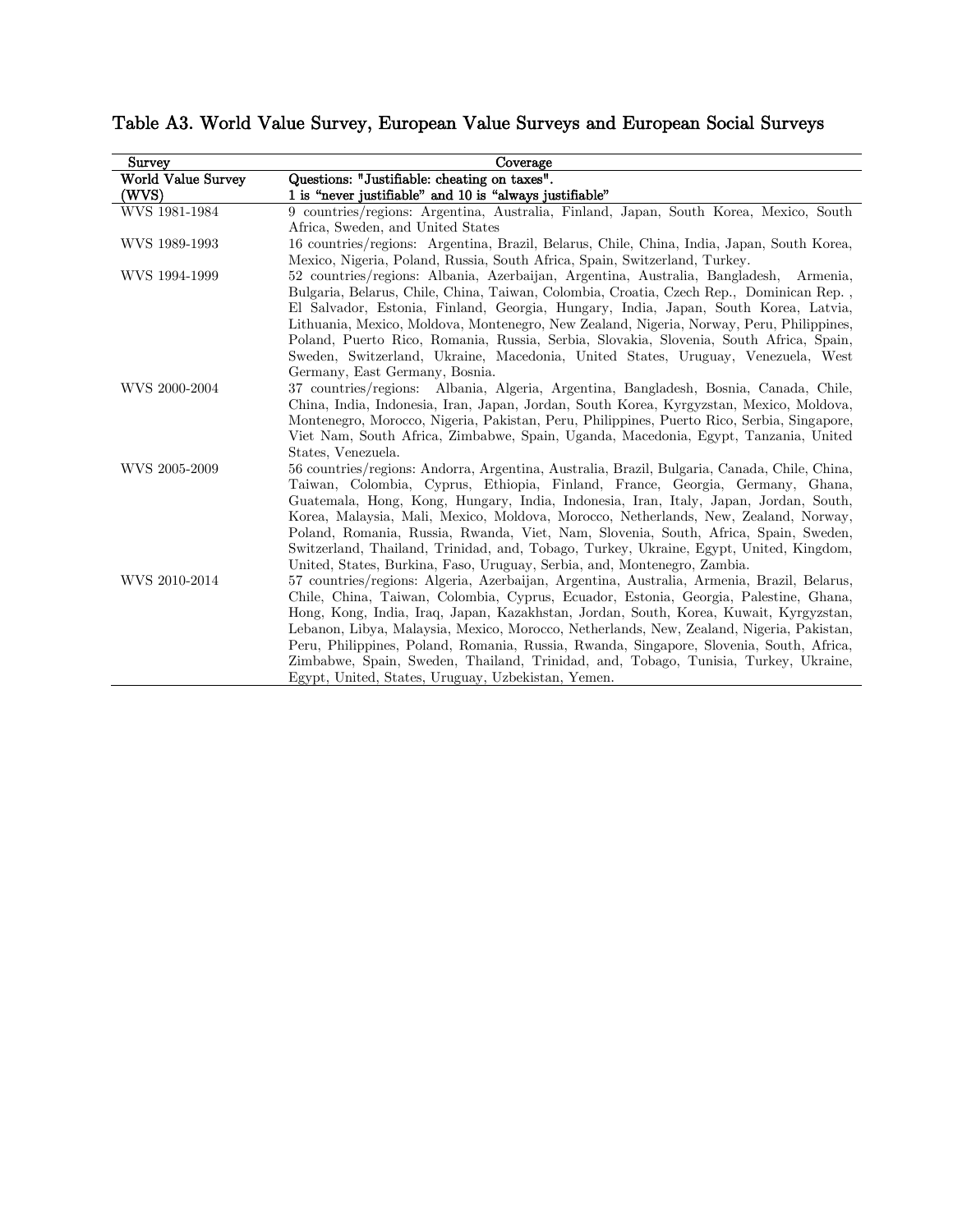## Table A3. World Value Survey, European Value Surveys and European Social Surveys

| Survey | Coverage |
|---|---|
| **World Value Survey (WVS)** | **Questions: "Justifiable: cheating on taxes". 1 is "never justifiable" and 10 is "always justifiable"** |
| WVS 1981-1984 | 9 countries/regions: Argentina, Australia, Finland, Japan, South Korea, Mexico, South Africa, Sweden, and United States |
| WVS 1989-1993 | 16 countries/regions: Argentina, Brazil, Belarus, Chile, China, India, Japan, South Korea, Mexico, Nigeria, Poland, Russia, South Africa, Spain, Switzerland, Turkey. |
| WVS 1994-1999 | 52 countries/regions: Albania, Azerbaijan, Argentina, Australia, Bangladesh, Armenia, Bulgaria, Belarus, Chile, China, Taiwan, Colombia, Croatia, Czech Rep., Dominican Rep. , El Salvador, Estonia, Finland, Georgia, Hungary, India, Japan, South Korea, Latvia, Lithuania, Mexico, Moldova, Montenegro, New Zealand, Nigeria, Norway, Peru, Philippines, Poland, Puerto Rico, Romania, Russia, Serbia, Slovakia, Slovenia, South Africa, Spain, Sweden, Switzerland, Ukraine, Macedonia, United States, Uruguay, Venezuela, West Germany, East Germany, Bosnia. |
| WVS 2000-2004 | 37 countries/regions: Albania, Algeria, Argentina, Bangladesh, Bosnia, Canada, Chile, China, India, Indonesia, Iran, Japan, Jordan, South Korea, Kyrgyzstan, Mexico, Moldova, Montenegro, Morocco, Nigeria, Pakistan, Peru, Philippines, Puerto Rico, Serbia, Singapore, Viet Nam, South Africa, Zimbabwe, Spain, Uganda, Macedonia, Egypt, Tanzania, United States, Venezuela. |
| WVS 2005-2009 | 56 countries/regions: Andorra, Argentina, Australia, Brazil, Bulgaria, Canada, Chile, China, Taiwan, Colombia, Cyprus, Ethiopia, Finland, France, Georgia, Germany, Ghana, Guatemala, Hong, Kong, Hungary, India, Indonesia, Iran, Italy, Japan, Jordan, South, Korea, Malaysia, Mali, Mexico, Moldova, Morocco, Netherlands, New, Zealand, Norway, Poland, Romania, Russia, Rwanda, Viet, Nam, Slovenia, South, Africa, Spain, Sweden, Switzerland, Thailand, Trinidad, and, Tobago, Turkey, Ukraine, Egypt, United, Kingdom, United, States, Burkina, Faso, Uruguay, Serbia, and, Montenegro, Zambia. |
| WVS 2010-2014 | 57 countries/regions: Algeria, Azerbaijan, Argentina, Australia, Armenia, Brazil, Belarus, Chile, China, Taiwan, Colombia, Cyprus, Ecuador, Estonia, Georgia, Palestine, Ghana, Hong, Kong, India, Iraq, Japan, Kazakhstan, Jordan, South, Korea, Kuwait, Kyrgyzstan, Lebanon, Libya, Malaysia, Mexico, Morocco, Netherlands, New, Zealand, Nigeria, Pakistan, Peru, Philippines, Poland, Romania, Russia, Rwanda, Singapore, Slovenia, South, Africa, Zimbabwe, Spain, Sweden, Thailand, Trinidad, and, Tobago, Tunisia, Turkey, Ukraine, Egypt, United, States, Uruguay, Uzbekistan, Yemen. |